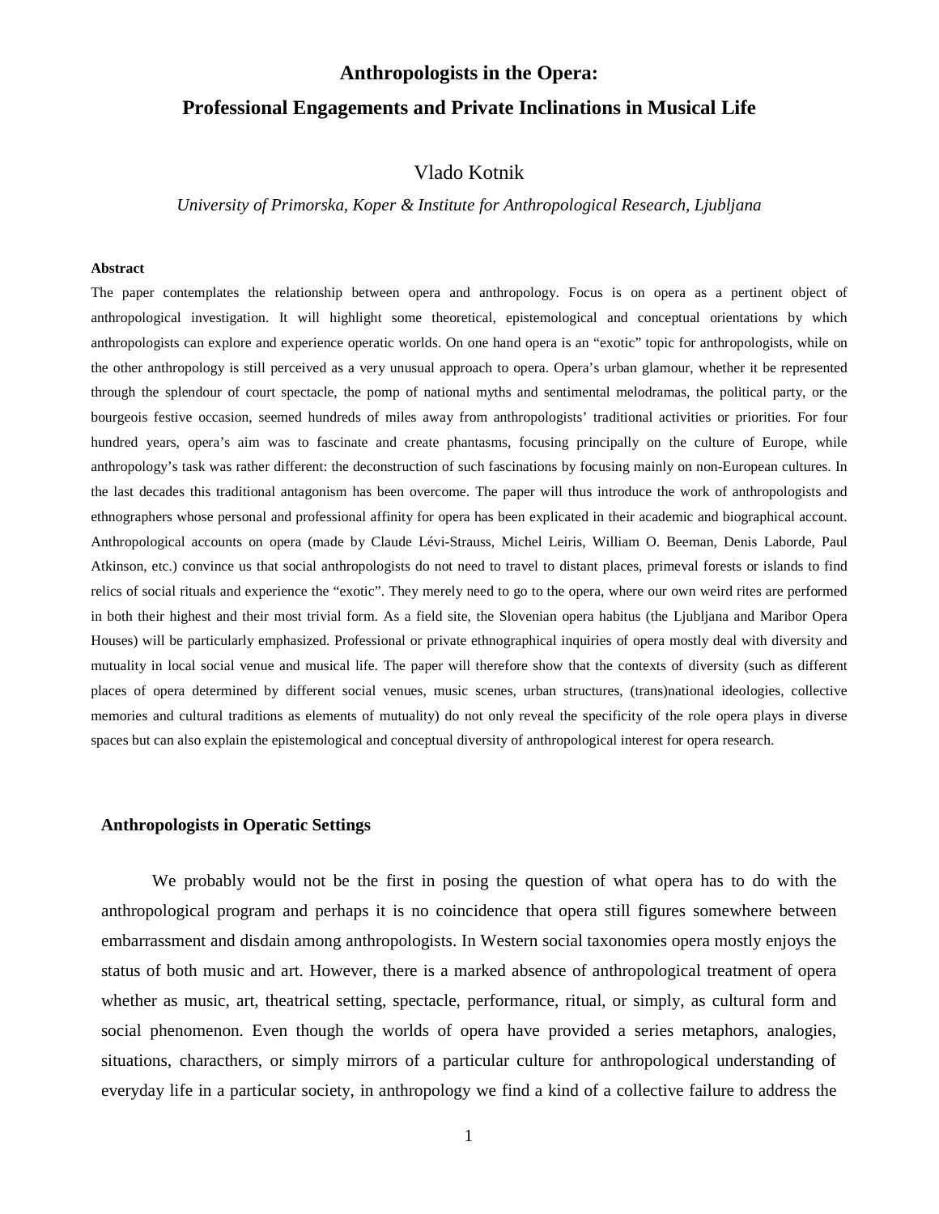# Anthropologists in the Opera:

# Professional Engagements and Private Inclinations in Musical Life

Vlado Kotnik

*University of Primorska, Koper & Institute for Anthropological Research, Ljubljana*

**Abstract**

The paper contemplates the relationship between opera and anthropology. Focus is on opera as a pertinent object of anthropological investigation. It will highlight some theoretical, epistemological and conceptual orientations by which anthropologists can explore and experience operatic worlds. On one hand opera is an "exotic" topic for anthropologists, while on the other anthropology is still perceived as a very unusual approach to opera. Opera's urban glamour, whether it be represented through the splendour of court spectacle, the pomp of national myths and sentimental melodramas, the political party, or the bourgeois festive occasion, seemed hundreds of miles away from anthropologists' traditional activities or priorities. For four hundred years, opera's aim was to fascinate and create phantasms, focusing principally on the culture of Europe, while anthropology's task was rather different: the deconstruction of such fascinations by focusing mainly on non-European cultures. In the last decades this traditional antagonism has been overcome. The paper will thus introduce the work of anthropologists and ethnographers whose personal and professional affinity for opera has been explicated in their academic and biographical account. Anthropological accounts on opera (made by Claude Lévi-Strauss, Michel Leiris, William O. Beeman, Denis Laborde, Paul Atkinson, etc.) convince us that social anthropologists do not need to travel to distant places, primeval forests or islands to find relics of social rituals and experience the "exotic". They merely need to go to the opera, where our own weird rites are performed in both their highest and their most trivial form. As a field site, the Slovenian opera habitus (the Ljubljana and Maribor Opera Houses) will be particularly emphasized. Professional or private ethnographical inquiries of opera mostly deal with diversity and mutuality in local social venue and musical life. The paper will therefore show that the contexts of diversity (such as different places of opera determined by different social venues, music scenes, urban structures, (trans)national ideologies, collective memories and cultural traditions as elements of mutuality) do not only reveal the specificity of the role opera plays in diverse spaces but can also explain the epistemological and conceptual diversity of anthropological interest for opera research.

## Anthropologists in Operatic Settings

We probably would not be the first in posing the question of what opera has to do with the anthropological program and perhaps it is no coincidence that opera still figures somewhere between embarrassment and disdain among anthropologists. In Western social taxonomies opera mostly enjoys the status of both music and art. However, there is a marked absence of anthropological treatment of opera whether as music, art, theatrical setting, spectacle, performance, ritual, or simply, as cultural form and social phenomenon. Even though the worlds of opera have provided a series metaphors, analogies, situations, characthers, or simply mirrors of a particular culture for anthropological understanding of everyday life in a particular society, in anthropology we find a kind of a collective failure to address the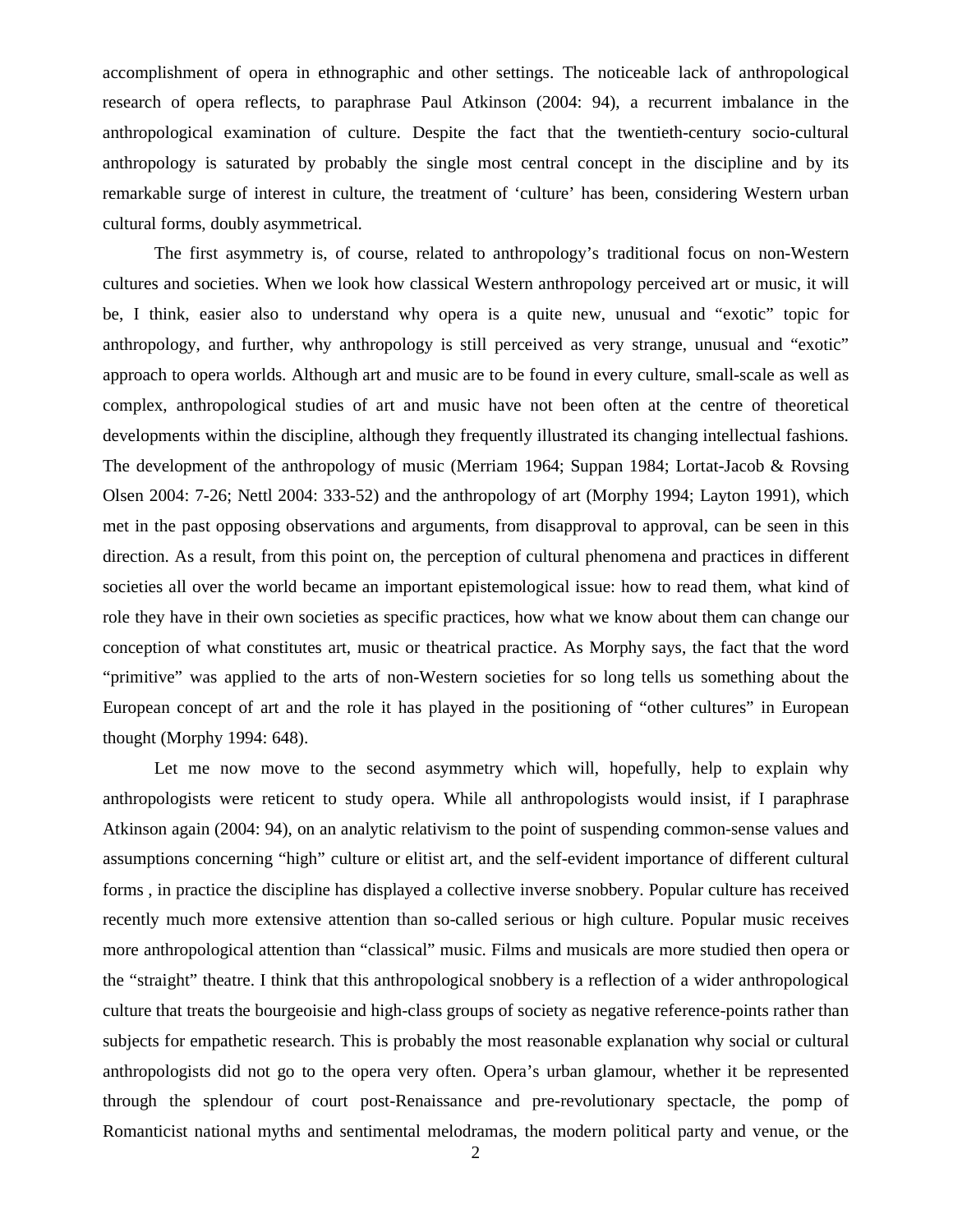accomplishment of opera in ethnographic and other settings. The noticeable lack of anthropological research of opera reflects, to paraphrase Paul Atkinson (2004: 94), a recurrent imbalance in the anthropological examination of culture. Despite the fact that the twentieth-century socio-cultural anthropology is saturated by probably the single most central concept in the discipline and by its remarkable surge of interest in culture, the treatment of 'culture' has been, considering Western urban cultural forms, doubly asymmetrical.

The first asymmetry is, of course, related to anthropology's traditional focus on non-Western cultures and societies. When we look how classical Western anthropology perceived art or music, it will be, I think, easier also to understand why opera is a quite new, unusual and "exotic" topic for anthropology, and further, why anthropology is still perceived as very strange, unusual and "exotic" approach to opera worlds. Although art and music are to be found in every culture, small-scale as well as complex, anthropological studies of art and music have not been often at the centre of theoretical developments within the discipline, although they frequently illustrated its changing intellectual fashions. The development of the anthropology of music (Merriam 1964; Suppan 1984; Lortat-Jacob & Rovsing Olsen 2004: 7-26; Nettl 2004: 333-52) and the anthropology of art (Morphy 1994; Layton 1991), which met in the past opposing observations and arguments, from disapproval to approval, can be seen in this direction. As a result, from this point on, the perception of cultural phenomena and practices in different societies all over the world became an important epistemological issue: how to read them, what kind of role they have in their own societies as specific practices, how what we know about them can change our conception of what constitutes art, music or theatrical practice. As Morphy says, the fact that the word "primitive" was applied to the arts of non-Western societies for so long tells us something about the European concept of art and the role it has played in the positioning of "other cultures" in European thought (Morphy 1994: 648).

Let me now move to the second asymmetry which will, hopefully, help to explain why anthropologists were reticent to study opera. While all anthropologists would insist, if I paraphrase Atkinson again (2004: 94), on an analytic relativism to the point of suspending common-sense values and assumptions concerning "high" culture or elitist art, and the self-evident importance of different cultural forms , in practice the discipline has displayed a collective inverse snobbery. Popular culture has received recently much more extensive attention than so-called serious or high culture. Popular music receives more anthropological attention than "classical" music. Films and musicals are more studied then opera or the "straight" theatre. I think that this anthropological snobbery is a reflection of a wider anthropological culture that treats the bourgeoisie and high-class groups of society as negative reference-points rather than subjects for empathetic research. This is probably the most reasonable explanation why social or cultural anthropologists did not go to the opera very often. Opera's urban glamour, whether it be represented through the splendour of court post-Renaissance and pre-revolutionary spectacle, the pomp of Romanticist national myths and sentimental melodramas, the modern political party and venue, or the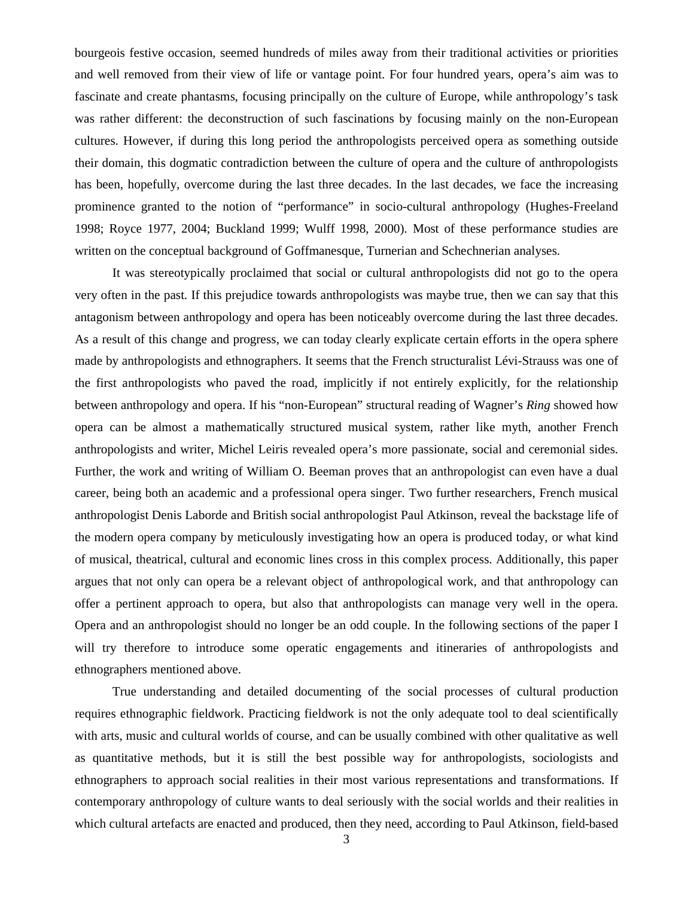bourgeois festive occasion, seemed hundreds of miles away from their traditional activities or priorities and well removed from their view of life or vantage point. For four hundred years, opera's aim was to fascinate and create phantasms, focusing principally on the culture of Europe, while anthropology's task was rather different: the deconstruction of such fascinations by focusing mainly on the non-European cultures. However, if during this long period the anthropologists perceived opera as something outside their domain, this dogmatic contradiction between the culture of opera and the culture of anthropologists has been, hopefully, overcome during the last three decades. In the last decades, we face the increasing prominence granted to the notion of "performance" in socio-cultural anthropology (Hughes-Freeland 1998; Royce 1977, 2004; Buckland 1999; Wulff 1998, 2000). Most of these performance studies are written on the conceptual background of Goffmanesque, Turnerian and Schechnerian analyses.

It was stereotypically proclaimed that social or cultural anthropologists did not go to the opera very often in the past. If this prejudice towards anthropologists was maybe true, then we can say that this antagonism between anthropology and opera has been noticeably overcome during the last three decades. As a result of this change and progress, we can today clearly explicate certain efforts in the opera sphere made by anthropologists and ethnographers. It seems that the French structuralist Lévi-Strauss was one of the first anthropologists who paved the road, implicitly if not entirely explicitly, for the relationship between anthropology and opera. If his "non-European" structural reading of Wagner's *Ring* showed how opera can be almost a mathematically structured musical system, rather like myth, another French anthropologists and writer, Michel Leiris revealed opera's more passionate, social and ceremonial sides. Further, the work and writing of William O. Beeman proves that an anthropologist can even have a dual career, being both an academic and a professional opera singer. Two further researchers, French musical anthropologist Denis Laborde and British social anthropologist Paul Atkinson, reveal the backstage life of the modern opera company by meticulously investigating how an opera is produced today, or what kind of musical, theatrical, cultural and economic lines cross in this complex process. Additionally, this paper argues that not only can opera be a relevant object of anthropological work, and that anthropology can offer a pertinent approach to opera, but also that anthropologists can manage very well in the opera. Opera and an anthropologist should no longer be an odd couple. In the following sections of the paper I will try therefore to introduce some operatic engagements and itineraries of anthropologists and ethnographers mentioned above.

True understanding and detailed documenting of the social processes of cultural production requires ethnographic fieldwork. Practicing fieldwork is not the only adequate tool to deal scientifically with arts, music and cultural worlds of course, and can be usually combined with other qualitative as well as quantitative methods, but it is still the best possible way for anthropologists, sociologists and ethnographers to approach social realities in their most various representations and transformations. If contemporary anthropology of culture wants to deal seriously with the social worlds and their realities in which cultural artefacts are enacted and produced, then they need, according to Paul Atkinson, field-based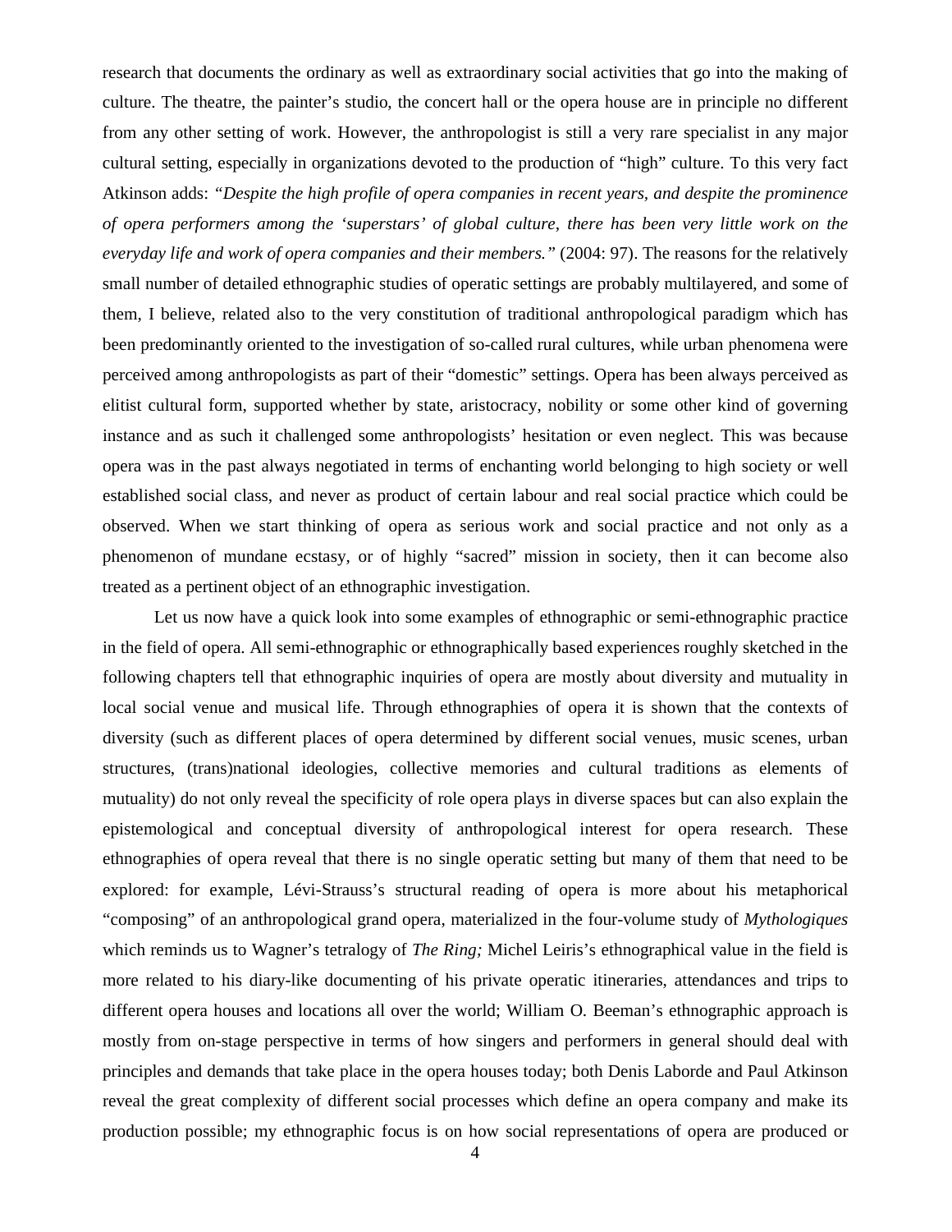research that documents the ordinary as well as extraordinary social activities that go into the making of culture. The theatre, the painter's studio, the concert hall or the opera house are in principle no different from any other setting of work. However, the anthropologist is still a very rare specialist in any major cultural setting, especially in organizations devoted to the production of "high" culture. To this very fact Atkinson adds: *"Despite the high profile of opera companies in recent years, and despite the prominence of opera performers among the 'superstars' of global culture, there has been very little work on the everyday life and work of opera companies and their members."* (2004: 97). The reasons for the relatively small number of detailed ethnographic studies of operatic settings are probably multilayered, and some of them, I believe, related also to the very constitution of traditional anthropological paradigm which has been predominantly oriented to the investigation of so-called rural cultures, while urban phenomena were perceived among anthropologists as part of their "domestic" settings. Opera has been always perceived as elitist cultural form, supported whether by state, aristocracy, nobility or some other kind of governing instance and as such it challenged some anthropologists' hesitation or even neglect. This was because opera was in the past always negotiated in terms of enchanting world belonging to high society or well established social class, and never as product of certain labour and real social practice which could be observed. When we start thinking of opera as serious work and social practice and not only as a phenomenon of mundane ecstasy, or of highly "sacred" mission in society, then it can become also treated as a pertinent object of an ethnographic investigation.

Let us now have a quick look into some examples of ethnographic or semi-ethnographic practice in the field of opera. All semi-ethnographic or ethnographically based experiences roughly sketched in the following chapters tell that ethnographic inquiries of opera are mostly about diversity and mutuality in local social venue and musical life. Through ethnographies of opera it is shown that the contexts of diversity (such as different places of opera determined by different social venues, music scenes, urban structures, (trans)national ideologies, collective memories and cultural traditions as elements of mutuality) do not only reveal the specificity of role opera plays in diverse spaces but can also explain the epistemological and conceptual diversity of anthropological interest for opera research. These ethnographies of opera reveal that there is no single operatic setting but many of them that need to be explored: for example, Lévi-Strauss's structural reading of opera is more about his metaphorical "composing" of an anthropological grand opera, materialized in the four-volume study of *Mythologiques* which reminds us to Wagner's tetralogy of *The Ring;* Michel Leiris's ethnographical value in the field is more related to his diary-like documenting of his private operatic itineraries, attendances and trips to different opera houses and locations all over the world; William O. Beeman's ethnographic approach is mostly from on-stage perspective in terms of how singers and performers in general should deal with principles and demands that take place in the opera houses today; both Denis Laborde and Paul Atkinson reveal the great complexity of different social processes which define an opera company and make its production possible; my ethnographic focus is on how social representations of opera are produced or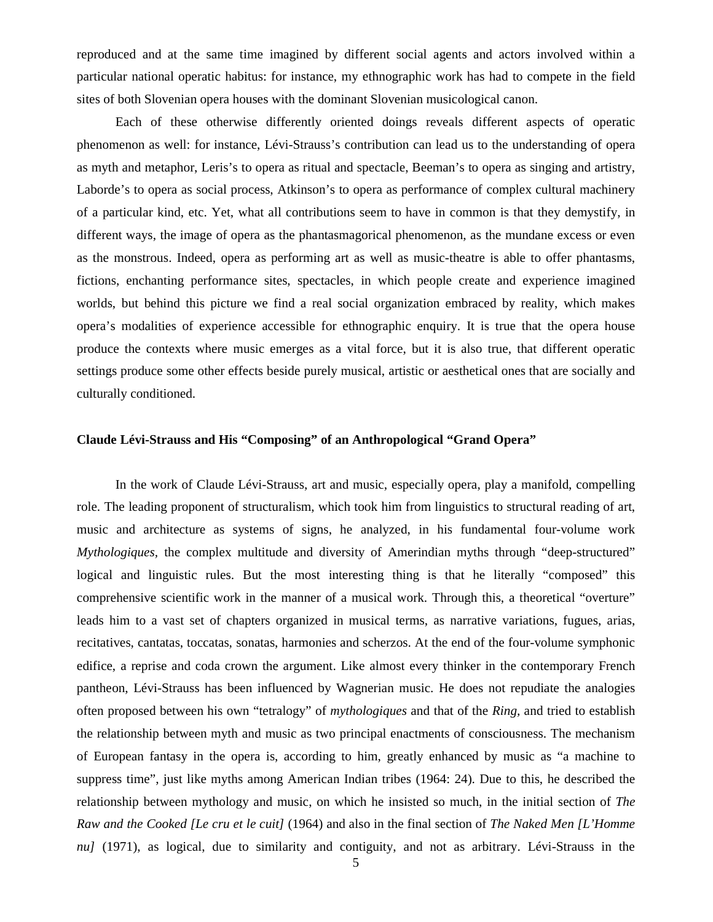reproduced and at the same time imagined by different social agents and actors involved within a particular national operatic habitus: for instance, my ethnographic work has had to compete in the field sites of both Slovenian opera houses with the dominant Slovenian musicological canon.

Each of these otherwise differently oriented doings reveals different aspects of operatic phenomenon as well: for instance, Lévi-Strauss's contribution can lead us to the understanding of opera as myth and metaphor, Leris's to opera as ritual and spectacle, Beeman's to opera as singing and artistry, Laborde's to opera as social process, Atkinson's to opera as performance of complex cultural machinery of a particular kind, etc. Yet, what all contributions seem to have in common is that they demystify, in different ways, the image of opera as the phantasmagorical phenomenon, as the mundane excess or even as the monstrous. Indeed, opera as performing art as well as music-theatre is able to offer phantasms, fictions, enchanting performance sites, spectacles, in which people create and experience imagined worlds, but behind this picture we find a real social organization embraced by reality, which makes opera's modalities of experience accessible for ethnographic enquiry. It is true that the opera house produce the contexts where music emerges as a vital force, but it is also true, that different operatic settings produce some other effects beside purely musical, artistic or aesthetical ones that are socially and culturally conditioned.

## Claude Lévi-Strauss and His "Composing" of an Anthropological "Grand Opera"

In the work of Claude Lévi-Strauss, art and music, especially opera, play a manifold, compelling role. The leading proponent of structuralism, which took him from linguistics to structural reading of art, music and architecture as systems of signs, he analyzed, in his fundamental four-volume work *Mythologiques,* the complex multitude and diversity of Amerindian myths through "deep-structured" logical and linguistic rules. But the most interesting thing is that he literally "composed" this comprehensive scientific work in the manner of a musical work. Through this, a theoretical "overture" leads him to a vast set of chapters organized in musical terms, as narrative variations, fugues, arias, recitatives, cantatas, toccatas, sonatas, harmonies and scherzos. At the end of the four-volume symphonic edifice, a reprise and coda crown the argument. Like almost every thinker in the contemporary French pantheon, Lévi-Strauss has been influenced by Wagnerian music. He does not repudiate the analogies often proposed between his own "tetralogy" of *mythologiques* and that of the *Ring,* and tried to establish the relationship between myth and music as two principal enactments of consciousness. The mechanism of European fantasy in the opera is, according to him, greatly enhanced by music as "a machine to suppress time", just like myths among American Indian tribes (1964: 24). Due to this, he described the relationship between mythology and music, on which he insisted so much, in the initial section of *The Raw and the Cooked [Le cru et le cuit]* (1964) and also in the final section of *The Naked Men [L'Homme nu]* (1971), as logical, due to similarity and contiguity, and not as arbitrary. Lévi-Strauss in the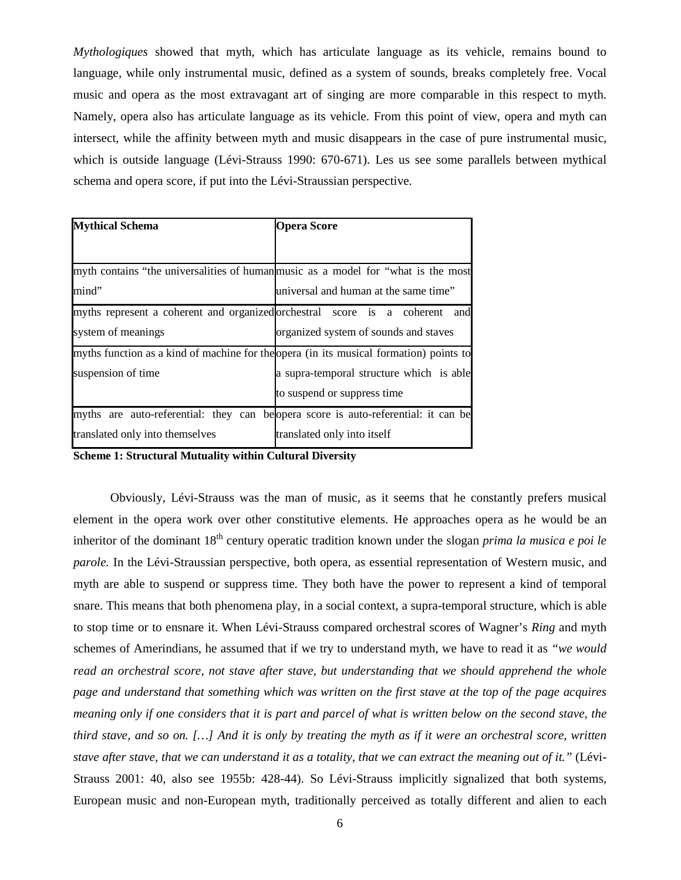*Mythologiques* showed that myth, which has articulate language as its vehicle, remains bound to language, while only instrumental music, defined as a system of sounds, breaks completely free. Vocal music and opera as the most extravagant art of singing are more comparable in this respect to myth. Namely, opera also has articulate language as its vehicle. From this point of view, opera and myth can intersect, while the affinity between myth and music disappears in the case of pure instrumental music, which is outside language (Lévi-Strauss 1990: 670-671). Les us see some parallels between mythical schema and opera score, if put into the Lévi-Straussian perspective.

| **Mythical Schema** | **Opera Score** |
|---|---|
| myth contains "the universalities of human mind" | music as a model for "what is the most universal and human at the same time" |
| myths represent a coherent and organized system of meanings | orchestral score is a coherent and organized system of sounds and staves |
| myths function as a kind of machine for the suspension of time | opera (in its musical formation) points to a supra-temporal structure which is able to suspend or suppress time |
| myths are auto-referential: they can be translated only into themselves | opera score is auto-referential: it can be translated only into itself |

**Scheme 1: Structural Mutuality within Cultural Diversity**

Obviously, Lévi-Strauss was the man of music, as it seems that he constantly prefers musical element in the opera work over other constitutive elements. He approaches opera as he would be an inheritor of the dominant 18th century operatic tradition known under the slogan *prima la musica e poi le parole.* In the Lévi-Straussian perspective, both opera, as essential representation of Western music, and myth are able to suspend or suppress time. They both have the power to represent a kind of temporal snare. This means that both phenomena play, in a social context, a supra-temporal structure, which is able to stop time or to ensnare it. When Lévi-Strauss compared orchestral scores of Wagner's *Ring* and myth schemes of Amerindians, he assumed that if we try to understand myth, we have to read it as *"we would read an orchestral score, not stave after stave, but understanding that we should apprehend the whole page and understand that something which was written on the first stave at the top of the page acquires meaning only if one considers that it is part and parcel of what is written below on the second stave, the third stave, and so on. […] And it is only by treating the myth as if it were an orchestral score, written stave after stave, that we can understand it as a totality, that we can extract the meaning out of it."* (Lévi-Strauss 2001: 40, also see 1955b: 428-44). So Lévi-Strauss implicitly signalized that both systems, European music and non-European myth, traditionally perceived as totally different and alien to each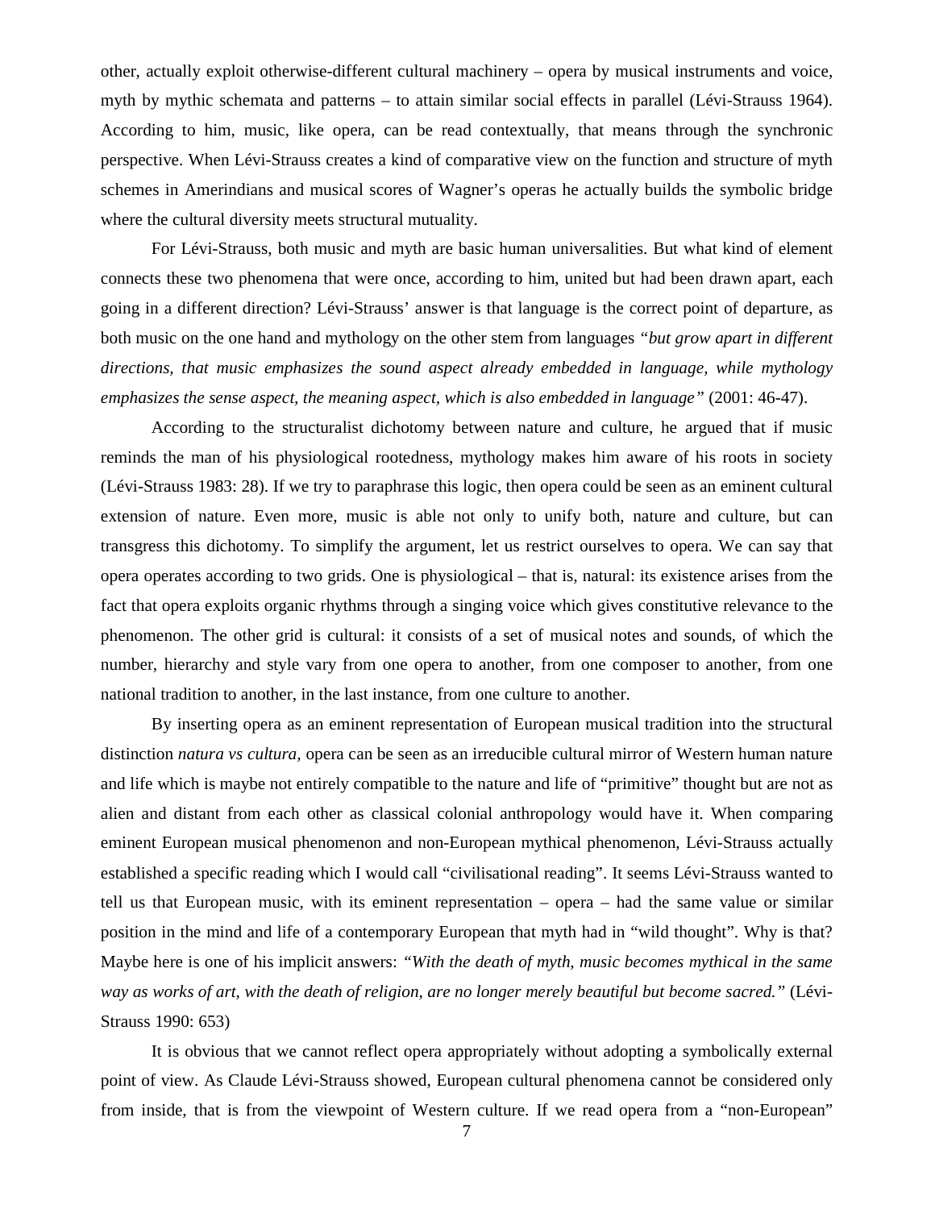other, actually exploit otherwise-different cultural machinery – opera by musical instruments and voice, myth by mythic schemata and patterns – to attain similar social effects in parallel (Lévi-Strauss 1964). According to him, music, like opera, can be read contextually, that means through the synchronic perspective. When Lévi-Strauss creates a kind of comparative view on the function and structure of myth schemes in Amerindians and musical scores of Wagner's operas he actually builds the symbolic bridge where the cultural diversity meets structural mutuality.

For Lévi-Strauss, both music and myth are basic human universalities. But what kind of element connects these two phenomena that were once, according to him, united but had been drawn apart, each going in a different direction? Lévi-Strauss' answer is that language is the correct point of departure, as both music on the one hand and mythology on the other stem from languages *"but grow apart in different directions, that music emphasizes the sound aspect already embedded in language, while mythology emphasizes the sense aspect, the meaning aspect, which is also embedded in language"* (2001: 46-47).

According to the structuralist dichotomy between nature and culture, he argued that if music reminds the man of his physiological rootedness, mythology makes him aware of his roots in society (Lévi-Strauss 1983: 28). If we try to paraphrase this logic, then opera could be seen as an eminent cultural extension of nature. Even more, music is able not only to unify both, nature and culture, but can transgress this dichotomy. To simplify the argument, let us restrict ourselves to opera. We can say that opera operates according to two grids. One is physiological – that is, natural: its existence arises from the fact that opera exploits organic rhythms through a singing voice which gives constitutive relevance to the phenomenon. The other grid is cultural: it consists of a set of musical notes and sounds, of which the number, hierarchy and style vary from one opera to another, from one composer to another, from one national tradition to another, in the last instance, from one culture to another.

By inserting opera as an eminent representation of European musical tradition into the structural distinction *natura vs cultura,* opera can be seen as an irreducible cultural mirror of Western human nature and life which is maybe not entirely compatible to the nature and life of "primitive" thought but are not as alien and distant from each other as classical colonial anthropology would have it. When comparing eminent European musical phenomenon and non-European mythical phenomenon, Lévi-Strauss actually established a specific reading which I would call "civilisational reading". It seems Lévi-Strauss wanted to tell us that European music, with its eminent representation – opera – had the same value or similar position in the mind and life of a contemporary European that myth had in "wild thought". Why is that? Maybe here is one of his implicit answers: *"With the death of myth, music becomes mythical in the same way as works of art, with the death of religion, are no longer merely beautiful but become sacred."* (Lévi-Strauss 1990: 653)

It is obvious that we cannot reflect opera appropriately without adopting a symbolically external point of view. As Claude Lévi-Strauss showed, European cultural phenomena cannot be considered only from inside, that is from the viewpoint of Western culture. If we read opera from a "non-European"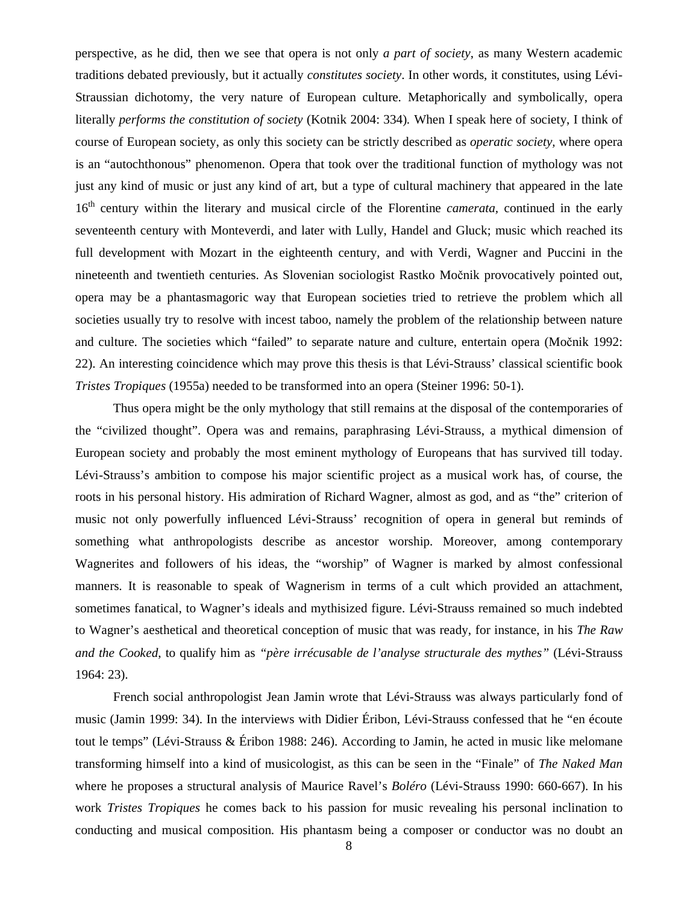perspective, as he did, then we see that opera is not only *a part of society*, as many Western academic traditions debated previously, but it actually *constitutes society*. In other words, it constitutes, using Lévi-Straussian dichotomy, the very nature of European culture. Metaphorically and symbolically, opera literally *performs the constitution of society* (Kotnik 2004: 334). When I speak here of society, I think of course of European society, as only this society can be strictly described as *operatic society*, where opera is an "autochthonous" phenomenon. Opera that took over the traditional function of mythology was not just any kind of music or just any kind of art, but a type of cultural machinery that appeared in the late 16th century within the literary and musical circle of the Florentine *camerata*, continued in the early seventeenth century with Monteverdi, and later with Lully, Handel and Gluck; music which reached its full development with Mozart in the eighteenth century, and with Verdi, Wagner and Puccini in the nineteenth and twentieth centuries. As Slovenian sociologist Rastko Močnik provocatively pointed out, opera may be a phantasmagoric way that European societies tried to retrieve the problem which all societies usually try to resolve with incest taboo, namely the problem of the relationship between nature and culture. The societies which "failed" to separate nature and culture, entertain opera (Močnik 1992: 22). An interesting coincidence which may prove this thesis is that Lévi-Strauss' classical scientific book *Tristes Tropiques* (1955a) needed to be transformed into an opera (Steiner 1996: 50-1).

Thus opera might be the only mythology that still remains at the disposal of the contemporaries of the "civilized thought". Opera was and remains, paraphrasing Lévi-Strauss, a mythical dimension of European society and probably the most eminent mythology of Europeans that has survived till today. Lévi-Strauss's ambition to compose his major scientific project as a musical work has, of course, the roots in his personal history. His admiration of Richard Wagner, almost as god, and as "the" criterion of music not only powerfully influenced Lévi-Strauss' recognition of opera in general but reminds of something what anthropologists describe as ancestor worship. Moreover, among contemporary Wagnerites and followers of his ideas, the "worship" of Wagner is marked by almost confessional manners. It is reasonable to speak of Wagnerism in terms of a cult which provided an attachment, sometimes fanatical, to Wagner's ideals and mythisized figure. Lévi-Strauss remained so much indebted to Wagner's aesthetical and theoretical conception of music that was ready, for instance, in his *The Raw and the Cooked*, to qualify him as *"père irrécusable de l'analyse structurale des mythes"* (Lévi-Strauss 1964: 23).

French social anthropologist Jean Jamin wrote that Lévi-Strauss was always particularly fond of music (Jamin 1999: 34). In the interviews with Didier Éribon, Lévi-Strauss confessed that he "en écoute tout le temps" (Lévi-Strauss & Éribon 1988: 246). According to Jamin, he acted in music like melomane transforming himself into a kind of musicologist, as this can be seen in the "Finale" of *The Naked Man* where he proposes a structural analysis of Maurice Ravel's *Boléro* (Lévi-Strauss 1990: 660-667). In his work *Tristes Tropiques* he comes back to his passion for music revealing his personal inclination to conducting and musical composition. His phantasm being a composer or conductor was no doubt an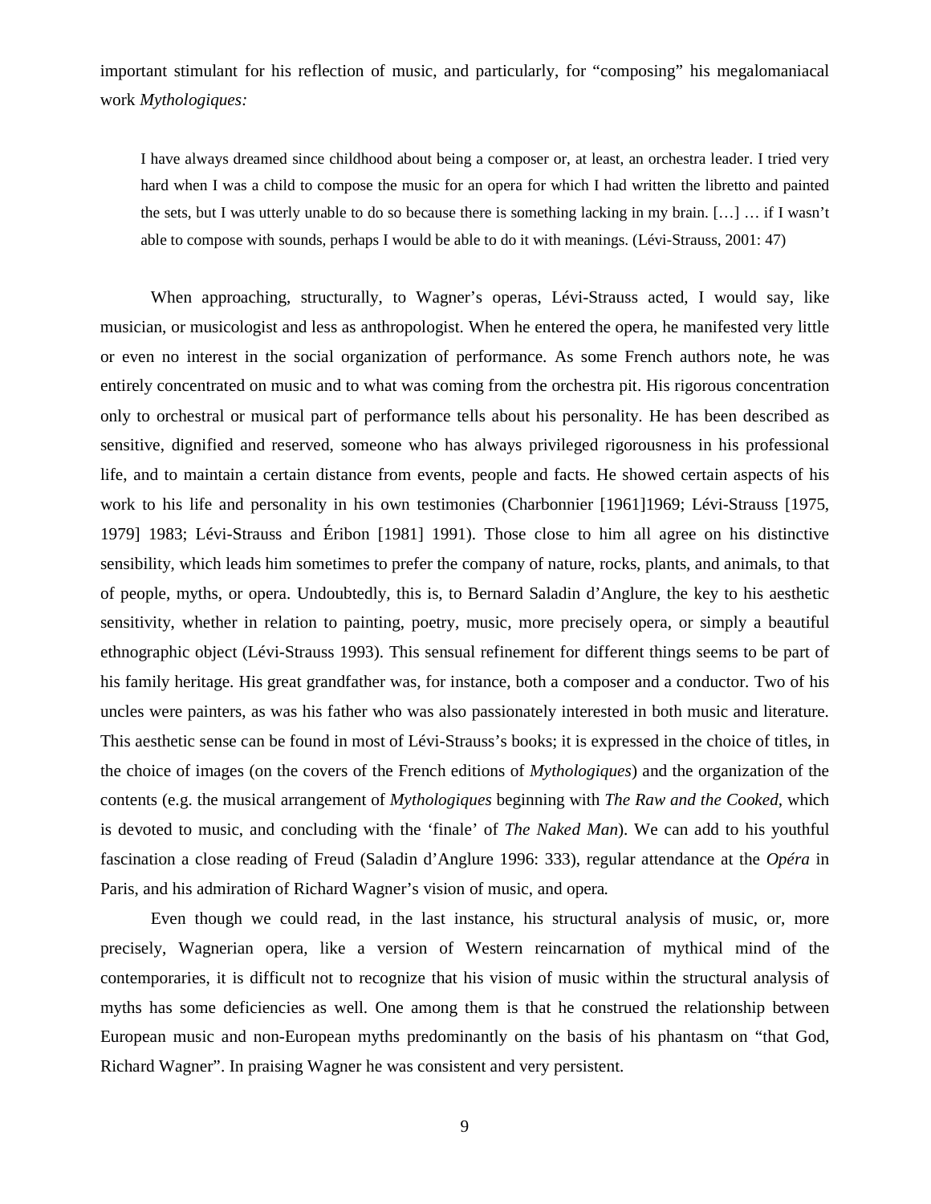important stimulant for his reflection of music, and particularly, for "composing" his megalomaniacal work *Mythologiques:*

> I have always dreamed since childhood about being a composer or, at least, an orchestra leader. I tried very hard when I was a child to compose the music for an opera for which I had written the libretto and painted the sets, but I was utterly unable to do so because there is something lacking in my brain. […] … if I wasn't able to compose with sounds, perhaps I would be able to do it with meanings. (Lévi-Strauss, 2001: 47)

When approaching, structurally, to Wagner's operas, Lévi-Strauss acted, I would say, like musician, or musicologist and less as anthropologist. When he entered the opera, he manifested very little or even no interest in the social organization of performance. As some French authors note, he was entirely concentrated on music and to what was coming from the orchestra pit. His rigorous concentration only to orchestral or musical part of performance tells about his personality. He has been described as sensitive, dignified and reserved, someone who has always privileged rigorousness in his professional life, and to maintain a certain distance from events, people and facts. He showed certain aspects of his work to his life and personality in his own testimonies (Charbonnier [1961]1969; Lévi-Strauss [1975, 1979] 1983; Lévi-Strauss and Éribon [1981] 1991). Those close to him all agree on his distinctive sensibility, which leads him sometimes to prefer the company of nature, rocks, plants, and animals, to that of people, myths, or opera. Undoubtedly, this is, to Bernard Saladin d'Anglure, the key to his aesthetic sensitivity, whether in relation to painting, poetry, music, more precisely opera, or simply a beautiful ethnographic object (Lévi-Strauss 1993). This sensual refinement for different things seems to be part of his family heritage. His great grandfather was, for instance, both a composer and a conductor. Two of his uncles were painters, as was his father who was also passionately interested in both music and literature. This aesthetic sense can be found in most of Lévi-Strauss's books; it is expressed in the choice of titles, in the choice of images (on the covers of the French editions of *Mythologiques*) and the organization of the contents (e.g. the musical arrangement of *Mythologiques* beginning with *The Raw and the Cooked*, which is devoted to music, and concluding with the 'finale' of *The Naked Man*). We can add to his youthful fascination a close reading of Freud (Saladin d'Anglure 1996: 333), regular attendance at the *Opéra* in Paris, and his admiration of Richard Wagner's vision of music, and opera.

Even though we could read, in the last instance, his structural analysis of music, or, more precisely, Wagnerian opera, like a version of Western reincarnation of mythical mind of the contemporaries, it is difficult not to recognize that his vision of music within the structural analysis of myths has some deficiencies as well. One among them is that he construed the relationship between European music and non-European myths predominantly on the basis of his phantasm on "that God, Richard Wagner". In praising Wagner he was consistent and very persistent.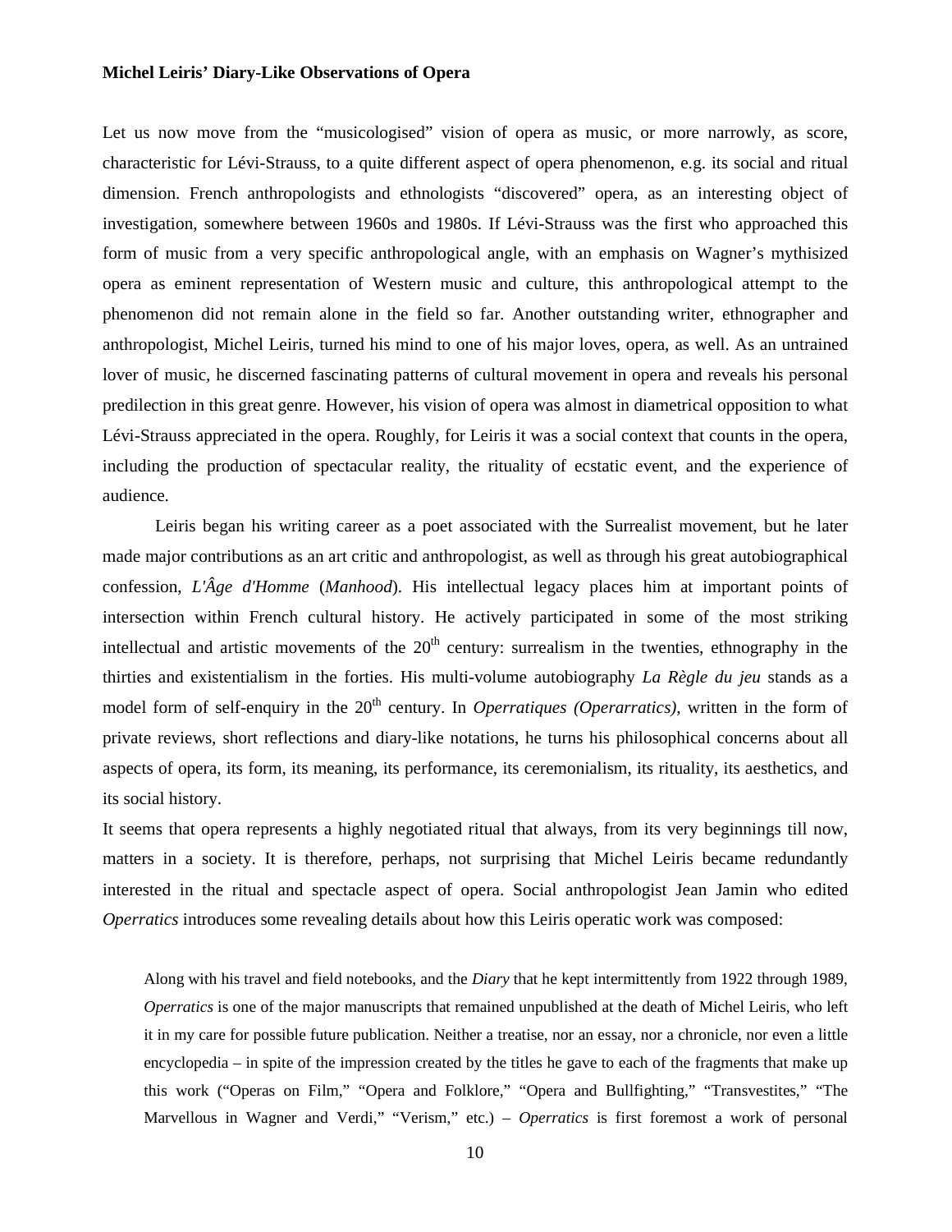**Michel Leiris' Diary-Like Observations of Opera**

Let us now move from the "musicologised" vision of opera as music, or more narrowly, as score, characteristic for Lévi-Strauss, to a quite different aspect of opera phenomenon, e.g. its social and ritual dimension. French anthropologists and ethnologists "discovered" opera, as an interesting object of investigation, somewhere between 1960s and 1980s. If Lévi-Strauss was the first who approached this form of music from a very specific anthropological angle, with an emphasis on Wagner's mythisized opera as eminent representation of Western music and culture, this anthropological attempt to the phenomenon did not remain alone in the field so far. Another outstanding writer, ethnographer and anthropologist, Michel Leiris, turned his mind to one of his major loves, opera, as well. As an untrained lover of music, he discerned fascinating patterns of cultural movement in opera and reveals his personal predilection in this great genre. However, his vision of opera was almost in diametrical opposition to what Lévi-Strauss appreciated in the opera. Roughly, for Leiris it was a social context that counts in the opera, including the production of spectacular reality, the rituality of ecstatic event, and the experience of audience.

Leiris began his writing career as a poet associated with the Surrealist movement, but he later made major contributions as an art critic and anthropologist, as well as through his great autobiographical confession, *L'Âge d'Homme* (*Manhood*). His intellectual legacy places him at important points of intersection within French cultural history. He actively participated in some of the most striking intellectual and artistic movements of the 20th century: surrealism in the twenties, ethnography in the thirties and existentialism in the forties. His multi-volume autobiography *La Règle du jeu* stands as a model form of self-enquiry in the 20th century. In *Operratiques (Operarratics),* written in the form of private reviews, short reflections and diary-like notations, he turns his philosophical concerns about all aspects of opera, its form, its meaning, its performance, its ceremonialism, its rituality, its aesthetics, and its social history.

It seems that opera represents a highly negotiated ritual that always, from its very beginnings till now, matters in a society. It is therefore, perhaps, not surprising that Michel Leiris became redundantly interested in the ritual and spectacle aspect of opera. Social anthropologist Jean Jamin who edited *Operratics* introduces some revealing details about how this Leiris operatic work was composed:

> Along with his travel and field notebooks, and the *Diary* that he kept intermittently from 1922 through 1989, *Operratics* is one of the major manuscripts that remained unpublished at the death of Michel Leiris, who left it in my care for possible future publication. Neither a treatise, nor an essay, nor a chronicle, nor even a little encyclopedia – in spite of the impression created by the titles he gave to each of the fragments that make up this work ("Operas on Film," "Opera and Folklore," "Opera and Bullfighting," "Transvestites," "The Marvellous in Wagner and Verdi," "Verism," etc.) – *Operratics* is first foremost a work of personal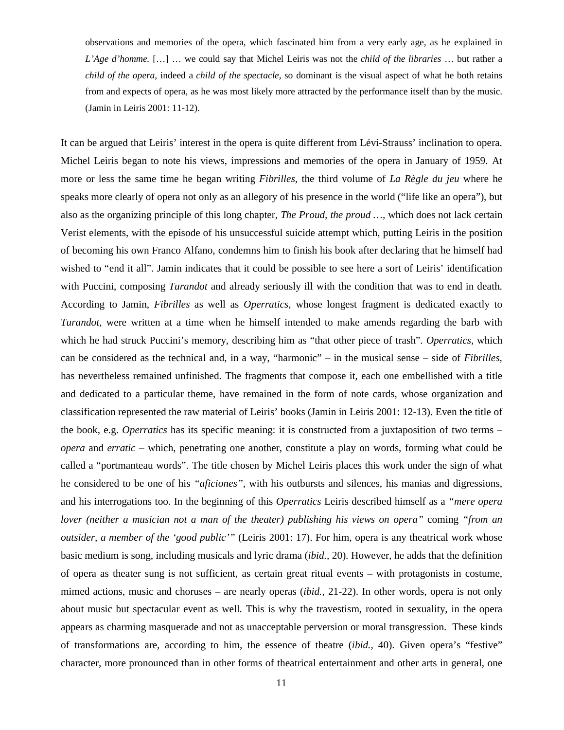> observations and memories of the opera, which fascinated him from a very early age, as he explained in *L'Age d'homme.* […] … we could say that Michel Leiris was not the *child of the libraries* … but rather a *child of the opera,* indeed a *child of the spectacle*, so dominant is the visual aspect of what he both retains from and expects of opera, as he was most likely more attracted by the performance itself than by the music. (Jamin in Leiris 2001: 11-12).

It can be argued that Leiris' interest in the opera is quite different from Lévi-Strauss' inclination to opera. Michel Leiris began to note his views, impressions and memories of the opera in January of 1959. At more or less the same time he began writing *Fibrilles*, the third volume of *La Règle du jeu* where he speaks more clearly of opera not only as an allegory of his presence in the world ("life like an opera"), but also as the organizing principle of this long chapter, *The Proud, the proud …*, which does not lack certain Verist elements, with the episode of his unsuccessful suicide attempt which, putting Leiris in the position of becoming his own Franco Alfano, condemns him to finish his book after declaring that he himself had wished to "end it all". Jamin indicates that it could be possible to see here a sort of Leiris' identification with Puccini, composing *Turandot* and already seriously ill with the condition that was to end in death. According to Jamin, *Fibrilles* as well as *Operratics,* whose longest fragment is dedicated exactly to *Turandot,* were written at a time when he himself intended to make amends regarding the barb with which he had struck Puccini's memory, describing him as "that other piece of trash". *Operratics*, which can be considered as the technical and, in a way, "harmonic" – in the musical sense – side of *Fibrilles,* has nevertheless remained unfinished. The fragments that compose it, each one embellished with a title and dedicated to a particular theme, have remained in the form of note cards, whose organization and classification represented the raw material of Leiris' books (Jamin in Leiris 2001: 12-13). Even the title of the book, e.g. *Operratics* has its specific meaning: it is constructed from a juxtaposition of two terms – *opera* and *erratic* – which, penetrating one another, constitute a play on words, forming what could be called a "portmanteau words". The title chosen by Michel Leiris places this work under the sign of what he considered to be one of his *"aficiones"*, with his outbursts and silences, his manias and digressions, and his interrogations too. In the beginning of this *Operratics* Leiris described himself as a *"mere opera lover (neither a musician not a man of the theater) publishing his views on opera"* coming *"from an outsider, a member of the 'good public'"* (Leiris 2001: 17). For him, opera is any theatrical work whose basic medium is song, including musicals and lyric drama (*ibid.,* 20). However, he adds that the definition of opera as theater sung is not sufficient, as certain great ritual events – with protagonists in costume, mimed actions, music and choruses – are nearly operas (*ibid.,* 21-22). In other words, opera is not only about music but spectacular event as well. This is why the travestism, rooted in sexuality, in the opera appears as charming masquerade and not as unacceptable perversion or moral transgression. These kinds of transformations are, according to him, the essence of theatre (*ibid.,* 40). Given opera's "festive" character, more pronounced than in other forms of theatrical entertainment and other arts in general, one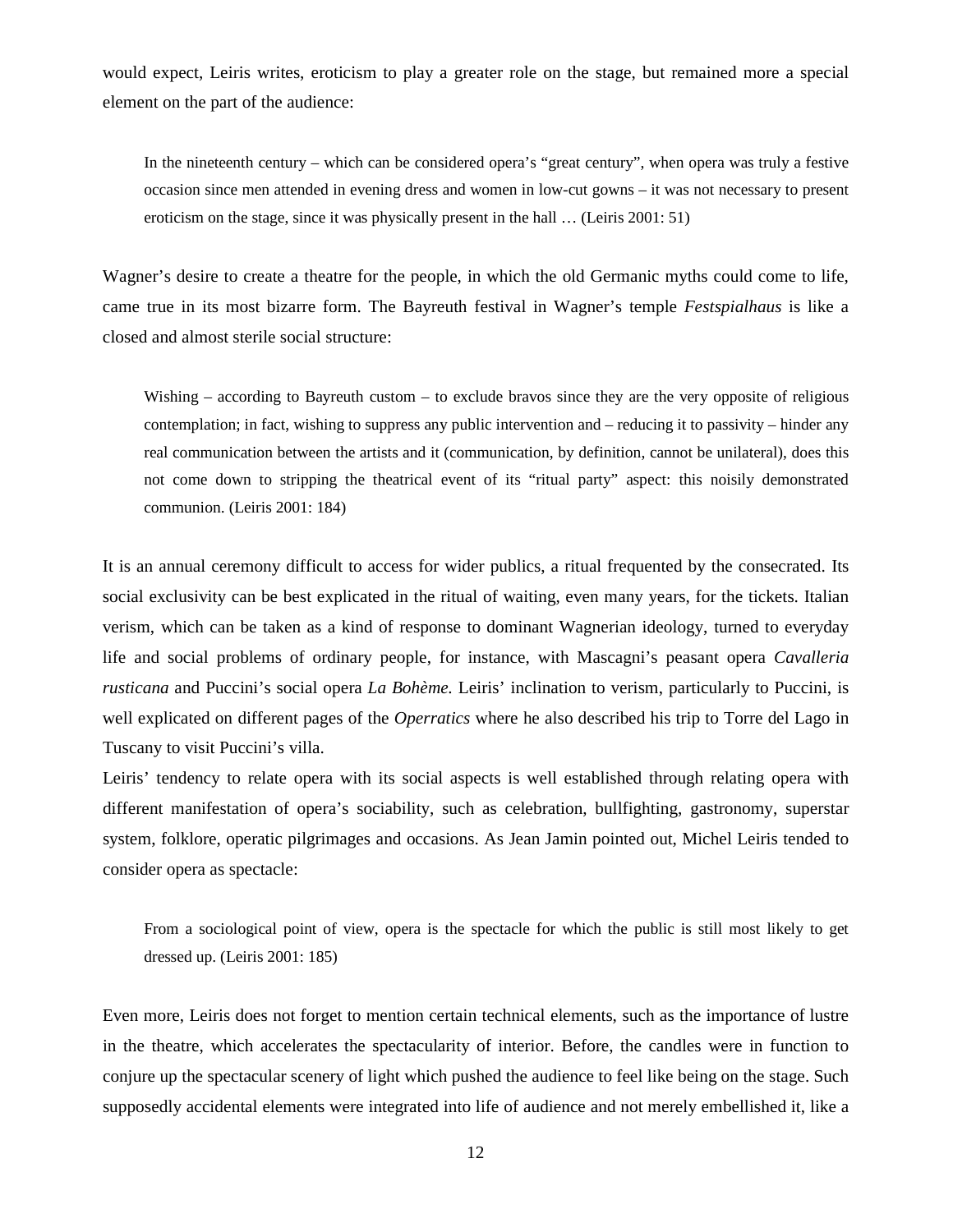would expect, Leiris writes, eroticism to play a greater role on the stage, but remained more a special element on the part of the audience:

> In the nineteenth century – which can be considered opera's "great century", when opera was truly a festive occasion since men attended in evening dress and women in low-cut gowns – it was not necessary to present eroticism on the stage, since it was physically present in the hall … (Leiris 2001: 51)

Wagner's desire to create a theatre for the people, in which the old Germanic myths could come to life, came true in its most bizarre form. The Bayreuth festival in Wagner's temple *Festspialhaus* is like a closed and almost sterile social structure:

> Wishing – according to Bayreuth custom – to exclude bravos since they are the very opposite of religious contemplation; in fact, wishing to suppress any public intervention and – reducing it to passivity – hinder any real communication between the artists and it (communication, by definition, cannot be unilateral), does this not come down to stripping the theatrical event of its "ritual party" aspect: this noisily demonstrated communion. (Leiris 2001: 184)

It is an annual ceremony difficult to access for wider publics, a ritual frequented by the consecrated. Its social exclusivity can be best explicated in the ritual of waiting, even many years, for the tickets. Italian verism, which can be taken as a kind of response to dominant Wagnerian ideology, turned to everyday life and social problems of ordinary people, for instance, with Mascagni's peasant opera *Cavalleria rusticana* and Puccini's social opera *La Bohème*. Leiris' inclination to verism, particularly to Puccini, is well explicated on different pages of the *Operratics* where he also described his trip to Torre del Lago in Tuscany to visit Puccini's villa.

Leiris' tendency to relate opera with its social aspects is well established through relating opera with different manifestation of opera's sociability, such as celebration, bullfighting, gastronomy, superstar system, folklore, operatic pilgrimages and occasions. As Jean Jamin pointed out, Michel Leiris tended to consider opera as spectacle:

> From a sociological point of view, opera is the spectacle for which the public is still most likely to get dressed up. (Leiris 2001: 185)

Even more, Leiris does not forget to mention certain technical elements, such as the importance of lustre in the theatre, which accelerates the spectacularity of interior. Before, the candles were in function to conjure up the spectacular scenery of light which pushed the audience to feel like being on the stage. Such supposedly accidental elements were integrated into life of audience and not merely embellished it, like a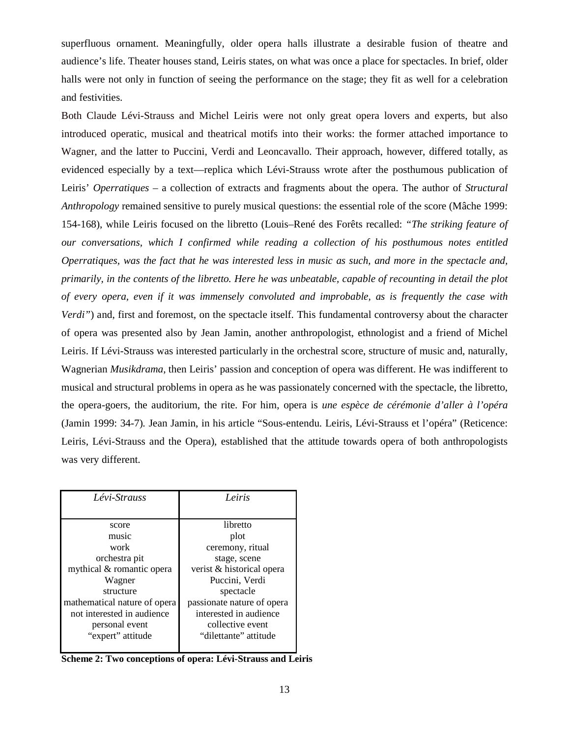superfluous ornament. Meaningfully, older opera halls illustrate a desirable fusion of theatre and audience's life. Theater houses stand, Leiris states, on what was once a place for spectacles. In brief, older halls were not only in function of seeing the performance on the stage; they fit as well for a celebration and festivities.

Both Claude Lévi-Strauss and Michel Leiris were not only great opera lovers and experts, but also introduced operatic, musical and theatrical motifs into their works: the former attached importance to Wagner, and the latter to Puccini, Verdi and Leoncavallo. Their approach, however, differed totally, as evidenced especially by a text—replica which Lévi-Strauss wrote after the posthumous publication of Leiris' *Operratiques* – a collection of extracts and fragments about the opera. The author of *Structural Anthropology* remained sensitive to purely musical questions: the essential role of the score (Mâche 1999: 154-168), while Leiris focused on the libretto (Louis–René des Forêts recalled: *"The striking feature of our conversations, which I confirmed while reading a collection of his posthumous notes entitled Operratiques, was the fact that he was interested less in music as such, and more in the spectacle and, primarily, in the contents of the libretto. Here he was unbeatable, capable of recounting in detail the plot of every opera, even if it was immensely convoluted and improbable, as is frequently the case with Verdi"*) and, first and foremost, on the spectacle itself. This fundamental controversy about the character of opera was presented also by Jean Jamin, another anthropologist, ethnologist and a friend of Michel Leiris. If Lévi-Strauss was interested particularly in the orchestral score, structure of music and, naturally, Wagnerian *Musikdrama*, then Leiris' passion and conception of opera was different. He was indifferent to musical and structural problems in opera as he was passionately concerned with the spectacle, the libretto, the opera-goers, the auditorium, the rite. For him, opera is *une espèce de cérémonie d'aller à l'opéra* (Jamin 1999: 34-7). Jean Jamin, in his article "Sous-entendu. Leiris, Lévi-Strauss et l'opéra" (Reticence: Leiris, Lévi-Strauss and the Opera), established that the attitude towards opera of both anthropologists was very different.

| *Lévi-Strauss* | *Leiris* |
|---|---|
| score | libretto |
| music | plot |
| work | ceremony, ritual |
| orchestra pit | stage, scene |
| mythical & romantic opera | verist & historical opera |
| Wagner | Puccini, Verdi |
| structure | spectacle |
| mathematical nature of opera | passionate nature of opera |
| not interested in audience | interested in audience |
| personal event | collective event |
| "expert" attitude | "dilettante" attitude |

**Scheme 2: Two conceptions of opera: Lévi-Strauss and Leiris**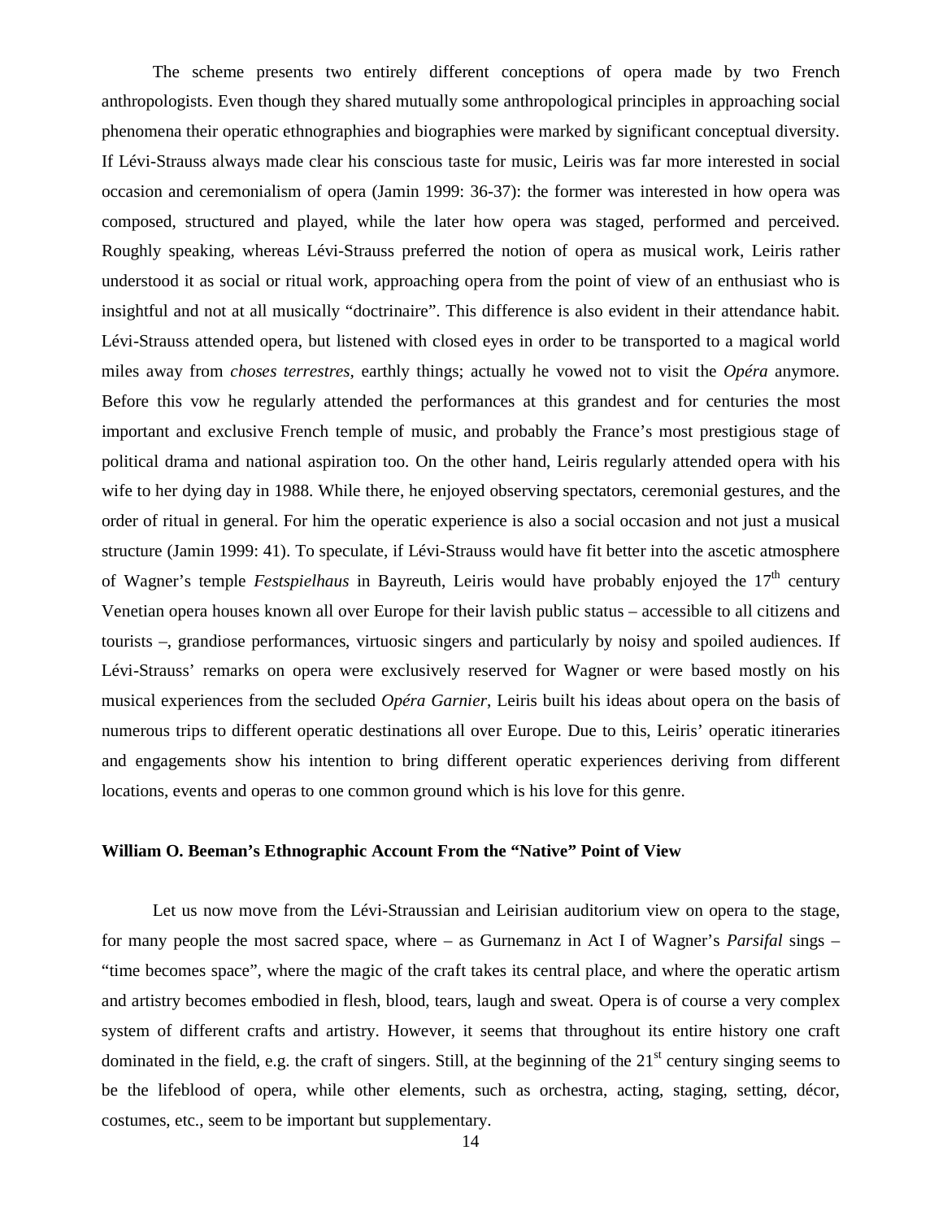The scheme presents two entirely different conceptions of opera made by two French anthropologists. Even though they shared mutually some anthropological principles in approaching social phenomena their operatic ethnographies and biographies were marked by significant conceptual diversity. If Lévi-Strauss always made clear his conscious taste for music, Leiris was far more interested in social occasion and ceremonialism of opera (Jamin 1999: 36-37): the former was interested in how opera was composed, structured and played, while the later how opera was staged, performed and perceived. Roughly speaking, whereas Lévi-Strauss preferred the notion of opera as musical work, Leiris rather understood it as social or ritual work, approaching opera from the point of view of an enthusiast who is insightful and not at all musically "doctrinaire". This difference is also evident in their attendance habit. Lévi-Strauss attended opera, but listened with closed eyes in order to be transported to a magical world miles away from *choses terrestres*, earthly things; actually he vowed not to visit the *Opéra* anymore. Before this vow he regularly attended the performances at this grandest and for centuries the most important and exclusive French temple of music, and probably the France's most prestigious stage of political drama and national aspiration too. On the other hand, Leiris regularly attended opera with his wife to her dying day in 1988. While there, he enjoyed observing spectators, ceremonial gestures, and the order of ritual in general. For him the operatic experience is also a social occasion and not just a musical structure (Jamin 1999: 41). To speculate, if Lévi-Strauss would have fit better into the ascetic atmosphere of Wagner's temple *Festspielhaus* in Bayreuth, Leiris would have probably enjoyed the 17th century Venetian opera houses known all over Europe for their lavish public status – accessible to all citizens and tourists –, grandiose performances, virtuosic singers and particularly by noisy and spoiled audiences. If Lévi-Strauss' remarks on opera were exclusively reserved for Wagner or were based mostly on his musical experiences from the secluded *Opéra Garnier*, Leiris built his ideas about opera on the basis of numerous trips to different operatic destinations all over Europe. Due to this, Leiris' operatic itineraries and engagements show his intention to bring different operatic experiences deriving from different locations, events and operas to one common ground which is his love for this genre.

### William O. Beeman's Ethnographic Account From the "Native" Point of View

Let us now move from the Lévi-Straussian and Leirisian auditorium view on opera to the stage, for many people the most sacred space, where – as Gurnemanz in Act I of Wagner's *Parsifal* sings – "time becomes space", where the magic of the craft takes its central place, and where the operatic artism and artistry becomes embodied in flesh, blood, tears, laugh and sweat. Opera is of course a very complex system of different crafts and artistry. However, it seems that throughout its entire history one craft dominated in the field, e.g. the craft of singers. Still, at the beginning of the 21st century singing seems to be the lifeblood of opera, while other elements, such as orchestra, acting, staging, setting, décor, costumes, etc., seem to be important but supplementary.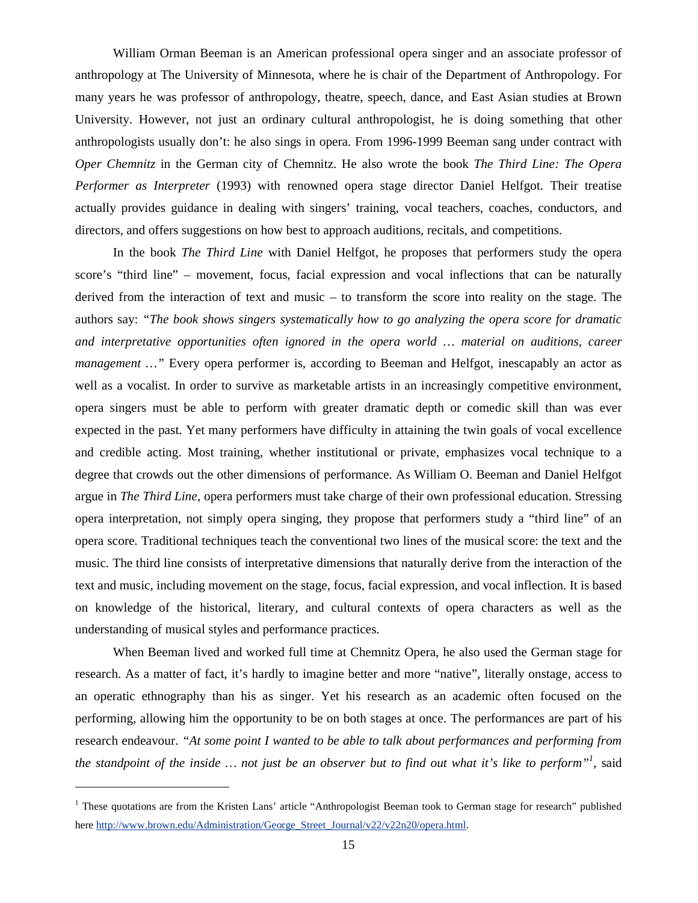William Orman Beeman is an American professional opera singer and an associate professor of anthropology at The University of Minnesota, where he is chair of the Department of Anthropology. For many years he was professor of anthropology, theatre, speech, dance, and East Asian studies at Brown University. However, not just an ordinary cultural anthropologist, he is doing something that other anthropologists usually don't: he also sings in opera. From 1996-1999 Beeman sang under contract with *Oper Chemnitz* in the German city of Chemnitz. He also wrote the book *The Third Line: The Opera Performer as Interpreter* (1993) with renowned opera stage director Daniel Helfgot. Their treatise actually provides guidance in dealing with singers' training, vocal teachers, coaches, conductors, and directors, and offers suggestions on how best to approach auditions, recitals, and competitions.

In the book *The Third Line* with Daniel Helfgot, he proposes that performers study the opera score's "third line" – movement, focus, facial expression and vocal inflections that can be naturally derived from the interaction of text and music – to transform the score into reality on the stage. The authors say: *"The book shows singers systematically how to go analyzing the opera score for dramatic and interpretative opportunities often ignored in the opera world … material on auditions, career management …"* Every opera performer is, according to Beeman and Helfgot, inescapably an actor as well as a vocalist. In order to survive as marketable artists in an increasingly competitive environment, opera singers must be able to perform with greater dramatic depth or comedic skill than was ever expected in the past. Yet many performers have difficulty in attaining the twin goals of vocal excellence and credible acting. Most training, whether institutional or private, emphasizes vocal technique to a degree that crowds out the other dimensions of performance. As William O. Beeman and Daniel Helfgot argue in *The Third Line*, opera performers must take charge of their own professional education. Stressing opera interpretation, not simply opera singing, they propose that performers study a "third line" of an opera score. Traditional techniques teach the conventional two lines of the musical score: the text and the music. The third line consists of interpretative dimensions that naturally derive from the interaction of the text and music, including movement on the stage, focus, facial expression, and vocal inflection. It is based on knowledge of the historical, literary, and cultural contexts of opera characters as well as the understanding of musical styles and performance practices.

When Beeman lived and worked full time at Chemnitz Opera, he also used the German stage for research. As a matter of fact, it's hardly to imagine better and more "native", literally onstage, access to an operatic ethnography than his as singer. Yet his research as an academic often focused on the performing, allowing him the opportunity to be on both stages at once. The performances are part of his research endeavour. *"At some point I wanted to be able to talk about performances and performing from the standpoint of the inside … not just be an observer but to find out what it's like to perform"*[1], said

---

[1] These quotations are from the Kristen Lans' article "Anthropologist Beeman took to German stage for research" published here http://www.brown.edu/Administration/George_Street_Journal/v22/v22n20/opera.html.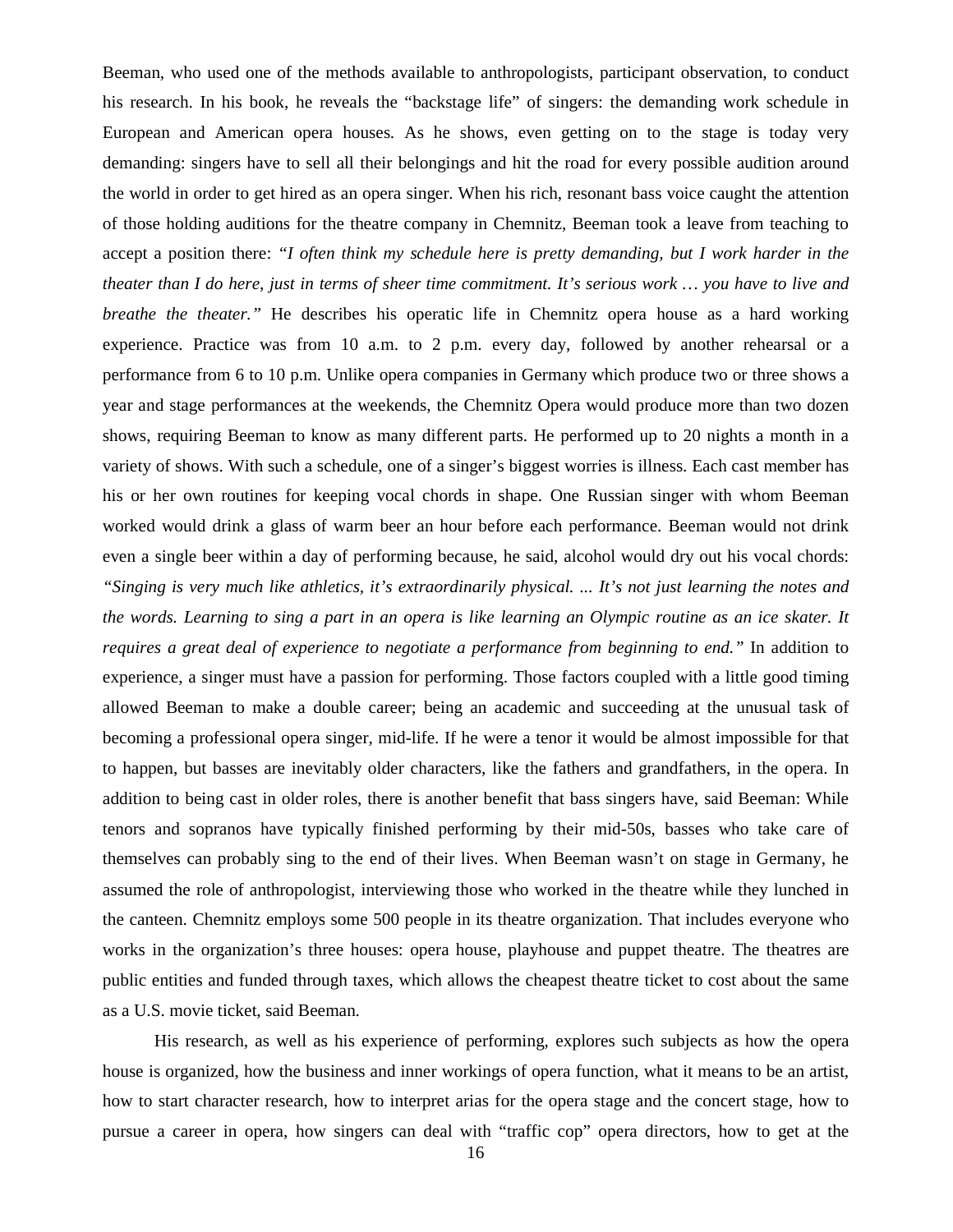Beeman, who used one of the methods available to anthropologists, participant observation, to conduct his research. In his book, he reveals the "backstage life" of singers: the demanding work schedule in European and American opera houses. As he shows, even getting on to the stage is today very demanding: singers have to sell all their belongings and hit the road for every possible audition around the world in order to get hired as an opera singer. When his rich, resonant bass voice caught the attention of those holding auditions for the theatre company in Chemnitz, Beeman took a leave from teaching to accept a position there: *"I often think my schedule here is pretty demanding, but I work harder in the theater than I do here, just in terms of sheer time commitment. It's serious work … you have to live and breathe the theater."* He describes his operatic life in Chemnitz opera house as a hard working experience. Practice was from 10 a.m. to 2 p.m. every day, followed by another rehearsal or a performance from 6 to 10 p.m. Unlike opera companies in Germany which produce two or three shows a year and stage performances at the weekends, the Chemnitz Opera would produce more than two dozen shows, requiring Beeman to know as many different parts. He performed up to 20 nights a month in a variety of shows. With such a schedule, one of a singer's biggest worries is illness. Each cast member has his or her own routines for keeping vocal chords in shape. One Russian singer with whom Beeman worked would drink a glass of warm beer an hour before each performance. Beeman would not drink even a single beer within a day of performing because, he said, alcohol would dry out his vocal chords: *"Singing is very much like athletics, it's extraordinarily physical. ... It's not just learning the notes and the words. Learning to sing a part in an opera is like learning an Olympic routine as an ice skater. It requires a great deal of experience to negotiate a performance from beginning to end."* In addition to experience, a singer must have a passion for performing. Those factors coupled with a little good timing allowed Beeman to make a double career; being an academic and succeeding at the unusual task of becoming a professional opera singer, mid-life. If he were a tenor it would be almost impossible for that to happen, but basses are inevitably older characters, like the fathers and grandfathers, in the opera. In addition to being cast in older roles, there is another benefit that bass singers have, said Beeman: While tenors and sopranos have typically finished performing by their mid-50s, basses who take care of themselves can probably sing to the end of their lives. When Beeman wasn't on stage in Germany, he assumed the role of anthropologist, interviewing those who worked in the theatre while they lunched in the canteen. Chemnitz employs some 500 people in its theatre organization. That includes everyone who works in the organization's three houses: opera house, playhouse and puppet theatre. The theatres are public entities and funded through taxes, which allows the cheapest theatre ticket to cost about the same as a U.S. movie ticket, said Beeman.

His research, as well as his experience of performing, explores such subjects as how the opera house is organized, how the business and inner workings of opera function, what it means to be an artist, how to start character research, how to interpret arias for the opera stage and the concert stage, how to pursue a career in opera, how singers can deal with "traffic cop" opera directors, how to get at the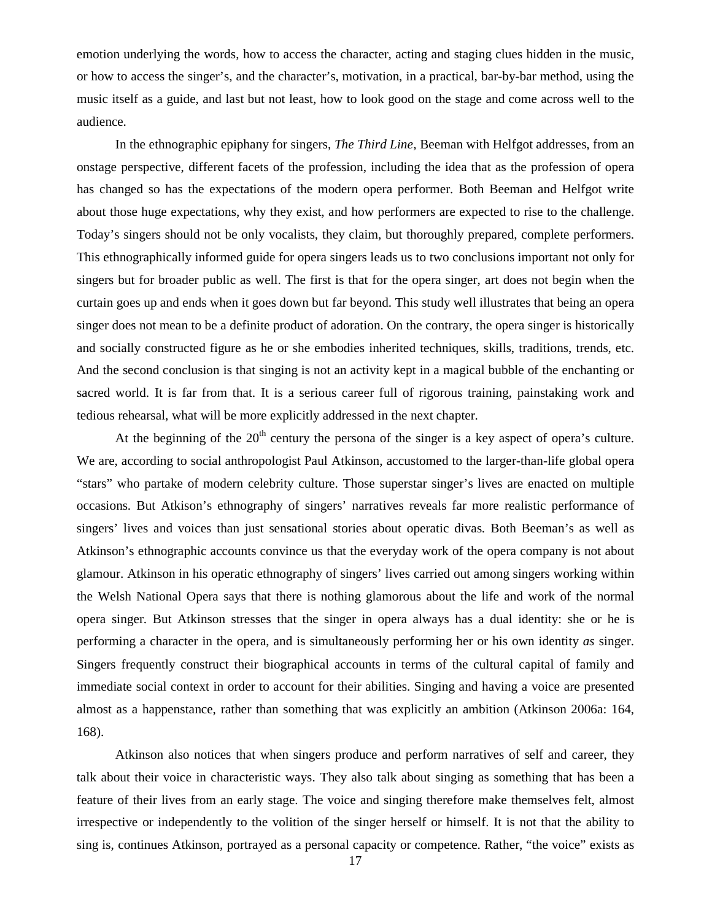emotion underlying the words, how to access the character, acting and staging clues hidden in the music, or how to access the singer's, and the character's, motivation, in a practical, bar-by-bar method, using the music itself as a guide, and last but not least, how to look good on the stage and come across well to the audience.

In the ethnographic epiphany for singers, *The Third Line,* Beeman with Helfgot addresses, from an onstage perspective, different facets of the profession, including the idea that as the profession of opera has changed so has the expectations of the modern opera performer. Both Beeman and Helfgot write about those huge expectations, why they exist, and how performers are expected to rise to the challenge. Today's singers should not be only vocalists, they claim, but thoroughly prepared, complete performers. This ethnographically informed guide for opera singers leads us to two conclusions important not only for singers but for broader public as well. The first is that for the opera singer, art does not begin when the curtain goes up and ends when it goes down but far beyond. This study well illustrates that being an opera singer does not mean to be a definite product of adoration. On the contrary, the opera singer is historically and socially constructed figure as he or she embodies inherited techniques, skills, traditions, trends, etc. And the second conclusion is that singing is not an activity kept in a magical bubble of the enchanting or sacred world. It is far from that. It is a serious career full of rigorous training, painstaking work and tedious rehearsal, what will be more explicitly addressed in the next chapter.

At the beginning of the 20th century the persona of the singer is a key aspect of opera's culture. We are, according to social anthropologist Paul Atkinson, accustomed to the larger-than-life global opera "stars" who partake of modern celebrity culture. Those superstar singer's lives are enacted on multiple occasions. But Atkison's ethnography of singers' narratives reveals far more realistic performance of singers' lives and voices than just sensational stories about operatic divas. Both Beeman's as well as Atkinson's ethnographic accounts convince us that the everyday work of the opera company is not about glamour. Atkinson in his operatic ethnography of singers' lives carried out among singers working within the Welsh National Opera says that there is nothing glamorous about the life and work of the normal opera singer. But Atkinson stresses that the singer in opera always has a dual identity: she or he is performing a character in the opera, and is simultaneously performing her or his own identity *as* singer. Singers frequently construct their biographical accounts in terms of the cultural capital of family and immediate social context in order to account for their abilities. Singing and having a voice are presented almost as a happenstance, rather than something that was explicitly an ambition (Atkinson 2006a: 164, 168).

Atkinson also notices that when singers produce and perform narratives of self and career, they talk about their voice in characteristic ways. They also talk about singing as something that has been a feature of their lives from an early stage. The voice and singing therefore make themselves felt, almost irrespective or independently to the volition of the singer herself or himself. It is not that the ability to sing is, continues Atkinson, portrayed as a personal capacity or competence. Rather, "the voice" exists as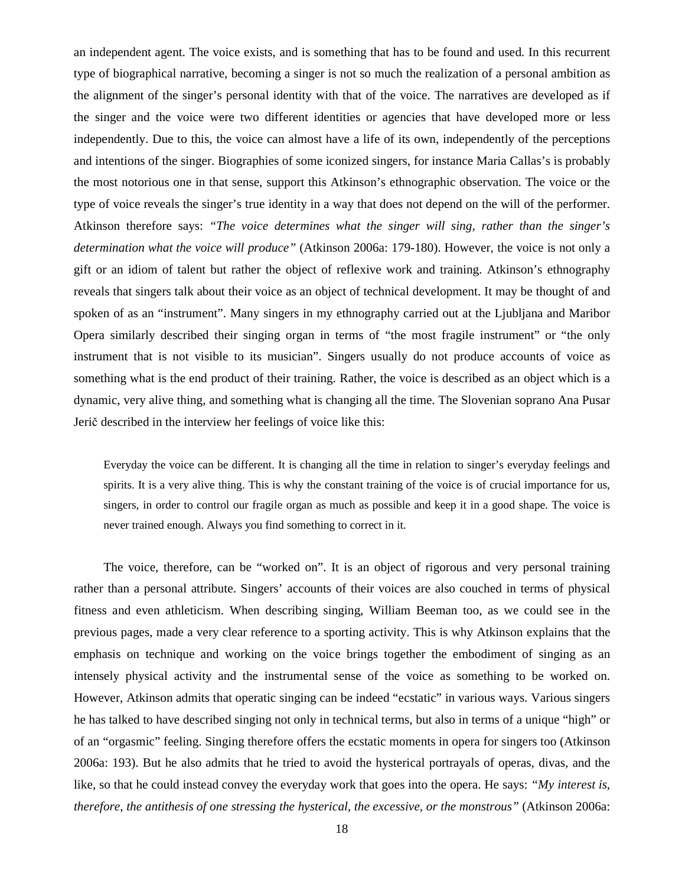an independent agent. The voice exists, and is something that has to be found and used. In this recurrent type of biographical narrative, becoming a singer is not so much the realization of a personal ambition as the alignment of the singer's personal identity with that of the voice. The narratives are developed as if the singer and the voice were two different identities or agencies that have developed more or less independently. Due to this, the voice can almost have a life of its own, independently of the perceptions and intentions of the singer. Biographies of some iconized singers, for instance Maria Callas's is probably the most notorious one in that sense, support this Atkinson's ethnographic observation. The voice or the type of voice reveals the singer's true identity in a way that does not depend on the will of the performer. Atkinson therefore says: *"The voice determines what the singer will sing, rather than the singer's determination what the voice will produce"* (Atkinson 2006a: 179-180). However, the voice is not only a gift or an idiom of talent but rather the object of reflexive work and training. Atkinson's ethnography reveals that singers talk about their voice as an object of technical development. It may be thought of and spoken of as an "instrument". Many singers in my ethnography carried out at the Ljubljana and Maribor Opera similarly described their singing organ in terms of "the most fragile instrument" or "the only instrument that is not visible to its musician". Singers usually do not produce accounts of voice as something what is the end product of their training. Rather, the voice is described as an object which is a dynamic, very alive thing, and something what is changing all the time. The Slovenian soprano Ana Pusar Jerič described in the interview her feelings of voice like this:

> Everyday the voice can be different. It is changing all the time in relation to singer's everyday feelings and spirits. It is a very alive thing. This is why the constant training of the voice is of crucial importance for us, singers, in order to control our fragile organ as much as possible and keep it in a good shape. The voice is never trained enough. Always you find something to correct in it.

The voice, therefore, can be "worked on". It is an object of rigorous and very personal training rather than a personal attribute. Singers' accounts of their voices are also couched in terms of physical fitness and even athleticism. When describing singing, William Beeman too, as we could see in the previous pages, made a very clear reference to a sporting activity. This is why Atkinson explains that the emphasis on technique and working on the voice brings together the embodiment of singing as an intensely physical activity and the instrumental sense of the voice as something to be worked on. However, Atkinson admits that operatic singing can be indeed "ecstatic" in various ways. Various singers he has talked to have described singing not only in technical terms, but also in terms of a unique "high" or of an "orgasmic" feeling. Singing therefore offers the ecstatic moments in opera for singers too (Atkinson 2006a: 193). But he also admits that he tried to avoid the hysterical portrayals of operas, divas, and the like, so that he could instead convey the everyday work that goes into the opera. He says: *"My interest is, therefore, the antithesis of one stressing the hysterical, the excessive, or the monstrous"* (Atkinson 2006a: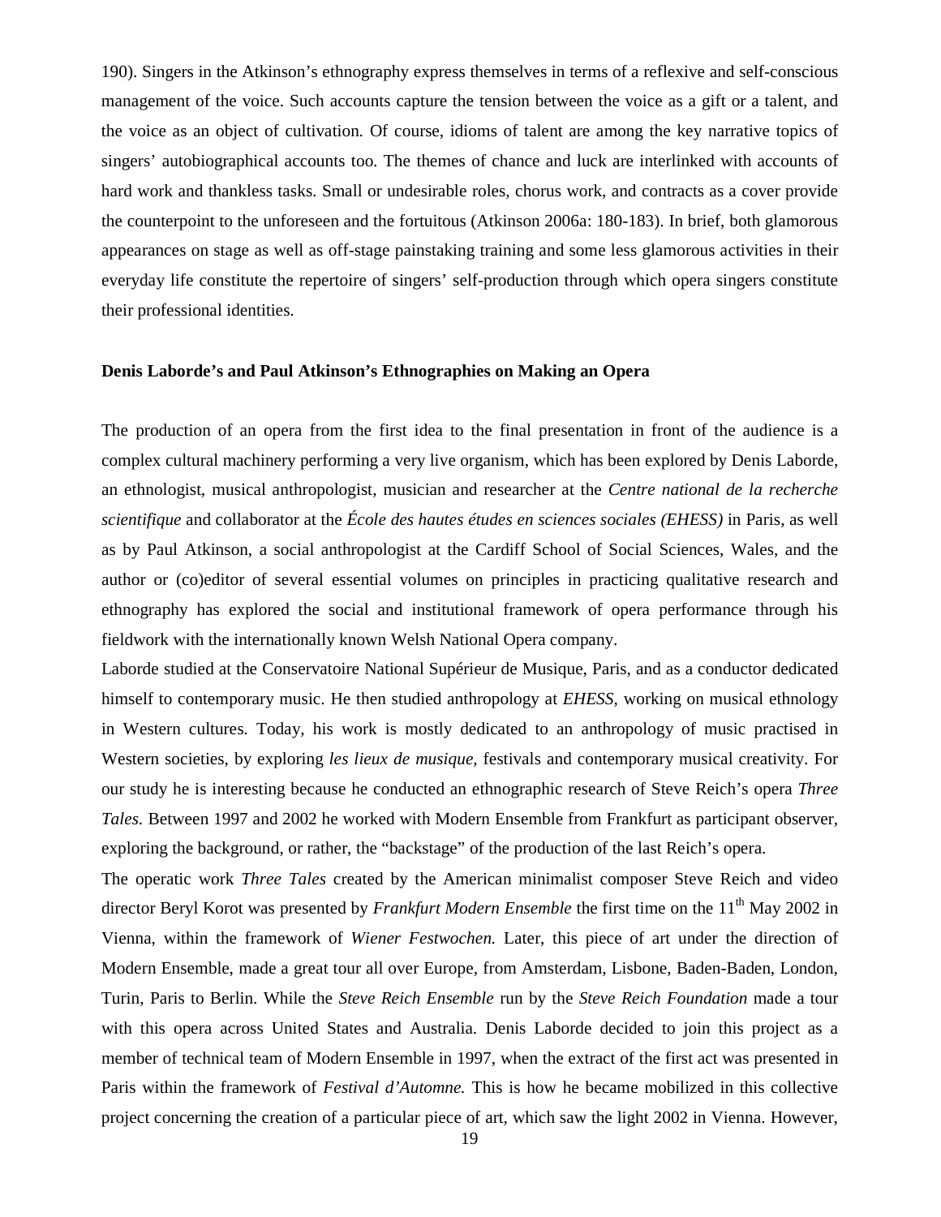190). Singers in the Atkinson's ethnography express themselves in terms of a reflexive and self-conscious management of the voice. Such accounts capture the tension between the voice as a gift or a talent, and the voice as an object of cultivation. Of course, idioms of talent are among the key narrative topics of singers' autobiographical accounts too. The themes of chance and luck are interlinked with accounts of hard work and thankless tasks. Small or undesirable roles, chorus work, and contracts as a cover provide the counterpoint to the unforeseen and the fortuitous (Atkinson 2006a: 180-183). In brief, both glamorous appearances on stage as well as off-stage painstaking training and some less glamorous activities in their everyday life constitute the repertoire of singers' self-production through which opera singers constitute their professional identities.

**Denis Laborde's and Paul Atkinson's Ethnographies on Making an Opera**

The production of an opera from the first idea to the final presentation in front of the audience is a complex cultural machinery performing a very live organism, which has been explored by Denis Laborde, an ethnologist, musical anthropologist, musician and researcher at the *Centre national de la recherche scientifique* and collaborator at the *École des hautes études en sciences sociales (EHESS)* in Paris, as well as by Paul Atkinson, a social anthropologist at the Cardiff School of Social Sciences, Wales, and the author or (co)editor of several essential volumes on principles in practicing qualitative research and ethnography has explored the social and institutional framework of opera performance through his fieldwork with the internationally known Welsh National Opera company.

Laborde studied at the Conservatoire National Supérieur de Musique, Paris, and as a conductor dedicated himself to contemporary music. He then studied anthropology at *EHESS*, working on musical ethnology in Western cultures. Today, his work is mostly dedicated to an anthropology of music practised in Western societies, by exploring *les lieux de musique*, festivals and contemporary musical creativity. For our study he is interesting because he conducted an ethnographic research of Steve Reich's opera *Three Tales*. Between 1997 and 2002 he worked with Modern Ensemble from Frankfurt as participant observer, exploring the background, or rather, the "backstage" of the production of the last Reich's opera.

The operatic work *Three Tales* created by the American minimalist composer Steve Reich and video director Beryl Korot was presented by *Frankfurt Modern Ensemble* the first time on the 11th May 2002 in Vienna, within the framework of *Wiener Festwochen.* Later, this piece of art under the direction of Modern Ensemble, made a great tour all over Europe, from Amsterdam, Lisbone, Baden-Baden, London, Turin, Paris to Berlin. While the *Steve Reich Ensemble* run by the *Steve Reich Foundation* made a tour with this opera across United States and Australia. Denis Laborde decided to join this project as a member of technical team of Modern Ensemble in 1997, when the extract of the first act was presented in Paris within the framework of *Festival d'Automne.* This is how he became mobilized in this collective project concerning the creation of a particular piece of art, which saw the light 2002 in Vienna. However,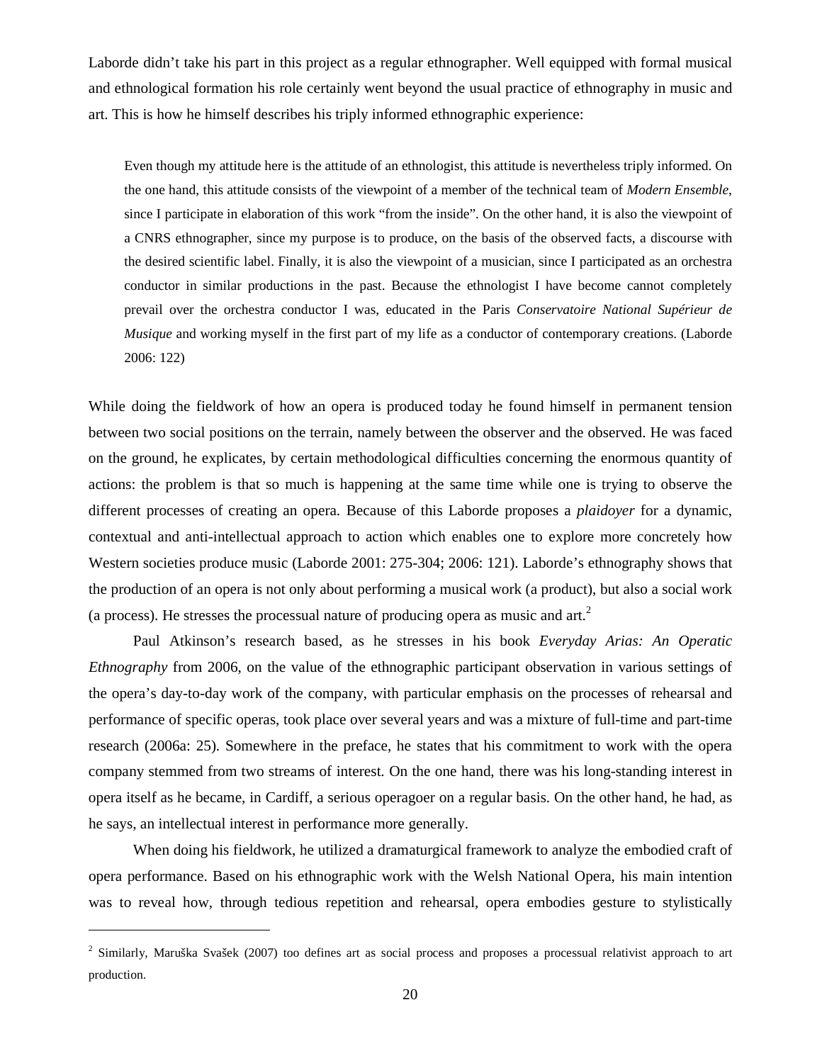Laborde didn't take his part in this project as a regular ethnographer. Well equipped with formal musical and ethnological formation his role certainly went beyond the usual practice of ethnography in music and art. This is how he himself describes his triply informed ethnographic experience:

> Even though my attitude here is the attitude of an ethnologist, this attitude is nevertheless triply informed. On the one hand, this attitude consists of the viewpoint of a member of the technical team of *Modern Ensemble*, since I participate in elaboration of this work "from the inside". On the other hand, it is also the viewpoint of a CNRS ethnographer, since my purpose is to produce, on the basis of the observed facts, a discourse with the desired scientific label. Finally, it is also the viewpoint of a musician, since I participated as an orchestra conductor in similar productions in the past. Because the ethnologist I have become cannot completely prevail over the orchestra conductor I was, educated in the Paris *Conservatoire National Supérieur de Musique* and working myself in the first part of my life as a conductor of contemporary creations. (Laborde 2006: 122)

While doing the fieldwork of how an opera is produced today he found himself in permanent tension between two social positions on the terrain, namely between the observer and the observed. He was faced on the ground, he explicates, by certain methodological difficulties concerning the enormous quantity of actions: the problem is that so much is happening at the same time while one is trying to observe the different processes of creating an opera. Because of this Laborde proposes a *plaidoyer* for a dynamic, contextual and anti-intellectual approach to action which enables one to explore more concretely how Western societies produce music (Laborde 2001: 275-304; 2006: 121). Laborde's ethnography shows that the production of an opera is not only about performing a musical work (a product), but also a social work (a process). He stresses the processual nature of producing opera as music and art.[2]

Paul Atkinson's research based, as he stresses in his book *Everyday Arias: An Operatic Ethnography* from 2006, on the value of the ethnographic participant observation in various settings of the opera's day-to-day work of the company, with particular emphasis on the processes of rehearsal and performance of specific operas, took place over several years and was a mixture of full-time and part-time research (2006a: 25). Somewhere in the preface, he states that his commitment to work with the opera company stemmed from two streams of interest. On the one hand, there was his long-standing interest in opera itself as he became, in Cardiff, a serious operagoer on a regular basis. On the other hand, he had, as he says, an intellectual interest in performance more generally.

When doing his fieldwork, he utilized a dramaturgical framework to analyze the embodied craft of opera performance. Based on his ethnographic work with the Welsh National Opera, his main intention was to reveal how, through tedious repetition and rehearsal, opera embodies gesture to stylistically

---

[2] Similarly, Maruška Svašek (2007) too defines art as social process and proposes a processual relativist approach to art production.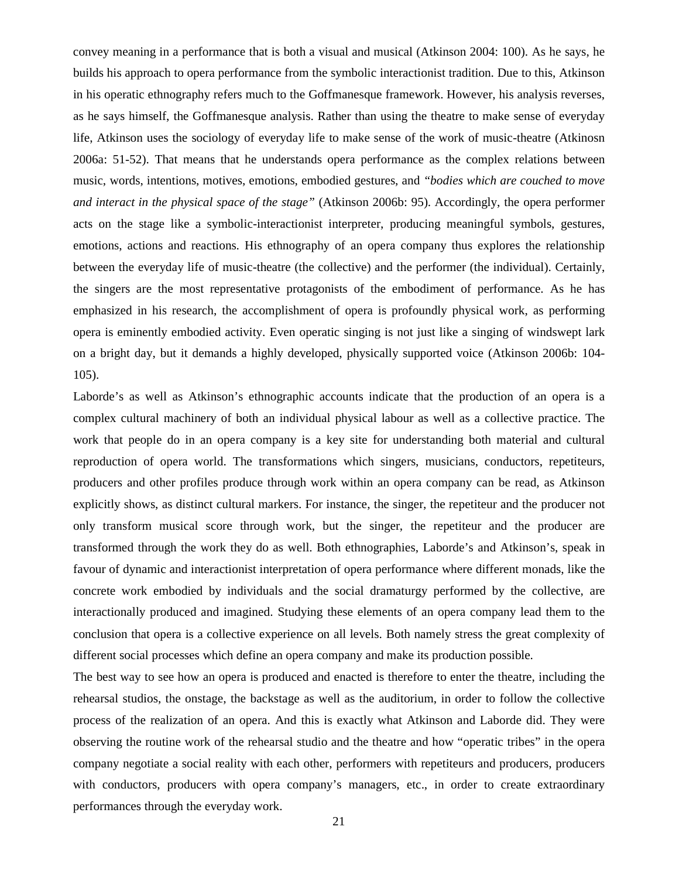convey meaning in a performance that is both a visual and musical (Atkinson 2004: 100). As he says, he builds his approach to opera performance from the symbolic interactionist tradition. Due to this, Atkinson in his operatic ethnography refers much to the Goffmanesque framework. However, his analysis reverses, as he says himself, the Goffmanesque analysis. Rather than using the theatre to make sense of everyday life, Atkinson uses the sociology of everyday life to make sense of the work of music-theatre (Atkinosn 2006a: 51-52). That means that he understands opera performance as the complex relations between music, words, intentions, motives, emotions, embodied gestures, and *"bodies which are couched to move and interact in the physical space of the stage"* (Atkinson 2006b: 95). Accordingly, the opera performer acts on the stage like a symbolic-interactionist interpreter, producing meaningful symbols, gestures, emotions, actions and reactions. His ethnography of an opera company thus explores the relationship between the everyday life of music-theatre (the collective) and the performer (the individual). Certainly, the singers are the most representative protagonists of the embodiment of performance. As he has emphasized in his research, the accomplishment of opera is profoundly physical work, as performing opera is eminently embodied activity. Even operatic singing is not just like a singing of windswept lark on a bright day, but it demands a highly developed, physically supported voice (Atkinson 2006b: 104-105).

Laborde's as well as Atkinson's ethnographic accounts indicate that the production of an opera is a complex cultural machinery of both an individual physical labour as well as a collective practice. The work that people do in an opera company is a key site for understanding both material and cultural reproduction of opera world. The transformations which singers, musicians, conductors, repetiteurs, producers and other profiles produce through work within an opera company can be read, as Atkinson explicitly shows, as distinct cultural markers. For instance, the singer, the repetiteur and the producer not only transform musical score through work, but the singer, the repetiteur and the producer are transformed through the work they do as well. Both ethnographies, Laborde's and Atkinson's, speak in favour of dynamic and interactionist interpretation of opera performance where different monads, like the concrete work embodied by individuals and the social dramaturgy performed by the collective, are interactionally produced and imagined. Studying these elements of an opera company lead them to the conclusion that opera is a collective experience on all levels. Both namely stress the great complexity of different social processes which define an opera company and make its production possible.

The best way to see how an opera is produced and enacted is therefore to enter the theatre, including the rehearsal studios, the onstage, the backstage as well as the auditorium, in order to follow the collective process of the realization of an opera. And this is exactly what Atkinson and Laborde did. They were observing the routine work of the rehearsal studio and the theatre and how "operatic tribes" in the opera company negotiate a social reality with each other, performers with repetiteurs and producers, producers with conductors, producers with opera company's managers, etc., in order to create extraordinary performances through the everyday work.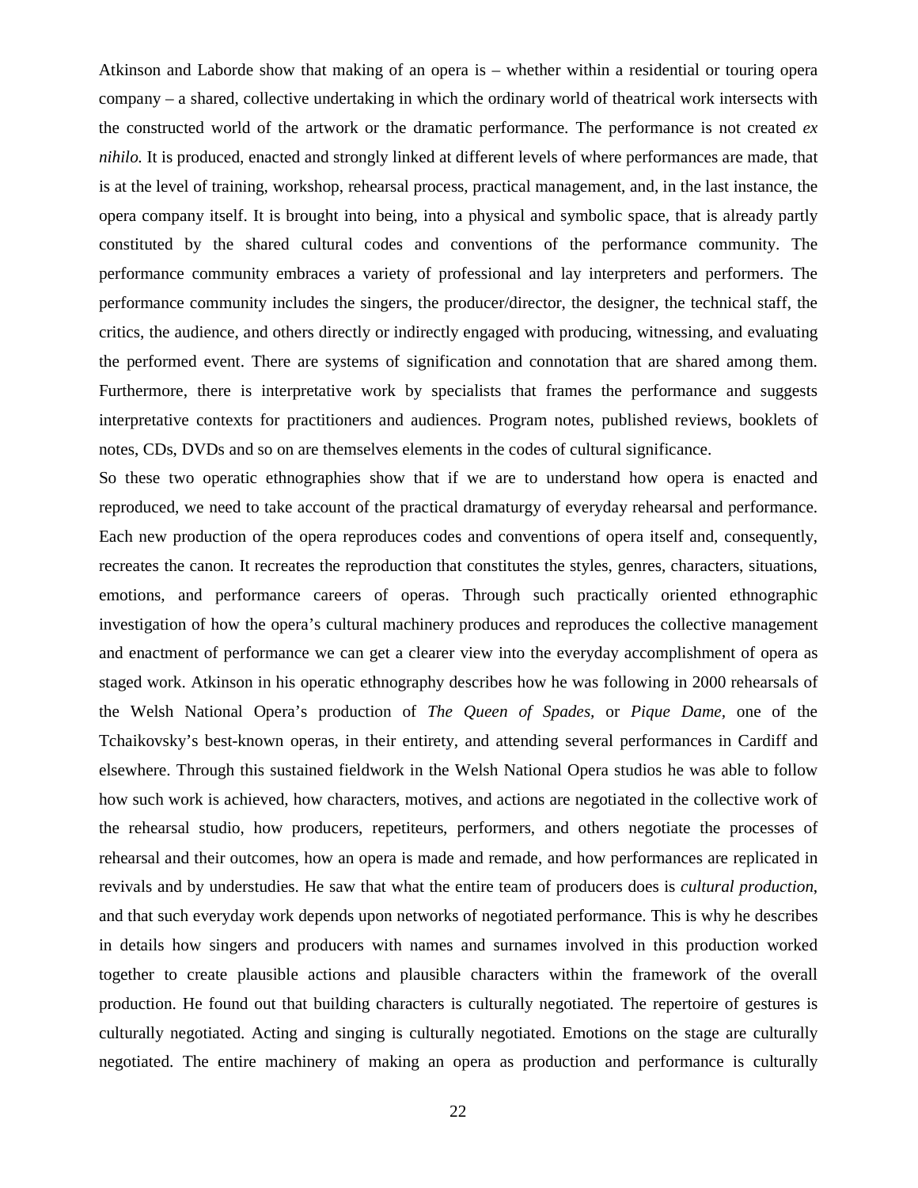Atkinson and Laborde show that making of an opera is – whether within a residential or touring opera company – a shared, collective undertaking in which the ordinary world of theatrical work intersects with the constructed world of the artwork or the dramatic performance. The performance is not created *ex nihilo.* It is produced, enacted and strongly linked at different levels of where performances are made, that is at the level of training, workshop, rehearsal process, practical management, and, in the last instance, the opera company itself. It is brought into being, into a physical and symbolic space, that is already partly constituted by the shared cultural codes and conventions of the performance community. The performance community embraces a variety of professional and lay interpreters and performers. The performance community includes the singers, the producer/director, the designer, the technical staff, the critics, the audience, and others directly or indirectly engaged with producing, witnessing, and evaluating the performed event. There are systems of signification and connotation that are shared among them. Furthermore, there is interpretative work by specialists that frames the performance and suggests interpretative contexts for practitioners and audiences. Program notes, published reviews, booklets of notes, CDs, DVDs and so on are themselves elements in the codes of cultural significance.

So these two operatic ethnographies show that if we are to understand how opera is enacted and reproduced, we need to take account of the practical dramaturgy of everyday rehearsal and performance. Each new production of the opera reproduces codes and conventions of opera itself and, consequently, recreates the canon. It recreates the reproduction that constitutes the styles, genres, characters, situations, emotions, and performance careers of operas. Through such practically oriented ethnographic investigation of how the opera's cultural machinery produces and reproduces the collective management and enactment of performance we can get a clearer view into the everyday accomplishment of opera as staged work. Atkinson in his operatic ethnography describes how he was following in 2000 rehearsals of the Welsh National Opera's production of *The Queen of Spades*, or *Pique Dame*, one of the Tchaikovsky's best-known operas, in their entirety, and attending several performances in Cardiff and elsewhere. Through this sustained fieldwork in the Welsh National Opera studios he was able to follow how such work is achieved, how characters, motives, and actions are negotiated in the collective work of the rehearsal studio, how producers, repetiteurs, performers, and others negotiate the processes of rehearsal and their outcomes, how an opera is made and remade, and how performances are replicated in revivals and by understudies. He saw that what the entire team of producers does is *cultural production*, and that such everyday work depends upon networks of negotiated performance. This is why he describes in details how singers and producers with names and surnames involved in this production worked together to create plausible actions and plausible characters within the framework of the overall production. He found out that building characters is culturally negotiated. The repertoire of gestures is culturally negotiated. Acting and singing is culturally negotiated. Emotions on the stage are culturally negotiated. The entire machinery of making an opera as production and performance is culturally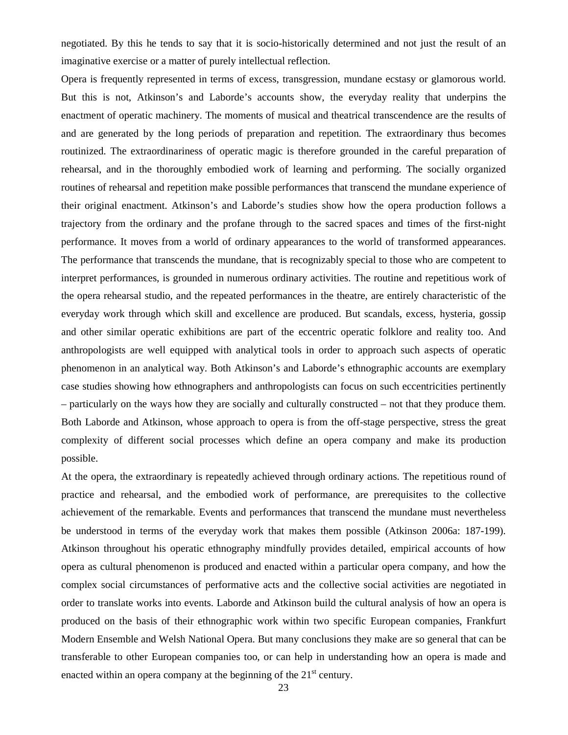negotiated. By this he tends to say that it is socio-historically determined and not just the result of an imaginative exercise or a matter of purely intellectual reflection.

Opera is frequently represented in terms of excess, transgression, mundane ecstasy or glamorous world. But this is not, Atkinson's and Laborde's accounts show, the everyday reality that underpins the enactment of operatic machinery. The moments of musical and theatrical transcendence are the results of and are generated by the long periods of preparation and repetition. The extraordinary thus becomes routinized. The extraordinariness of operatic magic is therefore grounded in the careful preparation of rehearsal, and in the thoroughly embodied work of learning and performing. The socially organized routines of rehearsal and repetition make possible performances that transcend the mundane experience of their original enactment. Atkinson's and Laborde's studies show how the opera production follows a trajectory from the ordinary and the profane through to the sacred spaces and times of the first-night performance. It moves from a world of ordinary appearances to the world of transformed appearances. The performance that transcends the mundane, that is recognizably special to those who are competent to interpret performances, is grounded in numerous ordinary activities. The routine and repetitious work of the opera rehearsal studio, and the repeated performances in the theatre, are entirely characteristic of the everyday work through which skill and excellence are produced. But scandals, excess, hysteria, gossip and other similar operatic exhibitions are part of the eccentric operatic folklore and reality too. And anthropologists are well equipped with analytical tools in order to approach such aspects of operatic phenomenon in an analytical way. Both Atkinson's and Laborde's ethnographic accounts are exemplary case studies showing how ethnographers and anthropologists can focus on such eccentricities pertinently – particularly on the ways how they are socially and culturally constructed – not that they produce them. Both Laborde and Atkinson, whose approach to opera is from the off-stage perspective, stress the great complexity of different social processes which define an opera company and make its production possible.

At the opera, the extraordinary is repeatedly achieved through ordinary actions. The repetitious round of practice and rehearsal, and the embodied work of performance, are prerequisites to the collective achievement of the remarkable. Events and performances that transcend the mundane must nevertheless be understood in terms of the everyday work that makes them possible (Atkinson 2006a: 187-199). Atkinson throughout his operatic ethnography mindfully provides detailed, empirical accounts of how opera as cultural phenomenon is produced and enacted within a particular opera company, and how the complex social circumstances of performative acts and the collective social activities are negotiated in order to translate works into events. Laborde and Atkinson build the cultural analysis of how an opera is produced on the basis of their ethnographic work within two specific European companies, Frankfurt Modern Ensemble and Welsh National Opera. But many conclusions they make are so general that can be transferable to other European companies too, or can help in understanding how an opera is made and enacted within an opera company at the beginning of the 21st century.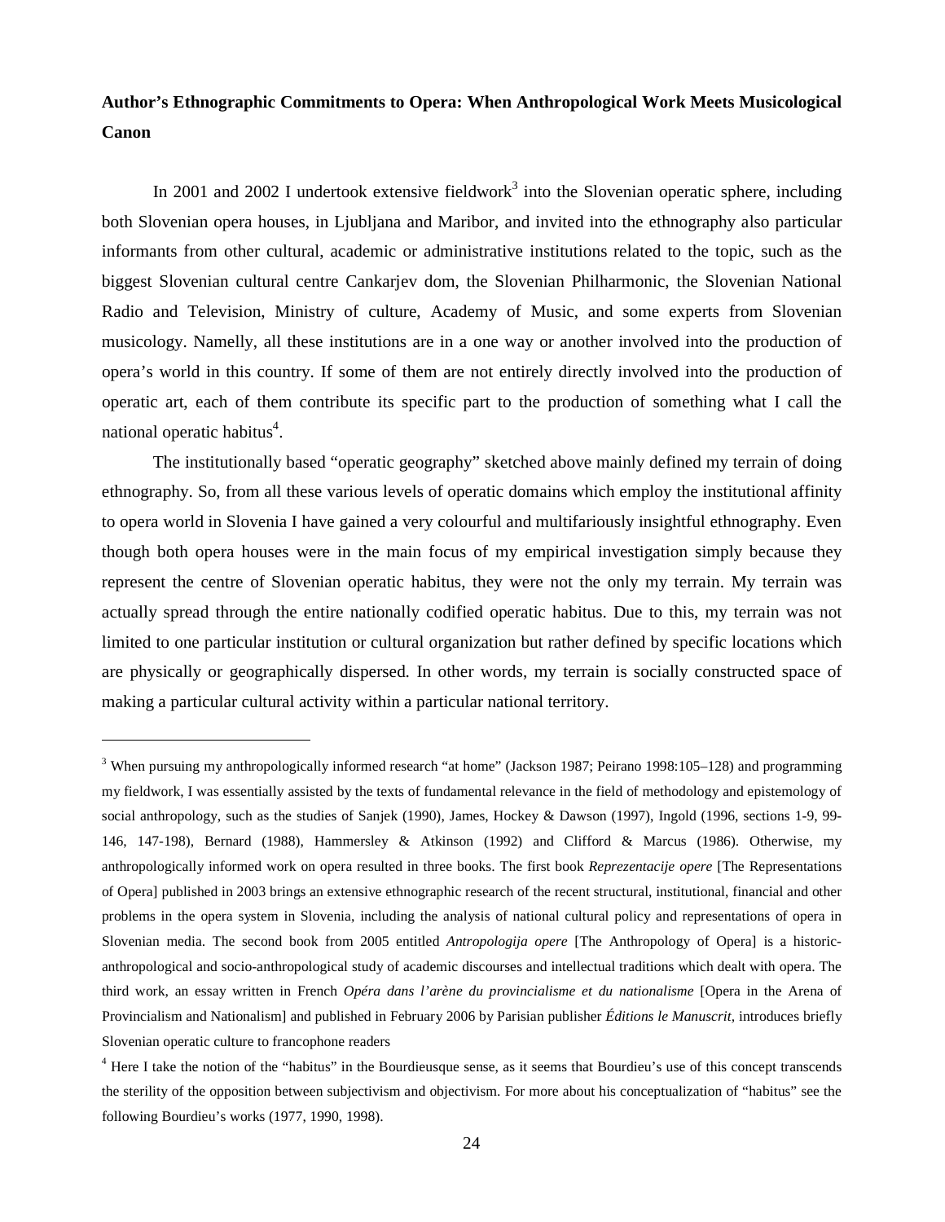## Author's Ethnographic Commitments to Opera: When Anthropological Work Meets Musicological Canon

In 2001 and 2002 I undertook extensive fieldwork[3] into the Slovenian operatic sphere, including both Slovenian opera houses, in Ljubljana and Maribor, and invited into the ethnography also particular informants from other cultural, academic or administrative institutions related to the topic, such as the biggest Slovenian cultural centre Cankarjev dom, the Slovenian Philharmonic, the Slovenian National Radio and Television, Ministry of culture, Academy of Music, and some experts from Slovenian musicology. Namelly, all these institutions are in a one way or another involved into the production of opera's world in this country. If some of them are not entirely directly involved into the production of operatic art, each of them contribute its specific part to the production of something what I call the national operatic habitus[4].

The institutionally based "operatic geography" sketched above mainly defined my terrain of doing ethnography. So, from all these various levels of operatic domains which employ the institutional affinity to opera world in Slovenia I have gained a very colourful and multifariously insightful ethnography. Even though both opera houses were in the main focus of my empirical investigation simply because they represent the centre of Slovenian operatic habitus, they were not the only my terrain. My terrain was actually spread through the entire nationally codified operatic habitus. Due to this, my terrain was not limited to one particular institution or cultural organization but rather defined by specific locations which are physically or geographically dispersed. In other words, my terrain is socially constructed space of making a particular cultural activity within a particular national territory.

---

[3] When pursuing my anthropologically informed research "at home" (Jackson 1987; Peirano 1998:105–128) and programming my fieldwork, I was essentially assisted by the texts of fundamental relevance in the field of methodology and epistemology of social anthropology, such as the studies of Sanjek (1990), James, Hockey & Dawson (1997), Ingold (1996, sections 1-9, 99-146, 147-198), Bernard (1988), Hammersley & Atkinson (1992) and Clifford & Marcus (1986). Otherwise, my anthropologically informed work on opera resulted in three books. The first book *Reprezentacije opere* [The Representations of Opera] published in 2003 brings an extensive ethnographic research of the recent structural, institutional, financial and other problems in the opera system in Slovenia, including the analysis of national cultural policy and representations of opera in Slovenian media. The second book from 2005 entitled *Antropologija opere* [The Anthropology of Opera] is a historic-anthropological and socio-anthropological study of academic discourses and intellectual traditions which dealt with opera. The third work, an essay written in French *Opéra dans l'arène du provincialisme et du nationalisme* [Opera in the Arena of Provincialism and Nationalism] and published in February 2006 by Parisian publisher *Éditions le Manuscrit,* introduces briefly Slovenian operatic culture to francophone readers

[4] Here I take the notion of the "habitus" in the Bourdieusque sense, as it seems that Bourdieu's use of this concept transcends the sterility of the opposition between subjectivism and objectivism. For more about his conceptualization of "habitus" see the following Bourdieu's works (1977, 1990, 1998).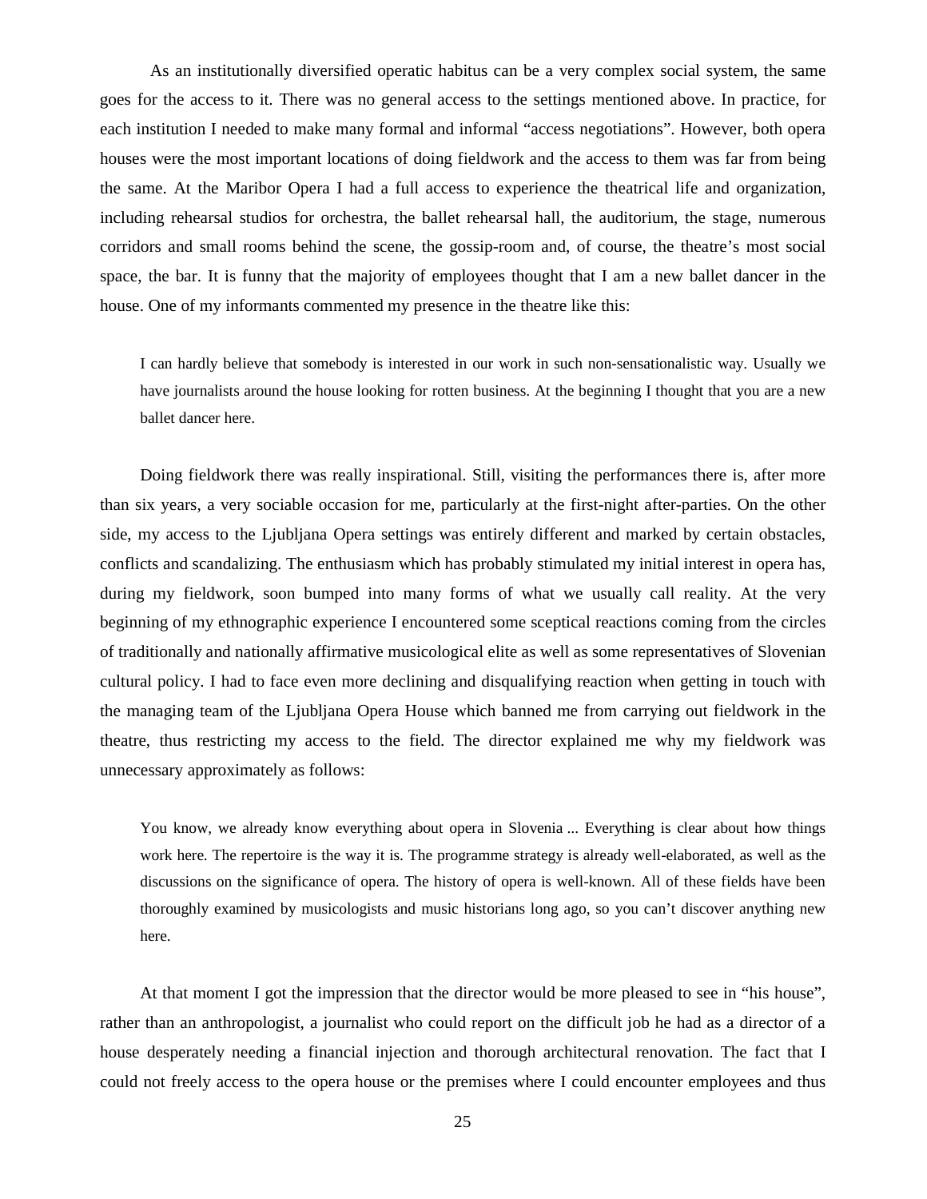As an institutionally diversified operatic habitus can be a very complex social system, the same goes for the access to it. There was no general access to the settings mentioned above. In practice, for each institution I needed to make many formal and informal "access negotiations". However, both opera houses were the most important locations of doing fieldwork and the access to them was far from being the same. At the Maribor Opera I had a full access to experience the theatrical life and organization, including rehearsal studios for orchestra, the ballet rehearsal hall, the auditorium, the stage, numerous corridors and small rooms behind the scene, the gossip-room and, of course, the theatre's most social space, the bar. It is funny that the majority of employees thought that I am a new ballet dancer in the house. One of my informants commented my presence in the theatre like this:

> I can hardly believe that somebody is interested in our work in such non-sensationalistic way. Usually we have journalists around the house looking for rotten business. At the beginning I thought that you are a new ballet dancer here.

Doing fieldwork there was really inspirational. Still, visiting the performances there is, after more than six years, a very sociable occasion for me, particularly at the first-night after-parties. On the other side, my access to the Ljubljana Opera settings was entirely different and marked by certain obstacles, conflicts and scandalizing. The enthusiasm which has probably stimulated my initial interest in opera has, during my fieldwork, soon bumped into many forms of what we usually call reality. At the very beginning of my ethnographic experience I encountered some sceptical reactions coming from the circles of traditionally and nationally affirmative musicological elite as well as some representatives of Slovenian cultural policy. I had to face even more declining and disqualifying reaction when getting in touch with the managing team of the Ljubljana Opera House which banned me from carrying out fieldwork in the theatre, thus restricting my access to the field. The director explained me why my fieldwork was unnecessary approximately as follows:

> You know, we already know everything about opera in Slovenia ... Everything is clear about how things work here. The repertoire is the way it is. The programme strategy is already well-elaborated, as well as the discussions on the significance of opera. The history of opera is well-known. All of these fields have been thoroughly examined by musicologists and music historians long ago, so you can't discover anything new here.

At that moment I got the impression that the director would be more pleased to see in "his house", rather than an anthropologist, a journalist who could report on the difficult job he had as a director of a house desperately needing a financial injection and thorough architectural renovation. The fact that I could not freely access to the opera house or the premises where I could encounter employees and thus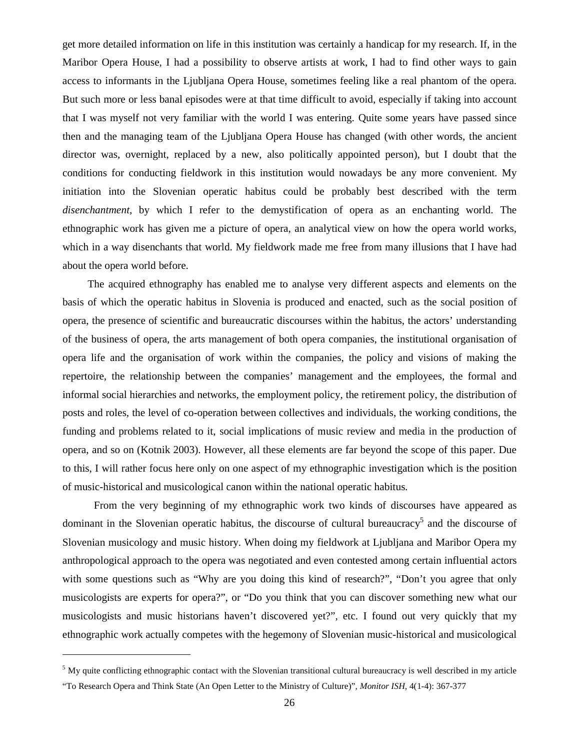get more detailed information on life in this institution was certainly a handicap for my research. If, in the Maribor Opera House, I had a possibility to observe artists at work, I had to find other ways to gain access to informants in the Ljubljana Opera House, sometimes feeling like a real phantom of the opera. But such more or less banal episodes were at that time difficult to avoid, especially if taking into account that I was myself not very familiar with the world I was entering. Quite some years have passed since then and the managing team of the Ljubljana Opera House has changed (with other words, the ancient director was, overnight, replaced by a new, also politically appointed person), but I doubt that the conditions for conducting fieldwork in this institution would nowadays be any more convenient. My initiation into the Slovenian operatic habitus could be probably best described with the term *disenchantment,* by which I refer to the demystification of opera as an enchanting world. The ethnographic work has given me a picture of opera, an analytical view on how the opera world works, which in a way disenchants that world. My fieldwork made me free from many illusions that I have had about the opera world before.

The acquired ethnography has enabled me to analyse very different aspects and elements on the basis of which the operatic habitus in Slovenia is produced and enacted, such as the social position of opera, the presence of scientific and bureaucratic discourses within the habitus, the actors' understanding of the business of opera, the arts management of both opera companies, the institutional organisation of opera life and the organisation of work within the companies, the policy and visions of making the repertoire, the relationship between the companies' management and the employees, the formal and informal social hierarchies and networks, the employment policy, the retirement policy, the distribution of posts and roles, the level of co-operation between collectives and individuals, the working conditions, the funding and problems related to it, social implications of music review and media in the production of opera, and so on (Kotnik 2003). However, all these elements are far beyond the scope of this paper. Due to this, I will rather focus here only on one aspect of my ethnographic investigation which is the position of music-historical and musicological canon within the national operatic habitus.

From the very beginning of my ethnographic work two kinds of discourses have appeared as dominant in the Slovenian operatic habitus, the discourse of cultural bureaucracy[5] and the discourse of Slovenian musicology and music history. When doing my fieldwork at Ljubljana and Maribor Opera my anthropological approach to the opera was negotiated and even contested among certain influential actors with some questions such as "Why are you doing this kind of research?", "Don't you agree that only musicologists are experts for opera?", or "Do you think that you can discover something new what our musicologists and music historians haven't discovered yet?", etc. I found out very quickly that my ethnographic work actually competes with the hegemony of Slovenian music-historical and musicological

---

[5] My quite conflicting ethnographic contact with the Slovenian transitional cultural bureaucracy is well described in my article "To Research Opera and Think State (An Open Letter to the Ministry of Culture)", *Monitor ISH,* 4(1-4): 367-377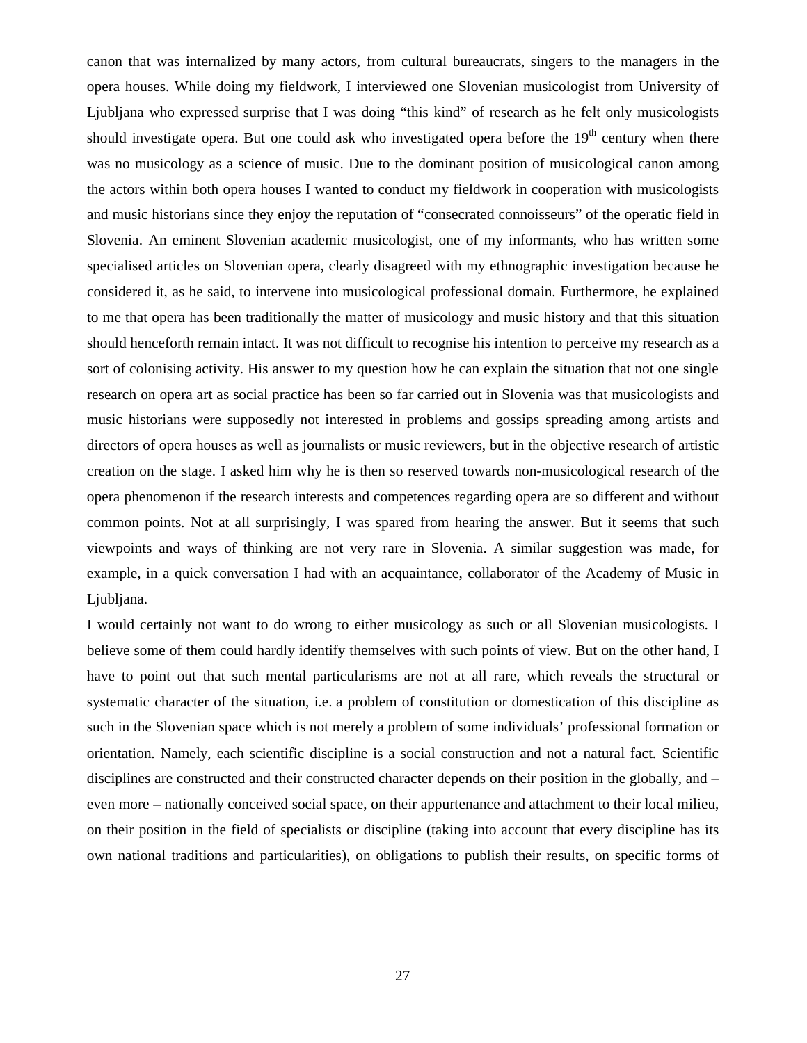canon that was internalized by many actors, from cultural bureaucrats, singers to the managers in the opera houses. While doing my fieldwork, I interviewed one Slovenian musicologist from University of Ljubljana who expressed surprise that I was doing “this kind” of research as he felt only musicologists should investigate opera. But one could ask who investigated opera before the 19th century when there was no musicology as a science of music. Due to the dominant position of musicological canon among the actors within both opera houses I wanted to conduct my fieldwork in cooperation with musicologists and music historians since they enjoy the reputation of “consecrated connoisseurs” of the operatic field in Slovenia. An eminent Slovenian academic musicologist, one of my informants, who has written some specialised articles on Slovenian opera, clearly disagreed with my ethnographic investigation because he considered it, as he said, to intervene into musicological professional domain. Furthermore, he explained to me that opera has been traditionally the matter of musicology and music history and that this situation should henceforth remain intact. It was not difficult to recognise his intention to perceive my research as a sort of colonising activity. His answer to my question how he can explain the situation that not one single research on opera art as social practice has been so far carried out in Slovenia was that musicologists and music historians were supposedly not interested in problems and gossips spreading among artists and directors of opera houses as well as journalists or music reviewers, but in the objective research of artistic creation on the stage. I asked him why he is then so reserved towards non-musicological research of the opera phenomenon if the research interests and competences regarding opera are so different and without common points. Not at all surprisingly, I was spared from hearing the answer. But it seems that such viewpoints and ways of thinking are not very rare in Slovenia. A similar suggestion was made, for example, in a quick conversation I had with an acquaintance, collaborator of the Academy of Music in Ljubljana.

I would certainly not want to do wrong to either musicology as such or all Slovenian musicologists. I believe some of them could hardly identify themselves with such points of view. But on the other hand, I have to point out that such mental particularisms are not at all rare, which reveals the structural or systematic character of the situation, i.e. a problem of constitution or domestication of this discipline as such in the Slovenian space which is not merely a problem of some individuals’ professional formation or orientation. Namely, each scientific discipline is a social construction and not a natural fact. Scientific disciplines are constructed and their constructed character depends on their position in the globally, and – even more – nationally conceived social space, on their appurtenance and attachment to their local milieu, on their position in the field of specialists or discipline (taking into account that every discipline has its own national traditions and particularities), on obligations to publish their results, on specific forms of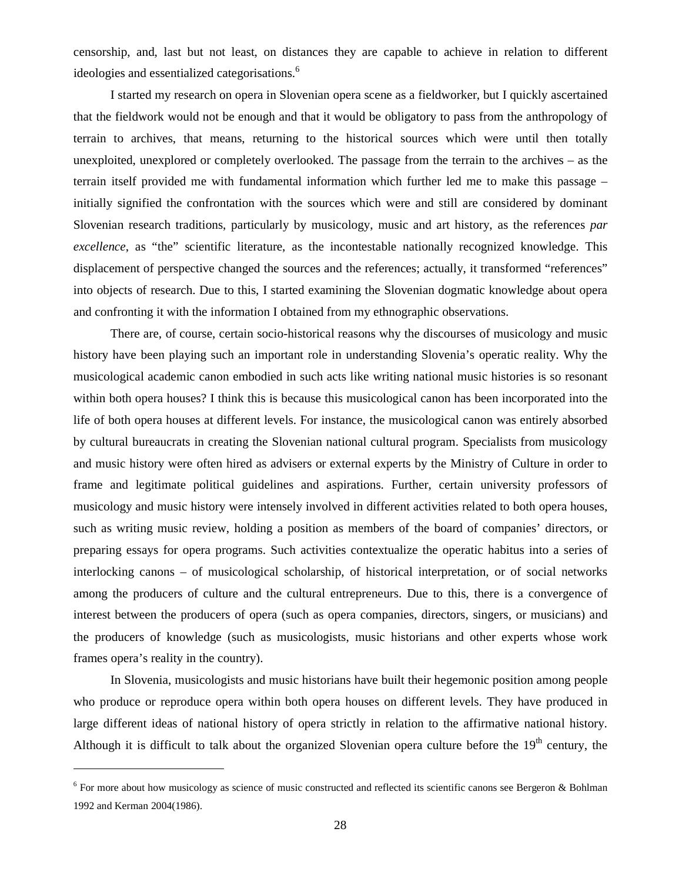censorship, and, last but not least, on distances they are capable to achieve in relation to different ideologies and essentialized categorisations.[6]

I started my research on opera in Slovenian opera scene as a fieldworker, but I quickly ascertained that the fieldwork would not be enough and that it would be obligatory to pass from the anthropology of terrain to archives, that means, returning to the historical sources which were until then totally unexploited, unexplored or completely overlooked. The passage from the terrain to the archives – as the terrain itself provided me with fundamental information which further led me to make this passage – initially signified the confrontation with the sources which were and still are considered by dominant Slovenian research traditions, particularly by musicology, music and art history, as the references *par excellence*, as "the" scientific literature, as the incontestable nationally recognized knowledge. This displacement of perspective changed the sources and the references; actually, it transformed "references" into objects of research. Due to this, I started examining the Slovenian dogmatic knowledge about opera and confronting it with the information I obtained from my ethnographic observations.

There are, of course, certain socio-historical reasons why the discourses of musicology and music history have been playing such an important role in understanding Slovenia's operatic reality. Why the musicological academic canon embodied in such acts like writing national music histories is so resonant within both opera houses? I think this is because this musicological canon has been incorporated into the life of both opera houses at different levels. For instance, the musicological canon was entirely absorbed by cultural bureaucrats in creating the Slovenian national cultural program. Specialists from musicology and music history were often hired as advisers or external experts by the Ministry of Culture in order to frame and legitimate political guidelines and aspirations. Further, certain university professors of musicology and music history were intensely involved in different activities related to both opera houses, such as writing music review, holding a position as members of the board of companies' directors, or preparing essays for opera programs. Such activities contextualize the operatic habitus into a series of interlocking canons – of musicological scholarship, of historical interpretation, or of social networks among the producers of culture and the cultural entrepreneurs. Due to this, there is a convergence of interest between the producers of opera (such as opera companies, directors, singers, or musicians) and the producers of knowledge (such as musicologists, music historians and other experts whose work frames opera's reality in the country).

In Slovenia, musicologists and music historians have built their hegemonic position among people who produce or reproduce opera within both opera houses on different levels. They have produced in large different ideas of national history of opera strictly in relation to the affirmative national history. Although it is difficult to talk about the organized Slovenian opera culture before the 19th century, the

---

[6] For more about how musicology as science of music constructed and reflected its scientific canons see Bergeron & Bohlman 1992 and Kerman 2004(1986).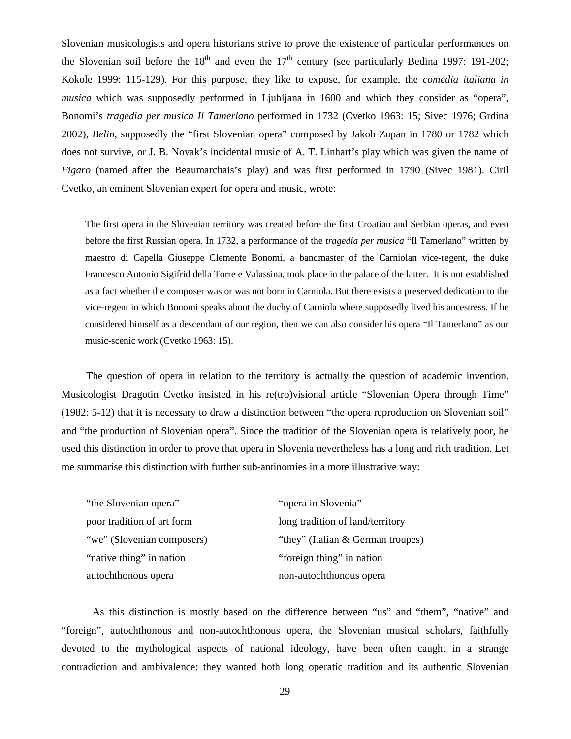Slovenian musicologists and opera historians strive to prove the existence of particular performances on the Slovenian soil before the 18th and even the 17th century (see particularly Bedina 1997: 191-202; Kokole 1999: 115-129). For this purpose, they like to expose, for example, the *comedia italiana in musica* which was supposedly performed in Ljubljana in 1600 and which they consider as "opera", Bonomi's *tragedia per musica Il Tamerlano* performed in 1732 (Cvetko 1963: 15; Sivec 1976; Grdina 2002), *Belin*, supposedly the "first Slovenian opera" composed by Jakob Zupan in 1780 or 1782 which does not survive, or J. B. Novak's incidental music of A. T. Linhart's play which was given the name of *Figaro* (named after the Beaumarchais's play) and was first performed in 1790 (Sivec 1981). Ciril Cvetko, an eminent Slovenian expert for opera and music, wrote:

> The first opera in the Slovenian territory was created before the first Croatian and Serbian operas, and even before the first Russian opera. In 1732, a performance of the *tragedia per musica* "Il Tamerlano" written by maestro di Capella Giuseppe Clemente Bonomi, a bandmaster of the Carniolan vice-regent, the duke Francesco Antonio Sigifrid della Torre e Valassina, took place in the palace of the latter. It is not established as a fact whether the composer was or was not born in Carniola. But there exists a preserved dedication to the vice-regent in which Bonomi speaks about the duchy of Carniola where supposedly lived his ancestress. If he considered himself as a descendant of our region, then we can also consider his opera "Il Tamerlano" as our music-scenic work (Cvetko 1963: 15).

The question of opera in relation to the territory is actually the question of academic invention. Musicologist Dragotin Cvetko insisted in his re(tro)visional article "Slovenian Opera through Time" (1982: 5-12) that it is necessary to draw a distinction between "the opera reproduction on Slovenian soil" and "the production of Slovenian opera". Since the tradition of the Slovenian opera is relatively poor, he used this distinction in order to prove that opera in Slovenia nevertheless has a long and rich tradition. Let me summarise this distinction with further sub-antinomies in a more illustrative way:

| "the Slovenian opera" | "opera in Slovenia" |
|---|---|
| poor tradition of art form | long tradition of land/territory |
| "we" (Slovenian composers) | "they" (Italian & German troupes) |
| "native thing" in nation | "foreign thing" in nation |
| autochthonous opera | non-autochthonous opera |

As this distinction is mostly based on the difference between "us" and "them", "native" and "foreign", autochthonous and non-autochthonous opera, the Slovenian musical scholars, faithfully devoted to the mythological aspects of national ideology, have been often caught in a strange contradiction and ambivalence: they wanted both long operatic tradition and its authentic Slovenian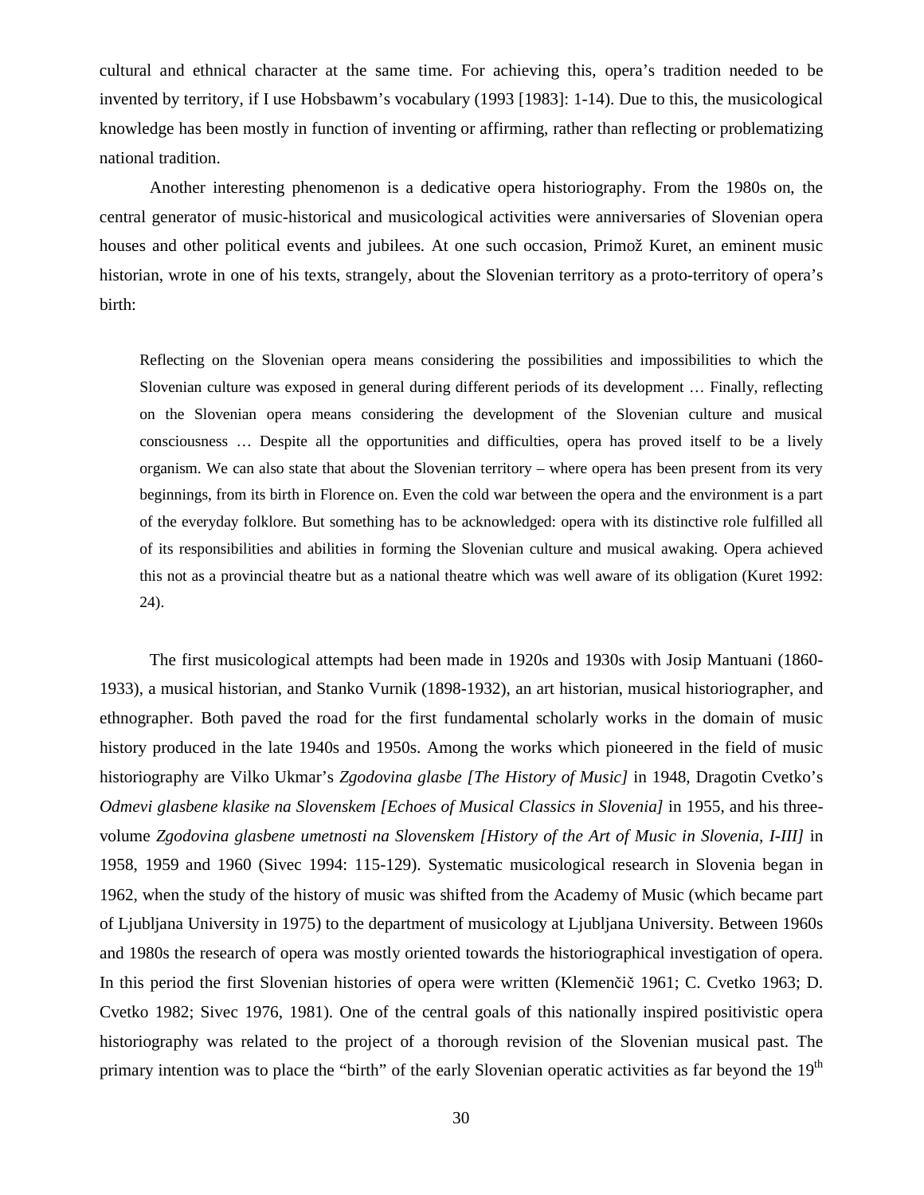cultural and ethnical character at the same time. For achieving this, opera's tradition needed to be invented by territory, if I use Hobsbawm's vocabulary (1993 [1983]: 1-14). Due to this, the musicological knowledge has been mostly in function of inventing or affirming, rather than reflecting or problematizing national tradition.

Another interesting phenomenon is a dedicative opera historiography. From the 1980s on, the central generator of music-historical and musicological activities were anniversaries of Slovenian opera houses and other political events and jubilees. At one such occasion, Primož Kuret, an eminent music historian, wrote in one of his texts, strangely, about the Slovenian territory as a proto-territory of opera's birth:

> Reflecting on the Slovenian opera means considering the possibilities and impossibilities to which the Slovenian culture was exposed in general during different periods of its development … Finally, reflecting on the Slovenian opera means considering the development of the Slovenian culture and musical consciousness … Despite all the opportunities and difficulties, opera has proved itself to be a lively organism. We can also state that about the Slovenian territory – where opera has been present from its very beginnings, from its birth in Florence on. Even the cold war between the opera and the environment is a part of the everyday folklore. But something has to be acknowledged: opera with its distinctive role fulfilled all of its responsibilities and abilities in forming the Slovenian culture and musical awaking. Opera achieved this not as a provincial theatre but as a national theatre which was well aware of its obligation (Kuret 1992: 24).

The first musicological attempts had been made in 1920s and 1930s with Josip Mantuani (1860-1933), a musical historian, and Stanko Vurnik (1898-1932), an art historian, musical historiographer, and ethnographer. Both paved the road for the first fundamental scholarly works in the domain of music history produced in the late 1940s and 1950s. Among the works which pioneered in the field of music historiography are Vilko Ukmar's *Zgodovina glasbe [The History of Music]* in 1948, Dragotin Cvetko's *Odmevi glasbene klasike na Slovenskem [Echoes of Musical Classics in Slovenia]* in 1955, and his three-volume *Zgodovina glasbene umetnosti na Slovenskem [History of the Art of Music in Slovenia, I-III]* in 1958, 1959 and 1960 (Sivec 1994: 115-129). Systematic musicological research in Slovenia began in 1962, when the study of the history of music was shifted from the Academy of Music (which became part of Ljubljana University in 1975) to the department of musicology at Ljubljana University. Between 1960s and 1980s the research of opera was mostly oriented towards the historiographical investigation of opera. In this period the first Slovenian histories of opera were written (Klemenčič 1961; C. Cvetko 1963; D. Cvetko 1982; Sivec 1976, 1981). One of the central goals of this nationally inspired positivistic opera historiography was related to the project of a thorough revision of the Slovenian musical past. The primary intention was to place the "birth" of the early Slovenian operatic activities as far beyond the 19th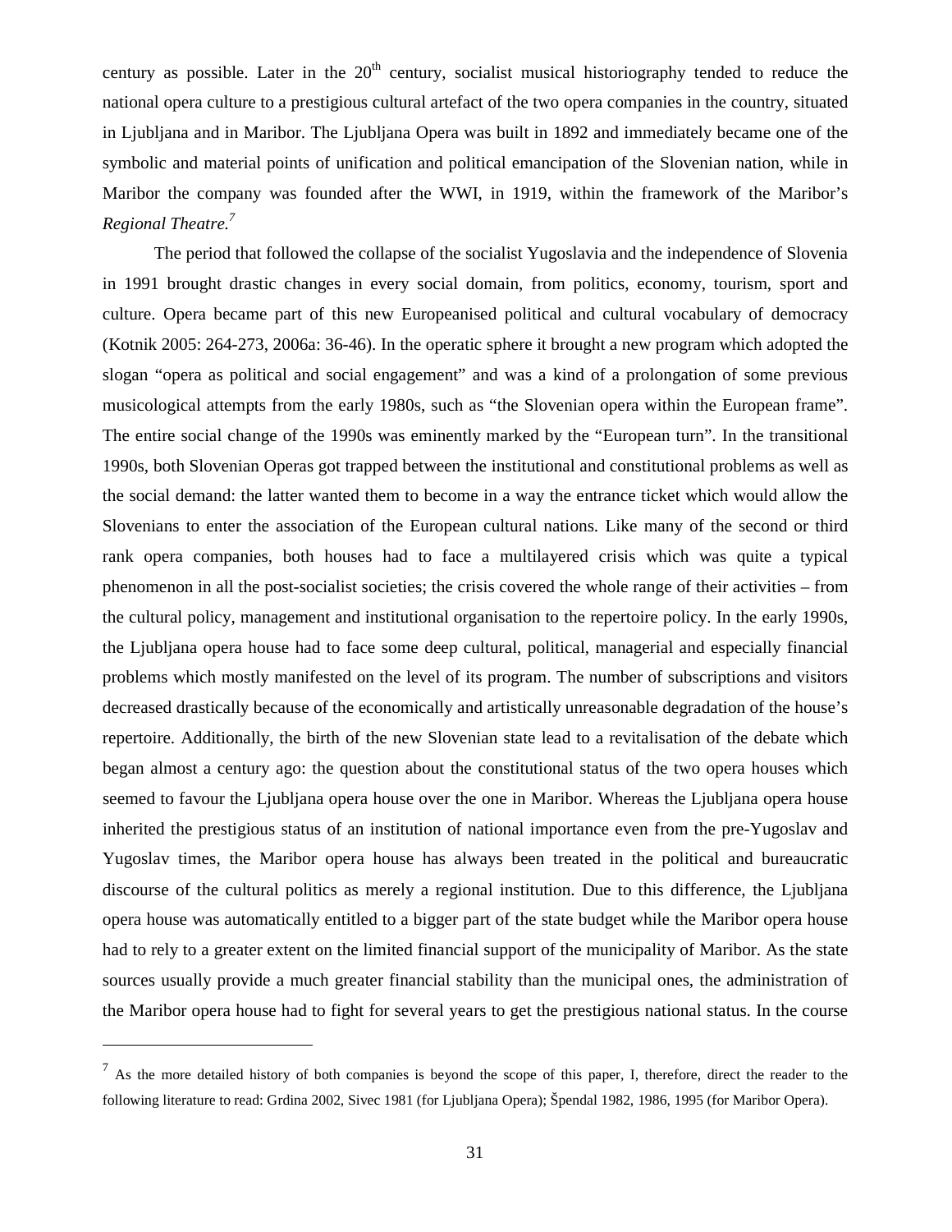century as possible. Later in the 20th century, socialist musical historiography tended to reduce the national opera culture to a prestigious cultural artefact of the two opera companies in the country, situated in Ljubljana and in Maribor. The Ljubljana Opera was built in 1892 and immediately became one of the symbolic and material points of unification and political emancipation of the Slovenian nation, while in Maribor the company was founded after the WWI, in 1919, within the framework of the Maribor's *Regional Theatre.*[7]

The period that followed the collapse of the socialist Yugoslavia and the independence of Slovenia in 1991 brought drastic changes in every social domain, from politics, economy, tourism, sport and culture. Opera became part of this new Europeanised political and cultural vocabulary of democracy (Kotnik 2005: 264-273, 2006a: 36-46). In the operatic sphere it brought a new program which adopted the slogan "opera as political and social engagement" and was a kind of a prolongation of some previous musicological attempts from the early 1980s, such as "the Slovenian opera within the European frame". The entire social change of the 1990s was eminently marked by the "European turn". In the transitional 1990s, both Slovenian Operas got trapped between the institutional and constitutional problems as well as the social demand: the latter wanted them to become in a way the entrance ticket which would allow the Slovenians to enter the association of the European cultural nations. Like many of the second or third rank opera companies, both houses had to face a multilayered crisis which was quite a typical phenomenon in all the post-socialist societies; the crisis covered the whole range of their activities – from the cultural policy, management and institutional organisation to the repertoire policy. In the early 1990s, the Ljubljana opera house had to face some deep cultural, political, managerial and especially financial problems which mostly manifested on the level of its program. The number of subscriptions and visitors decreased drastically because of the economically and artistically unreasonable degradation of the house's repertoire. Additionally, the birth of the new Slovenian state lead to a revitalisation of the debate which began almost a century ago: the question about the constitutional status of the two opera houses which seemed to favour the Ljubljana opera house over the one in Maribor. Whereas the Ljubljana opera house inherited the prestigious status of an institution of national importance even from the pre-Yugoslav and Yugoslav times, the Maribor opera house has always been treated in the political and bureaucratic discourse of the cultural politics as merely a regional institution. Due to this difference, the Ljubljana opera house was automatically entitled to a bigger part of the state budget while the Maribor opera house had to rely to a greater extent on the limited financial support of the municipality of Maribor. As the state sources usually provide a much greater financial stability than the municipal ones, the administration of the Maribor opera house had to fight for several years to get the prestigious national status. In the course

---

[7] As the more detailed history of both companies is beyond the scope of this paper, I, therefore, direct the reader to the following literature to read: Grdina 2002, Sivec 1981 (for Ljubljana Opera); Špendal 1982, 1986, 1995 (for Maribor Opera).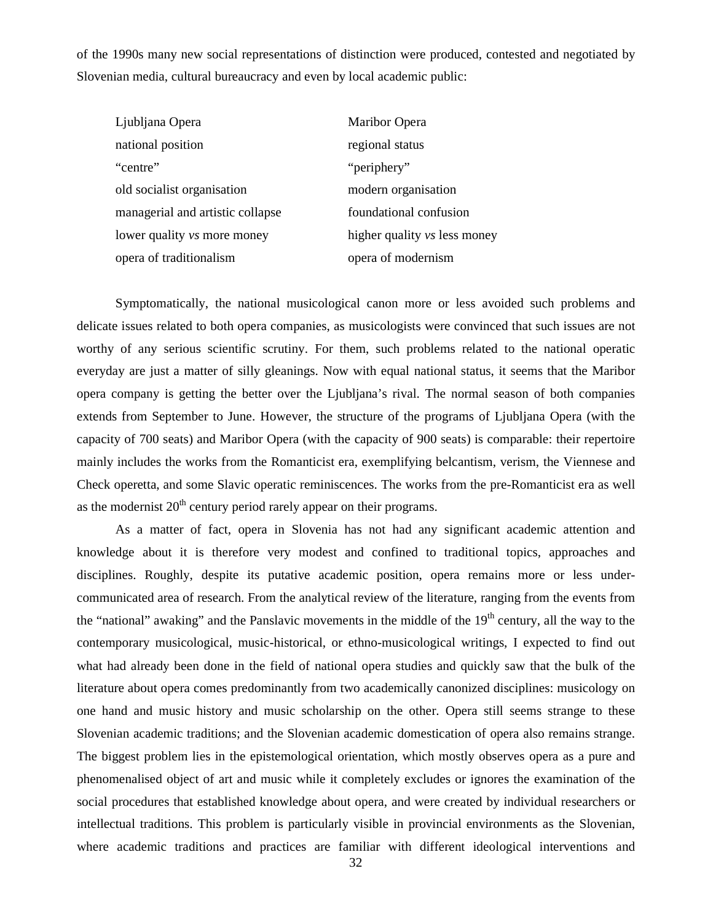of the 1990s many new social representations of distinction were produced, contested and negotiated by Slovenian media, cultural bureaucracy and even by local academic public:

| Ljubljana Opera | Maribor Opera |
|---|---|
| national position | regional status |
| “centre” | “periphery” |
| old socialist organisation | modern organisation |
| managerial and artistic collapse | foundational confusion |
| lower quality *vs* more money | higher quality *vs* less money |
| opera of traditionalism | opera of modernism |

Symptomatically, the national musicological canon more or less avoided such problems and delicate issues related to both opera companies, as musicologists were convinced that such issues are not worthy of any serious scientific scrutiny. For them, such problems related to the national operatic everyday are just a matter of silly gleanings. Now with equal national status, it seems that the Maribor opera company is getting the better over the Ljubljana’s rival. The normal season of both companies extends from September to June. However, the structure of the programs of Ljubljana Opera (with the capacity of 700 seats) and Maribor Opera (with the capacity of 900 seats) is comparable: their repertoire mainly includes the works from the Romanticist era, exemplifying belcantism, verism, the Viennese and Check operetta, and some Slavic operatic reminiscences. The works from the pre-Romanticist era as well as the modernist 20th century period rarely appear on their programs.

As a matter of fact, opera in Slovenia has not had any significant academic attention and knowledge about it is therefore very modest and confined to traditional topics, approaches and disciplines. Roughly, despite its putative academic position, opera remains more or less under-communicated area of research. From the analytical review of the literature, ranging from the events from the “national” awaking” and the Panslavic movements in the middle of the 19th century, all the way to the contemporary musicological, music-historical, or ethno-musicological writings, I expected to find out what had already been done in the field of national opera studies and quickly saw that the bulk of the literature about opera comes predominantly from two academically canonized disciplines: musicology on one hand and music history and music scholarship on the other. Opera still seems strange to these Slovenian academic traditions; and the Slovenian academic domestication of opera also remains strange. The biggest problem lies in the epistemological orientation, which mostly observes opera as a pure and phenomenalised object of art and music while it completely excludes or ignores the examination of the social procedures that established knowledge about opera, and were created by individual researchers or intellectual traditions. This problem is particularly visible in provincial environments as the Slovenian, where academic traditions and practices are familiar with different ideological interventions and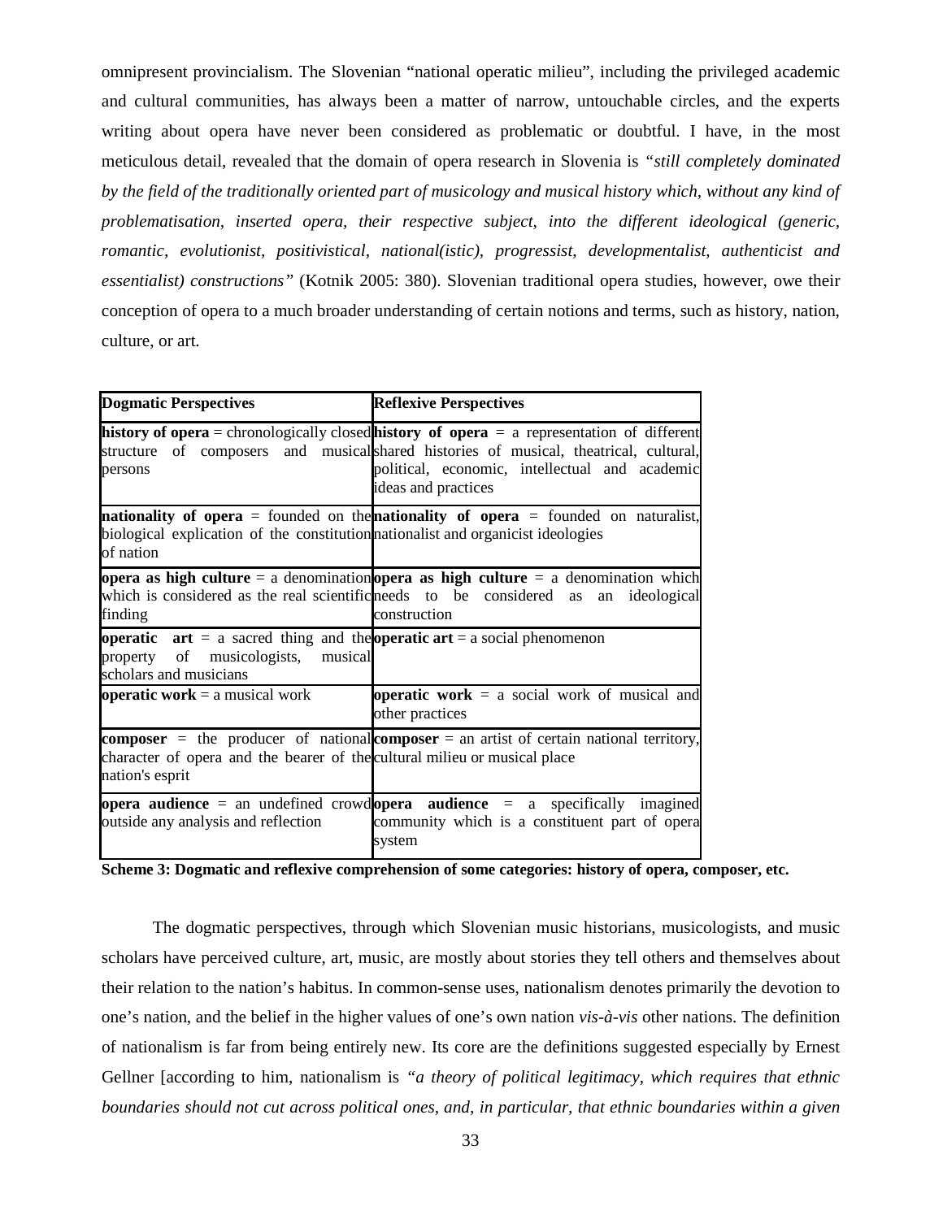omnipresent provincialism. The Slovenian "national operatic milieu", including the privileged academic and cultural communities, has always been a matter of narrow, untouchable circles, and the experts writing about opera have never been considered as problematic or doubtful. I have, in the most meticulous detail, revealed that the domain of opera research in Slovenia is *"still completely dominated by the field of the traditionally oriented part of musicology and musical history which, without any kind of problematisation, inserted opera, their respective subject, into the different ideological (generic, romantic, evolutionist, positivistical, national(istic), progressist, developmentalist, authenticist and essentialist) constructions"* (Kotnik 2005: 380). Slovenian traditional opera studies, however, owe their conception of opera to a much broader understanding of certain notions and terms, such as history, nation, culture, or art.

| **Dogmatic Perspectives** | **Reflexive Perspectives** |
| --- | --- |
| **history of opera** = chronologically closed structure of composers and musical persons | **history of opera** = a representation of different shared histories of musical, theatrical, cultural, political, economic, intellectual and academic ideas and practices |
| **nationality of opera** = founded on the biological explication of the constitution of nation | **nationality of opera** = founded on naturalist, nationalist and organicist ideologies |
| **opera as high culture** = a denomination which is considered as the real scientific finding | **opera as high culture** = a denomination which needs to be considered as an ideological construction |
| **operatic art** = a sacred thing and the property of musicologists, musical scholars and musicians | **operatic art** = a social phenomenon |
| **operatic work** = a musical work | **operatic work** = a social work of musical and other practices |
| **composer** = the producer of national character of opera and the bearer of the nation's esprit | **composer** = an artist of certain national territory, cultural milieu or musical place |
| **opera audience** = an undefined crowd outside any analysis and reflection | **opera audience** = a specifically imagined community which is a constituent part of opera system |

**Scheme 3: Dogmatic and reflexive comprehension of some categories: history of opera, composer, etc.**

The dogmatic perspectives, through which Slovenian music historians, musicologists, and music scholars have perceived culture, art, music, are mostly about stories they tell others and themselves about their relation to the nation's habitus. In common-sense uses, nationalism denotes primarily the devotion to one's nation, and the belief in the higher values of one's own nation *vis-à-vis* other nations. The definition of nationalism is far from being entirely new. Its core are the definitions suggested especially by Ernest Gellner [according to him, nationalism is *"a theory of political legitimacy, which requires that ethnic boundaries should not cut across political ones, and, in particular, that ethnic boundaries within a given*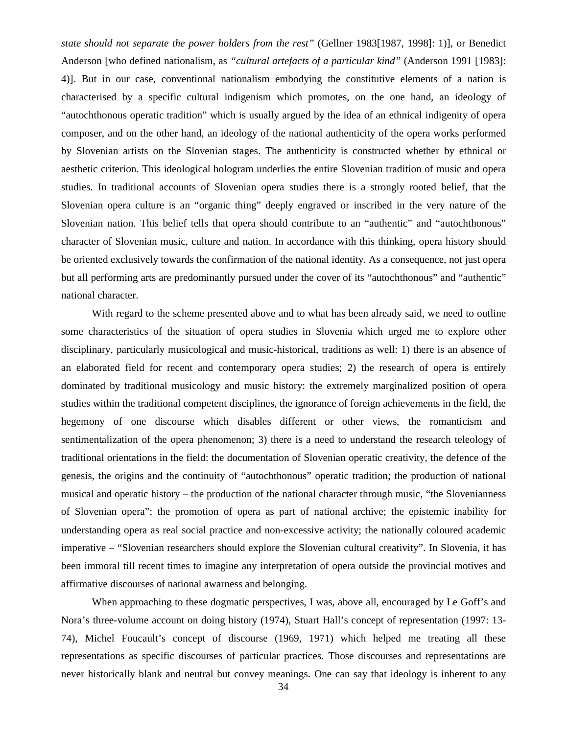*state should not separate the power holders from the rest"* (Gellner 1983[1987, 1998]: 1)], or Benedict Anderson [who defined nationalism, as *"cultural artefacts of a particular kind"* (Anderson 1991 [1983]: 4)]. But in our case, conventional nationalism embodying the constitutive elements of a nation is characterised by a specific cultural indigenism which promotes, on the one hand, an ideology of "autochthonous operatic tradition" which is usually argued by the idea of an ethnical indigenity of opera composer, and on the other hand, an ideology of the national authenticity of the opera works performed by Slovenian artists on the Slovenian stages. The authenticity is constructed whether by ethnical or aesthetic criterion. This ideological hologram underlies the entire Slovenian tradition of music and opera studies. In traditional accounts of Slovenian opera studies there is a strongly rooted belief, that the Slovenian opera culture is an "organic thing" deeply engraved or inscribed in the very nature of the Slovenian nation. This belief tells that opera should contribute to an "authentic" and "autochthonous" character of Slovenian music, culture and nation. In accordance with this thinking, opera history should be oriented exclusively towards the confirmation of the national identity. As a consequence, not just opera but all performing arts are predominantly pursued under the cover of its "autochthonous" and "authentic" national character.

With regard to the scheme presented above and to what has been already said, we need to outline some characteristics of the situation of opera studies in Slovenia which urged me to explore other disciplinary, particularly musicological and music-historical, traditions as well: 1) there is an absence of an elaborated field for recent and contemporary opera studies; 2) the research of opera is entirely dominated by traditional musicology and music history: the extremely marginalized position of opera studies within the traditional competent disciplines, the ignorance of foreign achievements in the field, the hegemony of one discourse which disables different or other views, the romanticism and sentimentalization of the opera phenomenon; 3) there is a need to understand the research teleology of traditional orientations in the field: the documentation of Slovenian operatic creativity, the defence of the genesis, the origins and the continuity of "autochthonous" operatic tradition; the production of national musical and operatic history – the production of the national character through music, "the Slovenianness of Slovenian opera"; the promotion of opera as part of national archive; the epistemic inability for understanding opera as real social practice and non-excessive activity; the nationally coloured academic imperative – "Slovenian researchers should explore the Slovenian cultural creativity". In Slovenia, it has been immoral till recent times to imagine any interpretation of opera outside the provincial motives and affirmative discourses of national awarness and belonging.

When approaching to these dogmatic perspectives, I was, above all, encouraged by Le Goff's and Nora's three-volume account on doing history (1974), Stuart Hall's concept of representation (1997: 13-74), Michel Foucault's concept of discourse (1969, 1971) which helped me treating all these representations as specific discourses of particular practices. Those discourses and representations are never historically blank and neutral but convey meanings. One can say that ideology is inherent to any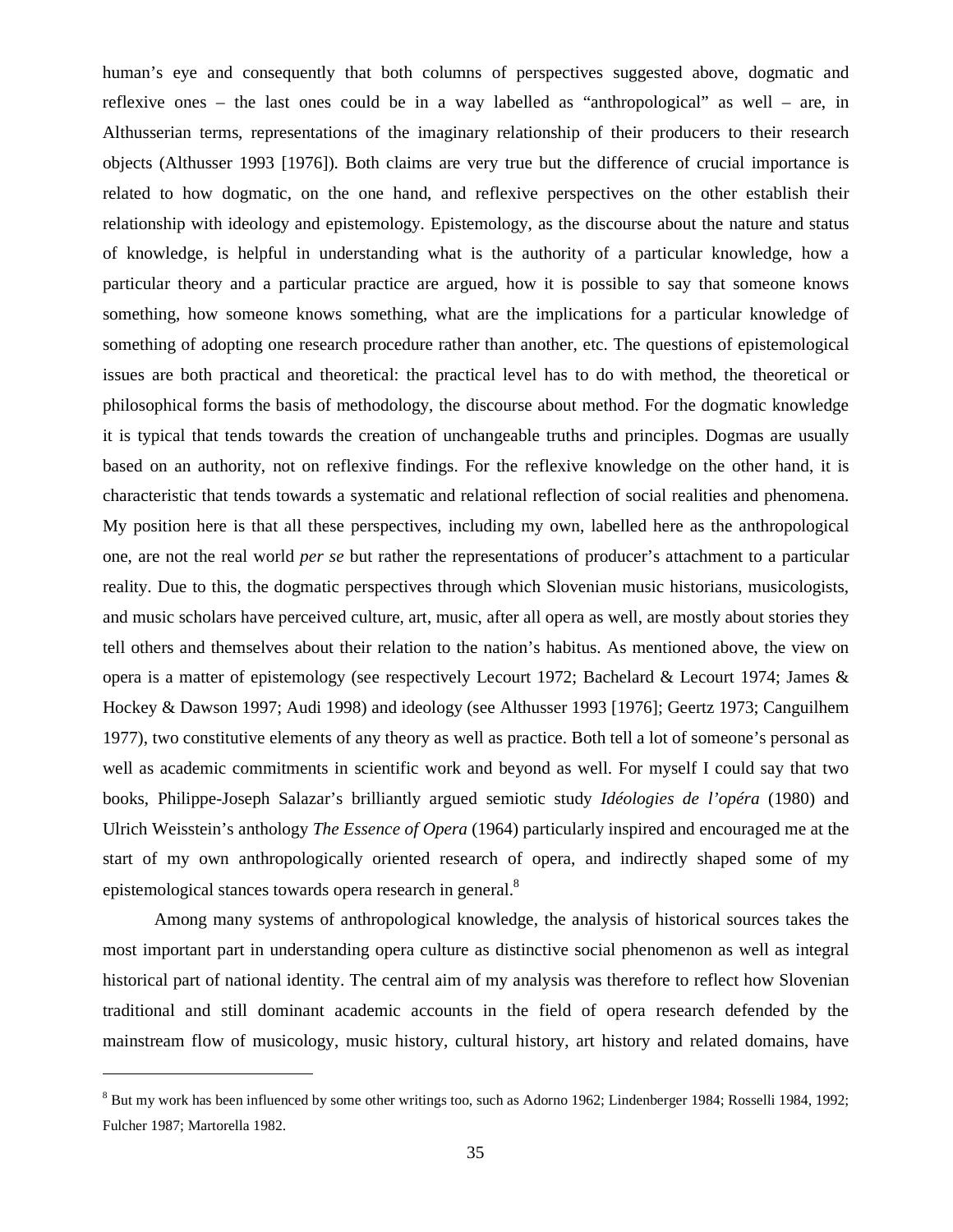human's eye and consequently that both columns of perspectives suggested above, dogmatic and reflexive ones – the last ones could be in a way labelled as "anthropological" as well – are, in Althusserian terms, representations of the imaginary relationship of their producers to their research objects (Althusser 1993 [1976]). Both claims are very true but the difference of crucial importance is related to how dogmatic, on the one hand, and reflexive perspectives on the other establish their relationship with ideology and epistemology. Epistemology, as the discourse about the nature and status of knowledge, is helpful in understanding what is the authority of a particular knowledge, how a particular theory and a particular practice are argued, how it is possible to say that someone knows something, how someone knows something, what are the implications for a particular knowledge of something of adopting one research procedure rather than another, etc. The questions of epistemological issues are both practical and theoretical: the practical level has to do with method, the theoretical or philosophical forms the basis of methodology, the discourse about method. For the dogmatic knowledge it is typical that tends towards the creation of unchangeable truths and principles. Dogmas are usually based on an authority, not on reflexive findings. For the reflexive knowledge on the other hand, it is characteristic that tends towards a systematic and relational reflection of social realities and phenomena. My position here is that all these perspectives, including my own, labelled here as the anthropological one, are not the real world *per se* but rather the representations of producer's attachment to a particular reality. Due to this, the dogmatic perspectives through which Slovenian music historians, musicologists, and music scholars have perceived culture, art, music, after all opera as well, are mostly about stories they tell others and themselves about their relation to the nation's habitus. As mentioned above, the view on opera is a matter of epistemology (see respectively Lecourt 1972; Bachelard & Lecourt 1974; James & Hockey & Dawson 1997; Audi 1998) and ideology (see Althusser 1993 [1976]; Geertz 1973; Canguilhem 1977), two constitutive elements of any theory as well as practice. Both tell a lot of someone's personal as well as academic commitments in scientific work and beyond as well. For myself I could say that two books, Philippe-Joseph Salazar's brilliantly argued semiotic study *Idéologies de l'opéra* (1980) and Ulrich Weisstein's anthology *The Essence of Opera* (1964) particularly inspired and encouraged me at the start of my own anthropologically oriented research of opera, and indirectly shaped some of my epistemological stances towards opera research in general.[8]

Among many systems of anthropological knowledge, the analysis of historical sources takes the most important part in understanding opera culture as distinctive social phenomenon as well as integral historical part of national identity. The central aim of my analysis was therefore to reflect how Slovenian traditional and still dominant academic accounts in the field of opera research defended by the mainstream flow of musicology, music history, cultural history, art history and related domains, have

---

[8] But my work has been influenced by some other writings too, such as Adorno 1962; Lindenberger 1984; Rosselli 1984, 1992; Fulcher 1987; Martorella 1982.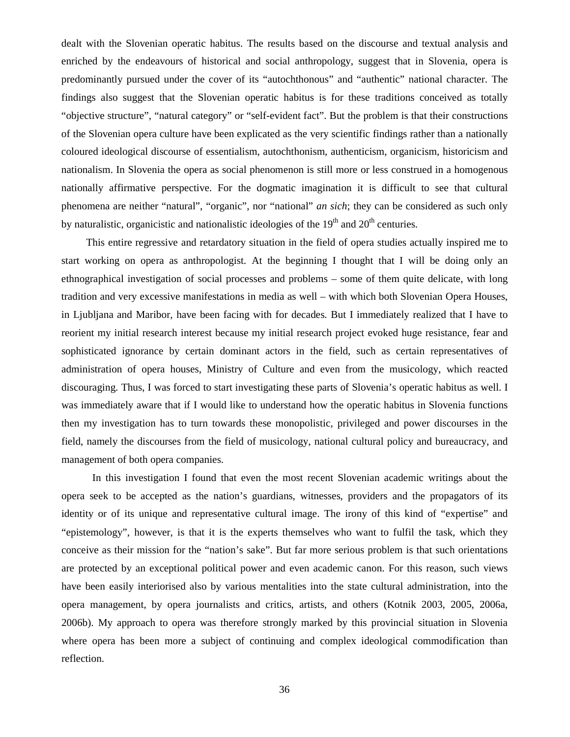dealt with the Slovenian operatic habitus. The results based on the discourse and textual analysis and enriched by the endeavours of historical and social anthropology, suggest that in Slovenia, opera is predominantly pursued under the cover of its "autochthonous" and "authentic" national character. The findings also suggest that the Slovenian operatic habitus is for these traditions conceived as totally "objective structure", "natural category" or "self-evident fact". But the problem is that their constructions of the Slovenian opera culture have been explicated as the very scientific findings rather than a nationally coloured ideological discourse of essentialism, autochthonism, authenticism, organicism, historicism and nationalism. In Slovenia the opera as social phenomenon is still more or less construed in a homogenous nationally affirmative perspective. For the dogmatic imagination it is difficult to see that cultural phenomena are neither "natural", "organic", nor "national" *an sich*; they can be considered as such only by naturalistic, organicistic and nationalistic ideologies of the 19th and 20th centuries.

This entire regressive and retardatory situation in the field of opera studies actually inspired me to start working on opera as anthropologist. At the beginning I thought that I will be doing only an ethnographical investigation of social processes and problems – some of them quite delicate, with long tradition and very excessive manifestations in media as well – with which both Slovenian Opera Houses, in Ljubljana and Maribor, have been facing with for decades. But I immediately realized that I have to reorient my initial research interest because my initial research project evoked huge resistance, fear and sophisticated ignorance by certain dominant actors in the field, such as certain representatives of administration of opera houses, Ministry of Culture and even from the musicology, which reacted discouraging. Thus, I was forced to start investigating these parts of Slovenia's operatic habitus as well. I was immediately aware that if I would like to understand how the operatic habitus in Slovenia functions then my investigation has to turn towards these monopolistic, privileged and power discourses in the field, namely the discourses from the field of musicology, national cultural policy and bureaucracy, and management of both opera companies.

In this investigation I found that even the most recent Slovenian academic writings about the opera seek to be accepted as the nation's guardians, witnesses, providers and the propagators of its identity or of its unique and representative cultural image. The irony of this kind of "expertise" and "epistemology", however, is that it is the experts themselves who want to fulfil the task, which they conceive as their mission for the "nation's sake". But far more serious problem is that such orientations are protected by an exceptional political power and even academic canon. For this reason, such views have been easily interiorised also by various mentalities into the state cultural administration, into the opera management, by opera journalists and critics, artists, and others (Kotnik 2003, 2005, 2006a, 2006b). My approach to opera was therefore strongly marked by this provincial situation in Slovenia where opera has been more a subject of continuing and complex ideological commodification than reflection.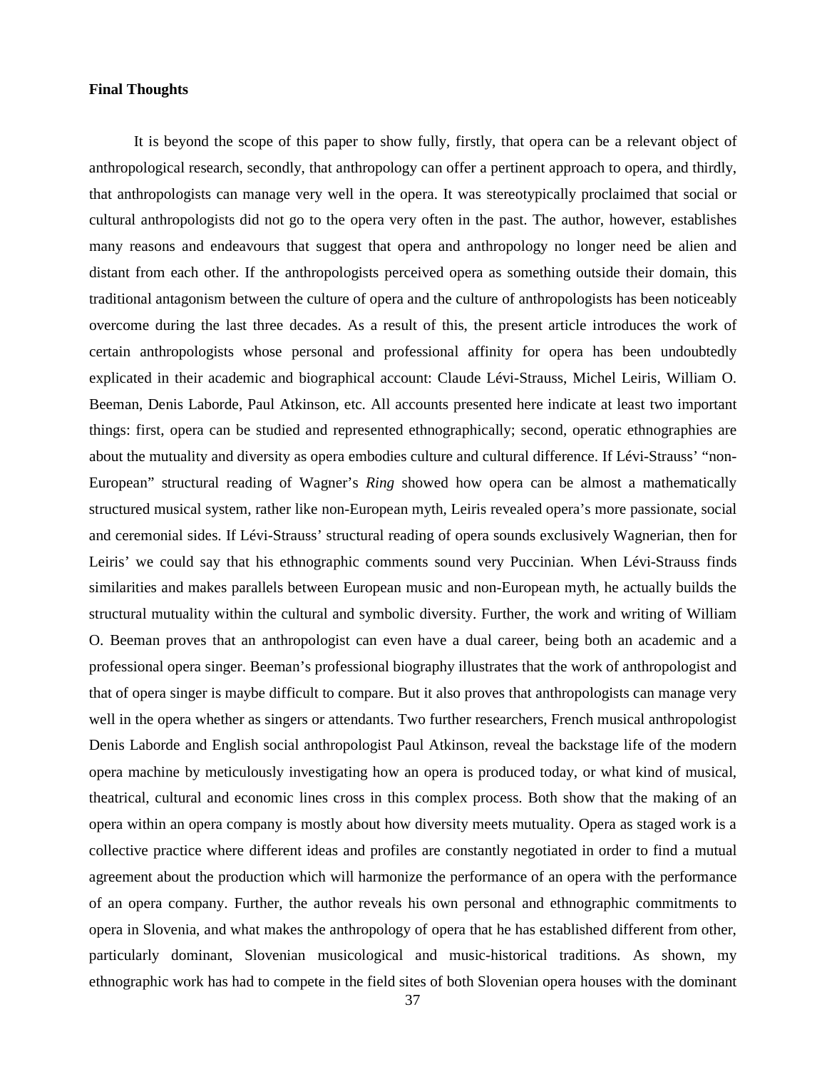**Final Thoughts**

It is beyond the scope of this paper to show fully, firstly, that opera can be a relevant object of anthropological research, secondly, that anthropology can offer a pertinent approach to opera, and thirdly, that anthropologists can manage very well in the opera. It was stereotypically proclaimed that social or cultural anthropologists did not go to the opera very often in the past. The author, however, establishes many reasons and endeavours that suggest that opera and anthropology no longer need be alien and distant from each other. If the anthropologists perceived opera as something outside their domain, this traditional antagonism between the culture of opera and the culture of anthropologists has been noticeably overcome during the last three decades. As a result of this, the present article introduces the work of certain anthropologists whose personal and professional affinity for opera has been undoubtedly explicated in their academic and biographical account: Claude Lévi-Strauss, Michel Leiris, William O. Beeman, Denis Laborde, Paul Atkinson, etc. All accounts presented here indicate at least two important things: first, opera can be studied and represented ethnographically; second, operatic ethnographies are about the mutuality and diversity as opera embodies culture and cultural difference. If Lévi-Strauss' "non-European" structural reading of Wagner's *Ring* showed how opera can be almost a mathematically structured musical system, rather like non-European myth, Leiris revealed opera's more passionate, social and ceremonial sides. If Lévi-Strauss' structural reading of opera sounds exclusively Wagnerian, then for Leiris' we could say that his ethnographic comments sound very Puccinian. When Lévi-Strauss finds similarities and makes parallels between European music and non-European myth, he actually builds the structural mutuality within the cultural and symbolic diversity. Further, the work and writing of William O. Beeman proves that an anthropologist can even have a dual career, being both an academic and a professional opera singer. Beeman's professional biography illustrates that the work of anthropologist and that of opera singer is maybe difficult to compare. But it also proves that anthropologists can manage very well in the opera whether as singers or attendants. Two further researchers, French musical anthropologist Denis Laborde and English social anthropologist Paul Atkinson, reveal the backstage life of the modern opera machine by meticulously investigating how an opera is produced today, or what kind of musical, theatrical, cultural and economic lines cross in this complex process. Both show that the making of an opera within an opera company is mostly about how diversity meets mutuality. Opera as staged work is a collective practice where different ideas and profiles are constantly negotiated in order to find a mutual agreement about the production which will harmonize the performance of an opera with the performance of an opera company. Further, the author reveals his own personal and ethnographic commitments to opera in Slovenia, and what makes the anthropology of opera that he has established different from other, particularly dominant, Slovenian musicological and music-historical traditions. As shown, my ethnographic work has had to compete in the field sites of both Slovenian opera houses with the dominant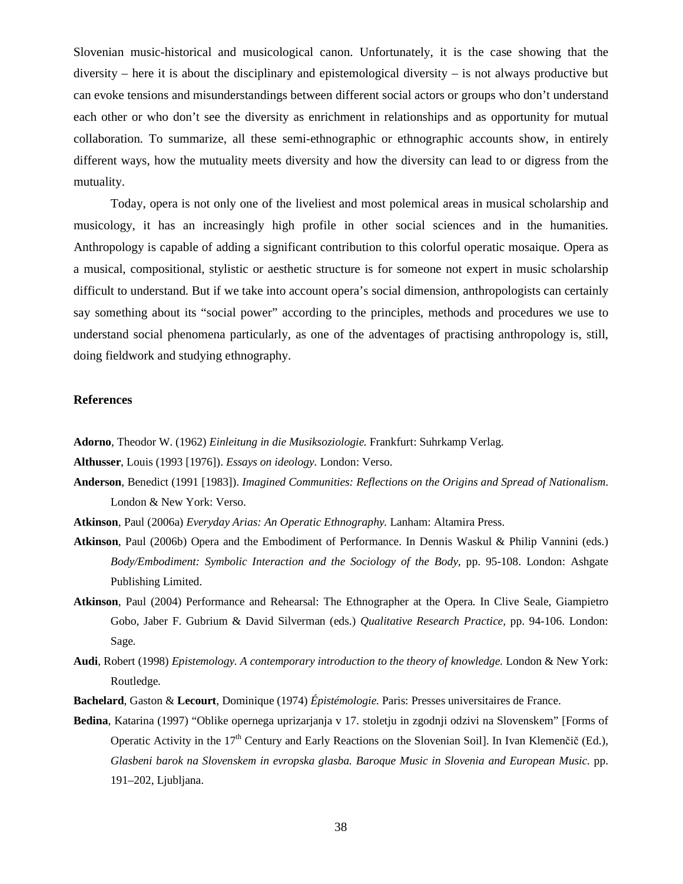Slovenian music-historical and musicological canon. Unfortunately, it is the case showing that the diversity – here it is about the disciplinary and epistemological diversity – is not always productive but can evoke tensions and misunderstandings between different social actors or groups who don't understand each other or who don't see the diversity as enrichment in relationships and as opportunity for mutual collaboration. To summarize, all these semi-ethnographic or ethnographic accounts show, in entirely different ways, how the mutuality meets diversity and how the diversity can lead to or digress from the mutuality.

Today, opera is not only one of the liveliest and most polemical areas in musical scholarship and musicology, it has an increasingly high profile in other social sciences and in the humanities. Anthropology is capable of adding a significant contribution to this colorful operatic mosaique. Opera as a musical, compositional, stylistic or aesthetic structure is for someone not expert in music scholarship difficult to understand. But if we take into account opera's social dimension, anthropologists can certainly say something about its "social power" according to the principles, methods and procedures we use to understand social phenomena particularly, as one of the adventages of practising anthropology is, still, doing fieldwork and studying ethnography.

## References

**Adorno**, Theodor W. (1962) *Einleitung in die Musiksoziologie.* Frankfurt: Suhrkamp Verlag.

**Althusser**, Louis (1993 [1976]). *Essays on ideology.* London: Verso.

**Anderson**, Benedict (1991 [1983]). *Imagined Communities: Reflections on the Origins and Spread of Nationalism*. London & New York: Verso.

**Atkinson**, Paul (2006a) *Everyday Arias: An Operatic Ethnography.* Lanham: Altamira Press.

**Atkinson**, Paul (2006b) Opera and the Embodiment of Performance. In Dennis Waskul & Philip Vannini (eds.) *Body/Embodiment: Symbolic Interaction and the Sociology of the Body,* pp. 95-108. London: Ashgate Publishing Limited.

**Atkinson**, Paul (2004) Performance and Rehearsal: The Ethnographer at the Opera. In Clive Seale, Giampietro Gobo, Jaber F. Gubrium & David Silverman (eds.) *Qualitative Research Practice,* pp. 94-106. London: Sage.

**Audi**, Robert (1998) *Epistemology. A contemporary introduction to the theory of knowledge.* London & New York: Routledge.

**Bachelard**, Gaston & **Lecourt**, Dominique (1974) *Épistémologie.* Paris: Presses universitaires de France.

**Bedina**, Katarina (1997) "Oblike opernega uprizarjanja v 17. stoletju in zgodnji odzivi na Slovenskem" [Forms of Operatic Activity in the 17th Century and Early Reactions on the Slovenian Soil]. In Ivan Klemenčič (Ed.), *Glasbeni barok na Slovenskem in evropska glasba. Baroque Music in Slovenia and European Music.* pp. 191–202, Ljubljana.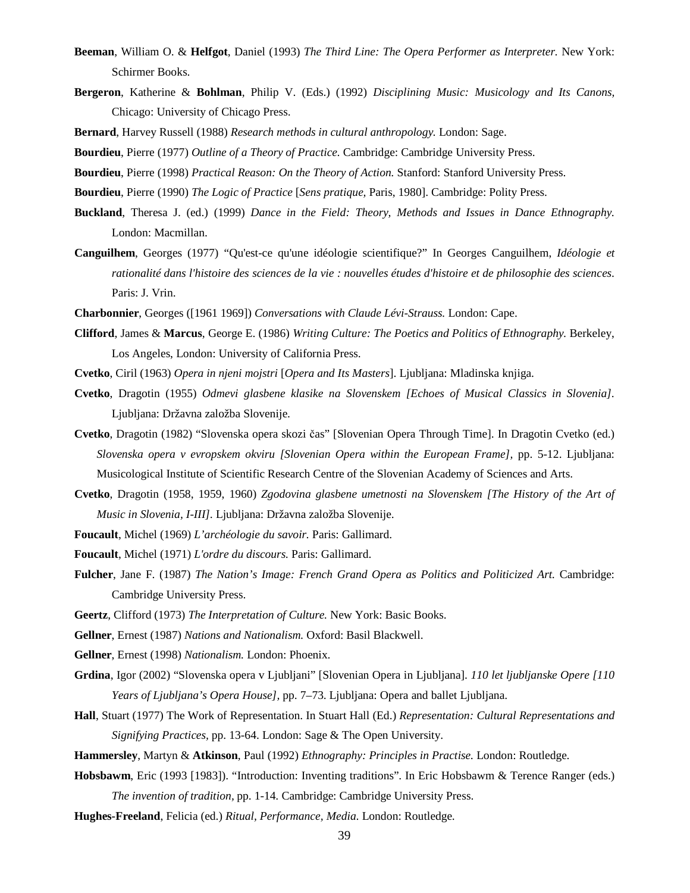**Beeman**, William O. & **Helfgot**, Daniel (1993) *The Third Line: The Opera Performer as Interpreter.* New York: Schirmer Books.

**Bergeron**, Katherine & **Bohlman**, Philip V. (Eds.) (1992) *Disciplining Music: Musicology and Its Canons,* Chicago: University of Chicago Press.

**Bernard**, Harvey Russell (1988) *Research methods in cultural anthropology.* London: Sage.

**Bourdieu**, Pierre (1977) *Outline of a Theory of Practice.* Cambridge: Cambridge University Press.

**Bourdieu**, Pierre (1998) *Practical Reason: On the Theory of Action.* Stanford: Stanford University Press.

**Bourdieu**, Pierre (1990) *The Logic of Practice* [*Sens pratique*, Paris, 1980]. Cambridge: Polity Press.

**Buckland**, Theresa J. (ed.) (1999) *Dance in the Field: Theory, Methods and Issues in Dance Ethnography.* London: Macmillan.

**Canguilhem**, Georges (1977) "Qu'est-ce qu'une idéologie scientifique?" In Georges Canguilhem, *Idéologie et rationalité dans l'histoire des sciences de la vie : nouvelles études d'histoire et de philosophie des sciences*. Paris: J. Vrin.

**Charbonnier**, Georges ([1961 1969]) *Conversations with Claude Lévi-Strauss.* London: Cape.

**Clifford**, James & **Marcus**, George E. (1986) *Writing Culture: The Poetics and Politics of Ethnography.* Berkeley, Los Angeles, London: University of California Press.

**Cvetko**, Ciril (1963) *Opera in njeni mojstri* [*Opera and Its Masters*]. Ljubljana: Mladinska knjiga.

**Cvetko**, Dragotin (1955) *Odmevi glasbene klasike na Slovenskem [Echoes of Musical Classics in Slovenia]*. Ljubljana: Državna založba Slovenije.

**Cvetko**, Dragotin (1982) "Slovenska opera skozi čas" [Slovenian Opera Through Time]. In Dragotin Cvetko (ed.) *Slovenska opera v evropskem okviru [Slovenian Opera within the European Frame]*, pp. 5-12. Ljubljana: Musicological Institute of Scientific Research Centre of the Slovenian Academy of Sciences and Arts.

**Cvetko**, Dragotin (1958, 1959, 1960) *Zgodovina glasbene umetnosti na Slovenskem [The History of the Art of Music in Slovenia, I-III]*. Ljubljana: Državna založba Slovenije.

**Foucault**, Michel (1969) *L'archéologie du savoir.* Paris: Gallimard.

**Foucault**, Michel (1971) *L'ordre du discours.* Paris: Gallimard.

**Fulcher**, Jane F. (1987) *The Nation's Image: French Grand Opera as Politics and Politicized Art.* Cambridge: Cambridge University Press.

**Geertz**, Clifford (1973) *The Interpretation of Culture.* New York: Basic Books.

**Gellner**, Ernest (1987) *Nations and Nationalism.* Oxford: Basil Blackwell.

**Gellner**, Ernest (1998) *Nationalism.* London: Phoenix.

**Grdina**, Igor (2002) "Slovenska opera v Ljubljani" [Slovenian Opera in Ljubljana]. *110 let ljubljanske Opere [110 Years of Ljubljana's Opera House]*, pp. 7–73. Ljubljana: Opera and ballet Ljubljana.

**Hall**, Stuart (1977) The Work of Representation. In Stuart Hall (Ed.) *Representation: Cultural Representations and Signifying Practices*, pp. 13-64. London: Sage & The Open University.

**Hammersley**, Martyn & **Atkinson**, Paul (1992) *Ethnography: Principles in Practise.* London: Routledge.

**Hobsbawm**, Eric (1993 [1983]). "Introduction: Inventing traditions". In Eric Hobsbawm & Terence Ranger (eds.) *The invention of tradition*, pp. 1-14. Cambridge: Cambridge University Press.

**Hughes-Freeland**, Felicia (ed.) *Ritual, Performance, Media.* London: Routledge.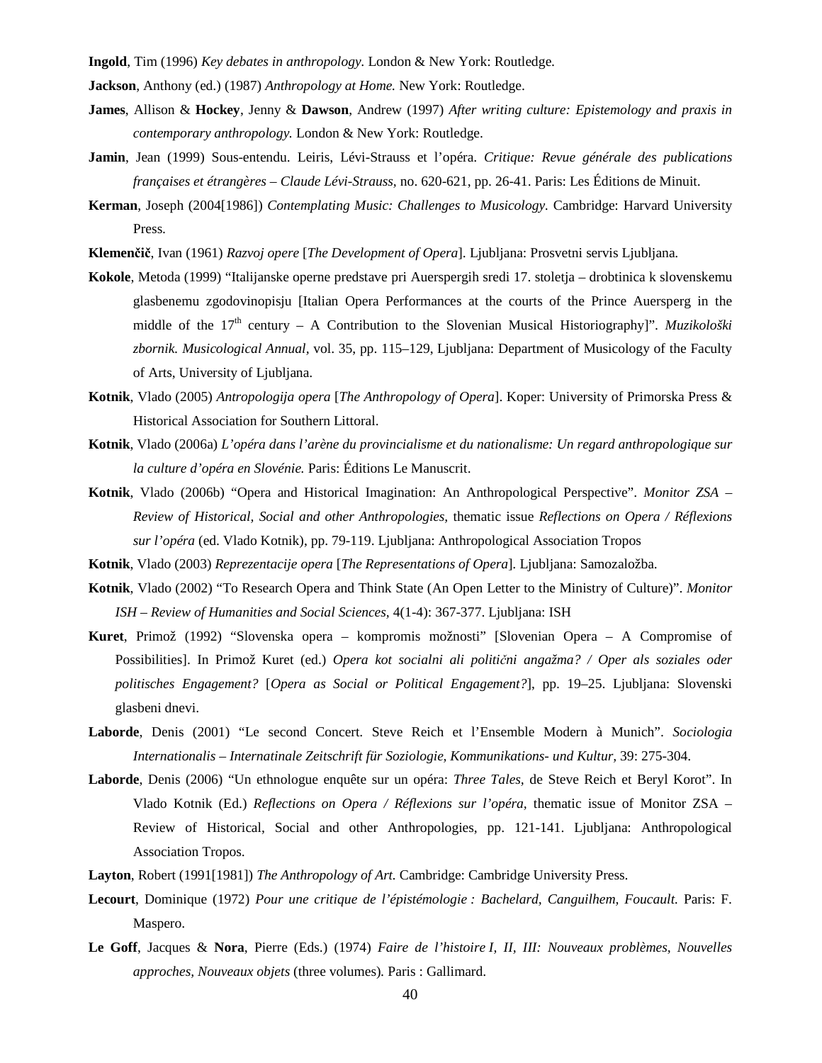**Ingold**, Tim (1996) *Key debates in anthropology*. London & New York: Routledge.

**Jackson**, Anthony (ed.) (1987) *Anthropology at Home.* New York: Routledge.

**James**, Allison & **Hockey**, Jenny & **Dawson**, Andrew (1997) *After writing culture: Epistemology and praxis in contemporary anthropology.* London & New York: Routledge.

**Jamin**, Jean (1999) Sous-entendu. Leiris, Lévi-Strauss et l'opéra. *Critique: Revue générale des publications françaises et étrangères – Claude Lévi-Strauss*, no. 620-621, pp. 26-41. Paris: Les Éditions de Minuit.

**Kerman**, Joseph (2004[1986]) *Contemplating Music: Challenges to Musicology*. Cambridge: Harvard University Press.

**Klemenčič**, Ivan (1961) *Razvoj opere* [*The Development of Opera*]. Ljubljana: Prosvetni servis Ljubljana.

**Kokole**, Metoda (1999) "Italijanske operne predstave pri Auerspergih sredi 17. stoletja – drobtinica k slovenskemu glasbenemu zgodovinopisju [Italian Opera Performances at the courts of the Prince Auersperg in the middle of the 17th century – A Contribution to the Slovenian Musical Historiography]". *Muzikološki zbornik. Musicological Annual*, vol. 35, pp. 115–129, Ljubljana: Department of Musicology of the Faculty of Arts, University of Ljubljana.

**Kotnik**, Vlado (2005) *Antropologija opera* [*The Anthropology of Opera*]. Koper: University of Primorska Press & Historical Association for Southern Littoral.

**Kotnik**, Vlado (2006a) *L'opéra dans l'arène du provincialisme et du nationalisme: Un regard anthropologique sur la culture d'opéra en Slovénie.* Paris: Éditions Le Manuscrit.

**Kotnik**, Vlado (2006b) "Opera and Historical Imagination: An Anthropological Perspective". *Monitor ZSA – Review of Historical, Social and other Anthropologies,* thematic issue *Reflections on Opera / Réflexions sur l'opéra* (ed. Vlado Kotnik), pp. 79-119. Ljubljana: Anthropological Association Tropos

**Kotnik**, Vlado (2003) *Reprezentacije opera* [*The Representations of Opera*]. Ljubljana: Samozaložba.

**Kotnik**, Vlado (2002) "To Research Opera and Think State (An Open Letter to the Ministry of Culture)". *Monitor ISH – Review of Humanities and Social Sciences*, 4(1-4): 367-377. Ljubljana: ISH

**Kuret**, Primož (1992) "Slovenska opera – kompromis možnosti" [Slovenian Opera – A Compromise of Possibilities]. In Primož Kuret (ed.) *Opera kot socialni ali politični angažma? / Oper als soziales oder politisches Engagement?* [*Opera as Social or Political Engagement?*], pp. 19–25. Ljubljana: Slovenski glasbeni dnevi.

**Laborde**, Denis (2001) "Le second Concert. Steve Reich et l'Ensemble Modern à Munich". *Sociologia Internationalis – Internatinale Zeitschrift für Soziologie, Kommunikations- und Kultur*, 39: 275-304.

**Laborde**, Denis (2006) "Un ethnologue enquête sur un opéra: *Three Tales*, de Steve Reich et Beryl Korot". In Vlado Kotnik (Ed.) *Reflections on Opera / Réflexions sur l'opéra,* thematic issue of Monitor ZSA – Review of Historical, Social and other Anthropologies, pp. 121-141. Ljubljana: Anthropological Association Tropos.

**Layton**, Robert (1991[1981]) *The Anthropology of Art.* Cambridge: Cambridge University Press.

**Lecourt**, Dominique (1972) *Pour une critique de l'épistémologie : Bachelard, Canguilhem, Foucault.* Paris: F. Maspero.

**Le Goff**, Jacques & **Nora**, Pierre (Eds.) (1974) *Faire de l'histoire I, II, III: Nouveaux problèmes, Nouvelles approches, Nouveaux objets* (three volumes)*.* Paris : Gallimard.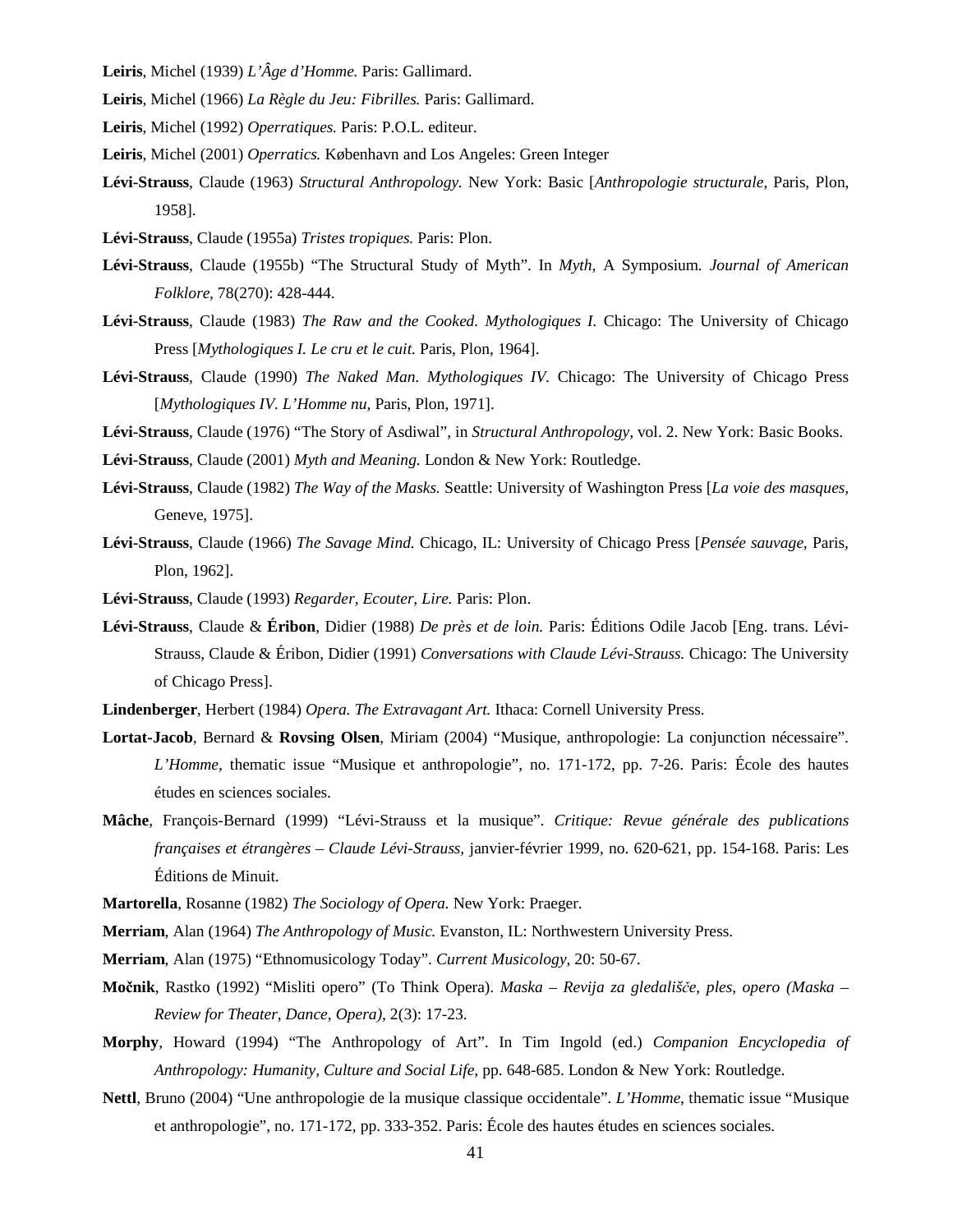**Leiris**, Michel (1939) *L'Âge d'Homme.* Paris: Gallimard.

**Leiris**, Michel (1966) *La Règle du Jeu: Fibrilles.* Paris: Gallimard.

**Leiris**, Michel (1992) *Operratiques.* Paris: P.O.L. editeur.

**Leiris**, Michel (2001) *Operratics.* København and Los Angeles: Green Integer

**Lévi-Strauss**, Claude (1963) *Structural Anthropology.* New York: Basic [*Anthropologie structurale,* Paris, Plon, 1958].

**Lévi-Strauss**, Claude (1955a) *Tristes tropiques.* Paris: Plon.

**Lévi-Strauss**, Claude (1955b) "The Structural Study of Myth". In *Myth,* A Symposium. *Journal of American Folklore,* 78(270): 428-444.

**Lévi-Strauss**, Claude (1983) *The Raw and the Cooked. Mythologiques I.* Chicago: The University of Chicago Press [*Mythologiques I. Le cru et le cuit.* Paris, Plon, 1964].

**Lévi-Strauss**, Claude (1990) *The Naked Man. Mythologiques IV.* Chicago: The University of Chicago Press [*Mythologiques IV. L'Homme nu,* Paris, Plon, 1971].

**Lévi-Strauss**, Claude (1976) "The Story of Asdiwal", in *Structural Anthropology,* vol. 2. New York: Basic Books.

**Lévi-Strauss**, Claude (2001) *Myth and Meaning.* London & New York: Routledge.

**Lévi-Strauss**, Claude (1982) *The Way of the Masks.* Seattle: University of Washington Press [*La voie des masques,* Geneve, 1975].

**Lévi-Strauss**, Claude (1966) *The Savage Mind.* Chicago, IL: University of Chicago Press [*Pensée sauvage,* Paris, Plon, 1962].

**Lévi-Strauss**, Claude (1993) *Regarder, Ecouter, Lire.* Paris: Plon.

**Lévi-Strauss**, Claude & **Éribon**, Didier (1988) *De près et de loin.* Paris: Éditions Odile Jacob [Eng. trans. Lévi-Strauss, Claude & Éribon, Didier (1991) *Conversations with Claude Lévi-Strauss.* Chicago: The University of Chicago Press].

**Lindenberger**, Herbert (1984) *Opera. The Extravagant Art.* Ithaca: Cornell University Press.

**Lortat-Jacob**, Bernard & **Rovsing Olsen**, Miriam (2004) "Musique, anthropologie: La conjunction nécessaire". *L'Homme,* thematic issue "Musique et anthropologie", no. 171-172, pp. 7-26. Paris: École des hautes études en sciences sociales.

**Mâche**, François-Bernard (1999) "Lévi-Strauss et la musique". *Critique: Revue générale des publications françaises et étrangères – Claude Lévi-Strauss,* janvier-février 1999, no. 620-621, pp. 154-168. Paris: Les Éditions de Minuit.

**Martorella**, Rosanne (1982) *The Sociology of Opera.* New York: Praeger.

**Merriam**, Alan (1964) *The Anthropology of Music.* Evanston, IL: Northwestern University Press.

**Merriam**, Alan (1975) "Ethnomusicology Today". *Current Musicology,* 20: 50-67.

**Močnik**, Rastko (1992) "Misliti opero" (To Think Opera). *Maska – Revija za gledališče, ples, opero (Maska – Review for Theater, Dance, Opera),* 2(3): 17-23.

**Morphy**, Howard (1994) "The Anthropology of Art". In Tim Ingold (ed.) *Companion Encyclopedia of Anthropology: Humanity, Culture and Social Life,* pp. 648-685. London & New York: Routledge.

**Nettl**, Bruno (2004) "Une anthropologie de la musique classique occidentale". *L'Homme,* thematic issue "Musique et anthropologie", no. 171-172, pp. 333-352. Paris: École des hautes études en sciences sociales.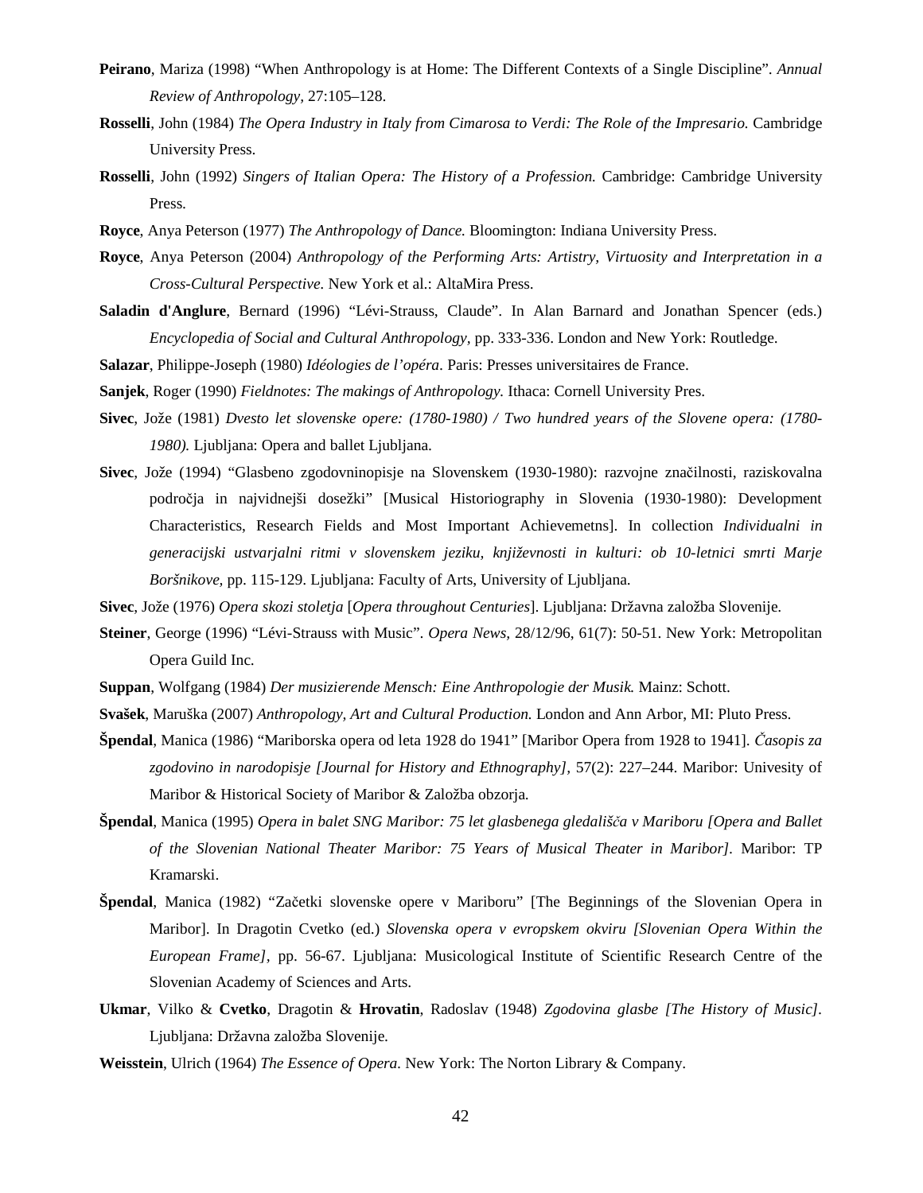**Peirano**, Mariza (1998) "When Anthropology is at Home: The Different Contexts of a Single Discipline". *Annual Review of Anthropology,* 27:105–128.

**Rosselli**, John (1984) *The Opera Industry in Italy from Cimarosa to Verdi: The Role of the Impresario.* Cambridge University Press.

**Rosselli**, John (1992) *Singers of Italian Opera: The History of a Profession.* Cambridge: Cambridge University Press.

**Royce**, Anya Peterson (1977) *The Anthropology of Dance.* Bloomington: Indiana University Press.

**Royce**, Anya Peterson (2004) *Anthropology of the Performing Arts: Artistry, Virtuosity and Interpretation in a Cross-Cultural Perspective.* New York et al.: AltaMira Press.

**Saladin d'Anglure**, Bernard (1996) "Lévi-Strauss, Claude". In Alan Barnard and Jonathan Spencer (eds.) *Encyclopedia of Social and Cultural Anthropology*, pp. 333-336. London and New York: Routledge.

**Salazar**, Philippe-Joseph (1980) *Idéologies de l'opéra*. Paris: Presses universitaires de France.

**Sanjek**, Roger (1990) *Fieldnotes: The makings of Anthropology.* Ithaca: Cornell University Pres.

**Sivec**, Jože (1981) *Dvesto let slovenske opere: (1780-1980) / Two hundred years of the Slovene opera: (1780-1980).* Ljubljana: Opera and ballet Ljubljana.

**Sivec**, Jože (1994) "Glasbeno zgodovninopisje na Slovenskem (1930-1980): razvojne značilnosti, raziskovalna področja in najvidnejši dosežki" [Musical Historiography in Slovenia (1930-1980): Development Characteristics, Research Fields and Most Important Achievemetns]. In collection *Individualni in generacijski ustvarjalni ritmi v slovenskem jeziku, književnosti in kulturi: ob 10-letnici smrti Marje Boršnikove,* pp. 115-129. Ljubljana: Faculty of Arts, University of Ljubljana.

**Sivec**, Jože (1976) *Opera skozi stoletja* [*Opera throughout Centuries*]. Ljubljana: Državna založba Slovenije.

**Steiner**, George (1996) "Lévi-Strauss with Music". *Opera News*, 28/12/96, 61(7): 50-51. New York: Metropolitan Opera Guild Inc.

**Suppan**, Wolfgang (1984) *Der musizierende Mensch: Eine Anthropologie der Musik.* Mainz: Schott.

**Svašek**, Maruška (2007) *Anthropology, Art and Cultural Production.* London and Ann Arbor, MI: Pluto Press.

**Špendal**, Manica (1986) "Mariborska opera od leta 1928 do 1941" [Maribor Opera from 1928 to 1941]. *Časopis za zgodovino in narodopisje [Journal for History and Ethnography],* 57(2): 227–244. Maribor: Univesity of Maribor & Historical Society of Maribor & Založba obzorja.

**Špendal**, Manica (1995) *Opera in balet SNG Maribor: 75 let glasbenega gledališča v Mariboru [Opera and Ballet of the Slovenian National Theater Maribor: 75 Years of Musical Theater in Maribor].* Maribor: TP Kramarski.

**Špendal**, Manica (1982) "Začetki slovenske opere v Mariboru" [The Beginnings of the Slovenian Opera in Maribor]. In Dragotin Cvetko (ed.) *Slovenska opera v evropskem okviru [Slovenian Opera Within the European Frame]*, pp. 56-67. Ljubljana: Musicological Institute of Scientific Research Centre of the Slovenian Academy of Sciences and Arts.

**Ukmar**, Vilko & **Cvetko**, Dragotin & **Hrovatin**, Radoslav (1948) *Zgodovina glasbe [The History of Music]*. Ljubljana: Državna založba Slovenije.

**Weisstein**, Ulrich (1964) *The Essence of Opera.* New York: The Norton Library & Company.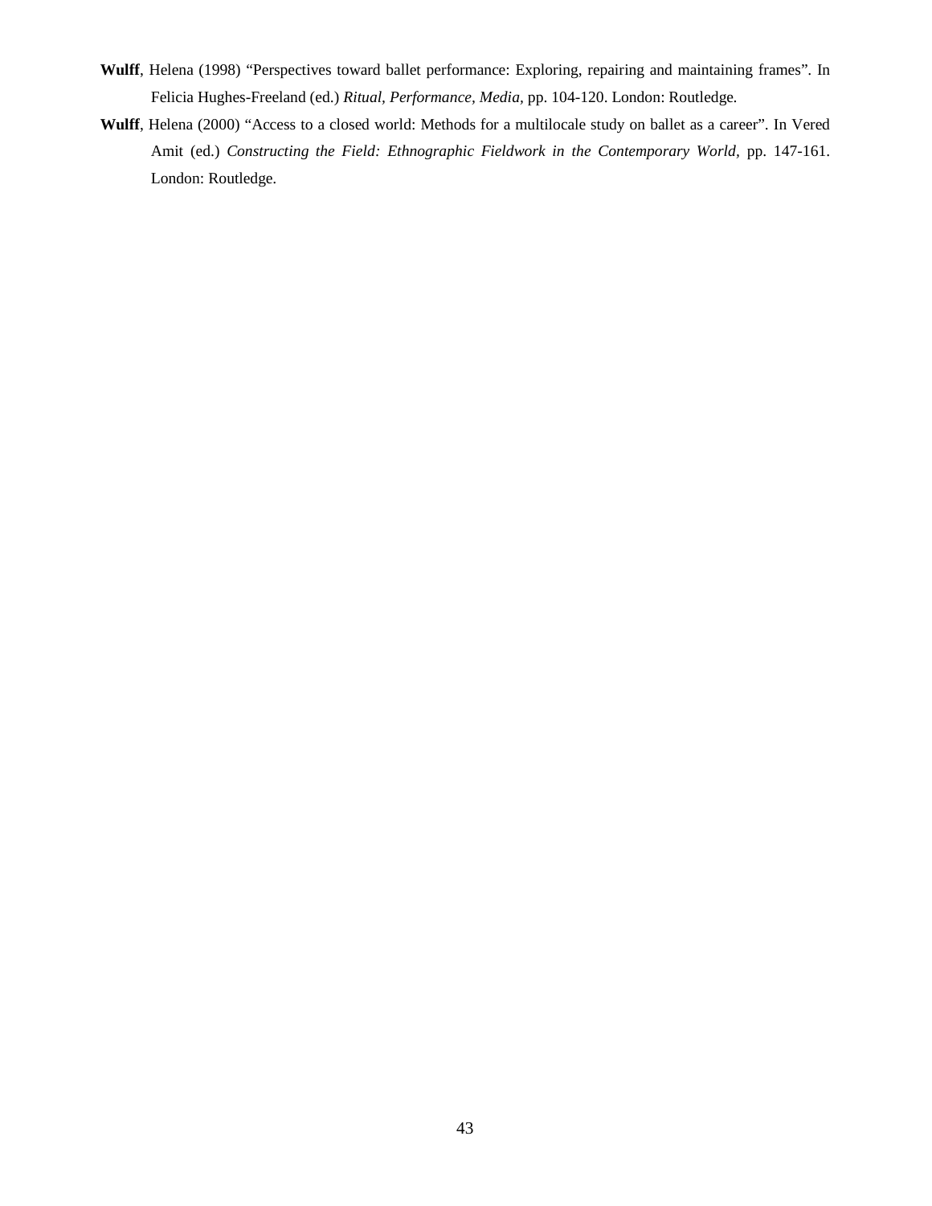**Wulff**, Helena (1998) “Perspectives toward ballet performance: Exploring, repairing and maintaining frames”. In Felicia Hughes-Freeland (ed.) *Ritual, Performance, Media*, pp. 104-120. London: Routledge.

**Wulff**, Helena (2000) “Access to a closed world: Methods for a multilocale study on ballet as a career”. In Vered Amit (ed.) *Constructing the Field: Ethnographic Fieldwork in the Contemporary World*, pp. 147-161. London: Routledge.